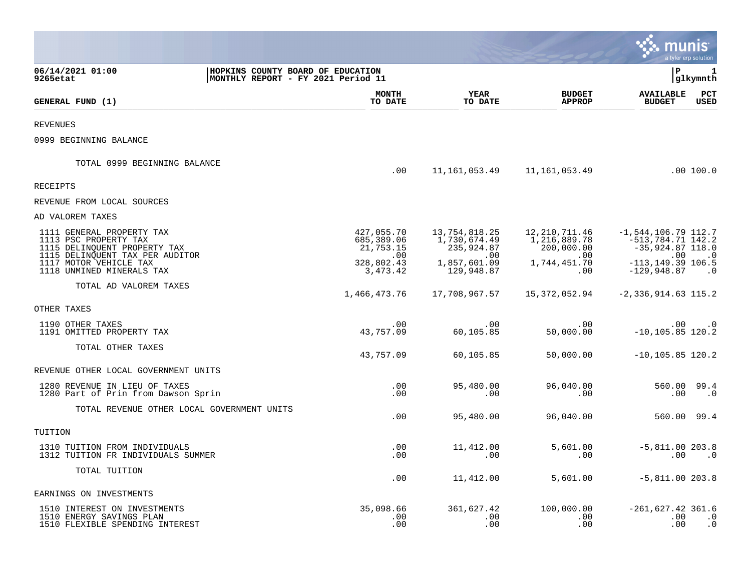06/14/2021 01:00 | HOPKINS COUNTY BOARD OF EDUCATION | P 1
9265etat | MONTHLY REPORT - FY 2021 Period 11 | glkymnth

| GENERAL FUND (1) | MONTH TO DATE | YEAR TO DATE | BUDGET APPROP | AVAILABLE BUDGET | PCT USED |
|---|---|---|---|---|---|
| REVENUES | | | | | |
| 0999 BEGINNING BALANCE | | | | | |
| TOTAL 0999 BEGINNING BALANCE | .00 | 11,161,053.49 | 11,161,053.49 | .00 | 100.0 |
| RECEIPTS | | | | | |
| REVENUE FROM LOCAL SOURCES | | | | | |
| AD VALOREM TAXES | | | | | |
| 1111 GENERAL PROPERTY TAX | 427,055.70 | 13,754,818.25 | 12,210,711.46 | -1,544,106.79 | 112.7 |
| 1113 PSC PROPERTY TAX | 685,389.06 | 1,730,674.49 | 1,216,889.78 | -513,784.71 | 142.2 |
| 1115 DELINQUENT PROPERTY TAX | 21,753.15 | 235,924.87 | 200,000.00 | -35,924.87 | 118.0 |
| 1115 DELINQUENT TAX PER AUDITOR | .00 | .00 | .00 | .00 | .0 |
| 1117 MOTOR VEHICLE TAX | 328,802.43 | 1,857,601.09 | 1,744,451.70 | -113,149.39 | 106.5 |
| 1118 UNMINED MINERALS TAX | 3,473.42 | 129,948.87 | .00 | -129,948.87 | .0 |
| TOTAL AD VALOREM TAXES | 1,466,473.76 | 17,708,967.57 | 15,372,052.94 | -2,336,914.63 | 115.2 |
| OTHER TAXES | | | | | |
| 1190 OTHER TAXES | .00 | .00 | .00 | .00 | .0 |
| 1191 OMITTED PROPERTY TAX | 43,757.09 | 60,105.85 | 50,000.00 | -10,105.85 | 120.2 |
| TOTAL OTHER TAXES | 43,757.09 | 60,105.85 | 50,000.00 | -10,105.85 | 120.2 |
| REVENUE OTHER LOCAL GOVERNMENT UNITS | | | | | |
| 1280 REVENUE IN LIEU OF TAXES | .00 | 95,480.00 | 96,040.00 | 560.00 | 99.4 |
| 1280 Part of Prin from Dawson Sprin | .00 | .00 | .00 | .00 | .0 |
| TOTAL REVENUE OTHER LOCAL GOVERNMENT UNITS | .00 | 95,480.00 | 96,040.00 | 560.00 | 99.4 |
| TUITION | | | | | |
| 1310 TUITION FROM INDIVIDUALS | .00 | 11,412.00 | 5,601.00 | -5,811.00 | 203.8 |
| 1312 TUITION FR INDIVIDUALS SUMMER | .00 | .00 | .00 | .00 | .0 |
| TOTAL TUITION | .00 | 11,412.00 | 5,601.00 | -5,811.00 | 203.8 |
| EARNINGS ON INVESTMENTS | | | | | |
| 1510 INTEREST ON INVESTMENTS | 35,098.66 | 361,627.42 | 100,000.00 | -261,627.42 | 361.6 |
| 1510 ENERGY SAVINGS PLAN | .00 | .00 | .00 | .00 | .0 |
| 1510 FLEXIBLE SPENDING INTEREST | .00 | .00 | .00 | .00 | .0 |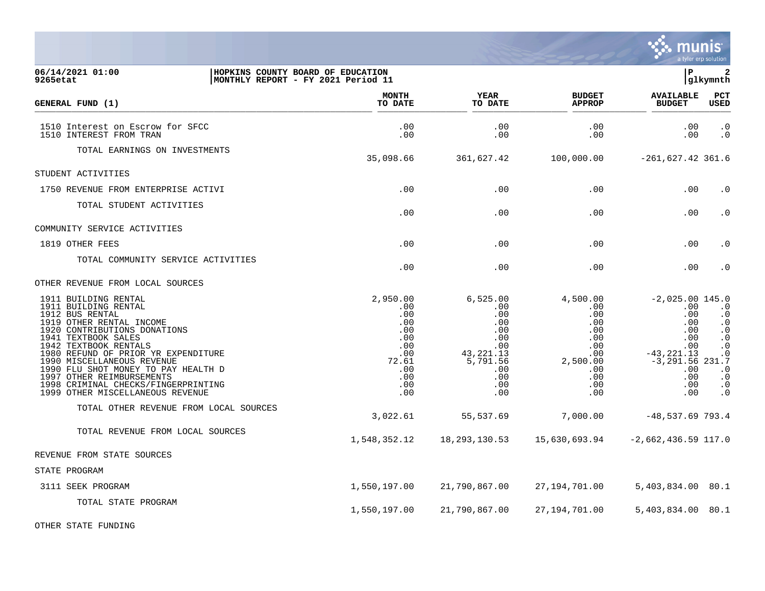06/14/2021 01:00 | HOPKINS COUNTY BOARD OF EDUCATION
9265etat | MONTHLY REPORT - FY 2021 Period 11

| GENERAL FUND (1) | MONTH TO DATE | YEAR TO DATE | BUDGET APPROP | AVAILABLE BUDGET | PCT USED |
|---|---|---|---|---|---|
| 1510 Interest on Escrow for SFCC | .00 | .00 | .00 | .00 | .0 |
| 1510 INTEREST FROM TRAN | .00 | .00 | .00 | .00 | .0 |
| TOTAL EARNINGS ON INVESTMENTS | 35,098.66 | 361,627.42 | 100,000.00 | -261,627.42 | 361.6 |
| STUDENT ACTIVITIES | | | | | |
| 1750 REVENUE FROM ENTERPRISE ACTIVI | .00 | .00 | .00 | .00 | .0 |
| TOTAL STUDENT ACTIVITIES | .00 | .00 | .00 | .00 | .0 |
| COMMUNITY SERVICE ACTIVITIES | | | | | |
| 1819 OTHER FEES | .00 | .00 | .00 | .00 | .0 |
| TOTAL COMMUNITY SERVICE ACTIVITIES | .00 | .00 | .00 | .00 | .0 |
| OTHER REVENUE FROM LOCAL SOURCES | | | | | |
| 1911 BUILDING RENTAL | 2,950.00 | 6,525.00 | 4,500.00 | -2,025.00 | 145.0 |
| 1911 BUILDING RENTAL | .00 | .00 | .00 | .00 | .0 |
| 1912 BUS RENTAL | .00 | .00 | .00 | .00 | .0 |
| 1919 OTHER RENTAL INCOME | .00 | .00 | .00 | .00 | .0 |
| 1920 CONTRIBUTIONS DONATIONS | .00 | .00 | .00 | .00 | .0 |
| 1941 TEXTBOOK SALES | .00 | .00 | .00 | .00 | .0 |
| 1942 TEXTBOOK RENTALS | .00 | .00 | .00 | .00 | .0 |
| 1980 REFUND OF PRIOR YR EXPENDITURE | .00 | 43,221.13 | .00 | -43,221.13 | .0 |
| 1990 MISCELLANEOUS REVENUE | 72.61 | 5,791.56 | 2,500.00 | -3,291.56 | 231.7 |
| 1990 FLU SHOT MONEY TO PAY HEALTH D | .00 | .00 | .00 | .00 | .0 |
| 1997 OTHER REIMBURSEMENTS | .00 | .00 | .00 | .00 | .0 |
| 1998 CRIMINAL CHECKS/FINGERPRINTING | .00 | .00 | .00 | .00 | .0 |
| 1999 OTHER MISCELLANEOUS REVENUE | .00 | .00 | .00 | .00 | .0 |
| TOTAL OTHER REVENUE FROM LOCAL SOURCES | 3,022.61 | 55,537.69 | 7,000.00 | -48,537.69 | 793.4 |
| TOTAL REVENUE FROM LOCAL SOURCES | 1,548,352.12 | 18,293,130.53 | 15,630,693.94 | -2,662,436.59 | 117.0 |
| REVENUE FROM STATE SOURCES | | | | | |
| STATE PROGRAM | | | | | |
| 3111 SEEK PROGRAM | 1,550,197.00 | 21,790,867.00 | 27,194,701.00 | 5,403,834.00 | 80.1 |
| TOTAL STATE PROGRAM | 1,550,197.00 | 21,790,867.00 | 27,194,701.00 | 5,403,834.00 | 80.1 |
| OTHER STATE FUNDING | | | | | |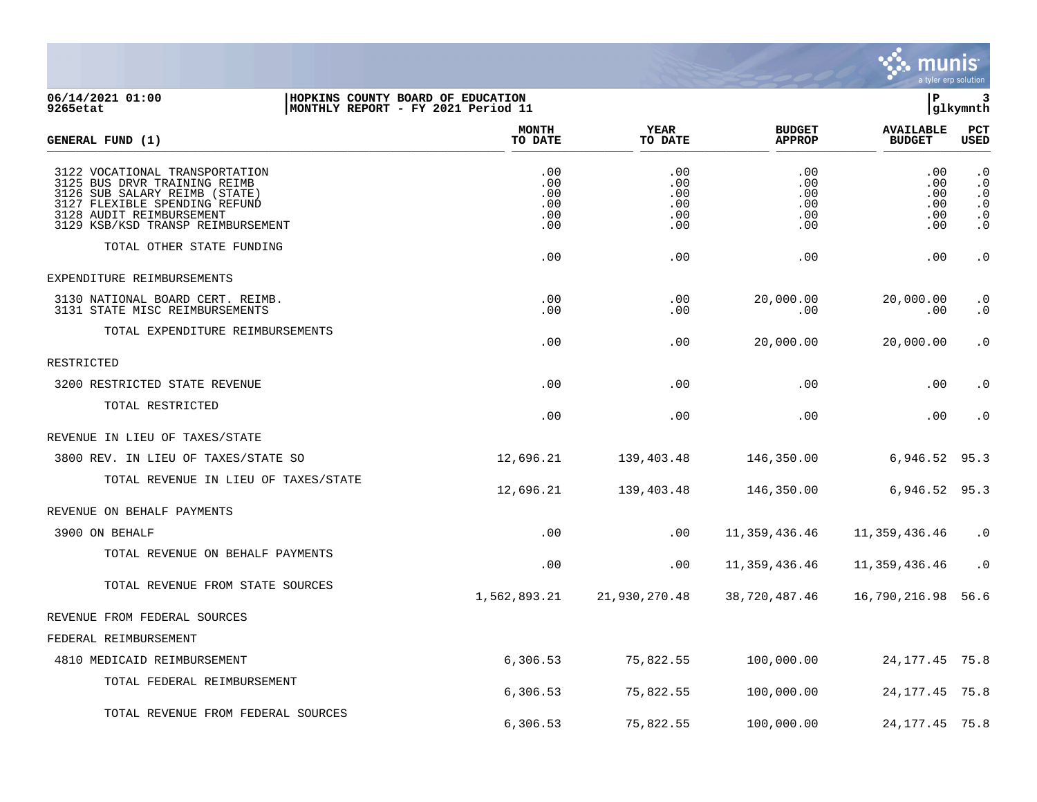06/14/2021 01:00 | HOPKINS COUNTY BOARD OF EDUCATION
9265etat | MONTHLY REPORT - FY 2021 Period 11

| GENERAL FUND (1) | MONTH TO DATE | YEAR TO DATE | BUDGET APPROP | AVAILABLE BUDGET | PCT USED |
|---|---|---|---|---|---|
| 3122 VOCATIONAL TRANSPORTATION | .00 | .00 | .00 | .00 | .0 |
| 3125 BUS DRVR TRAINING REIMB | .00 | .00 | .00 | .00 | .0 |
| 3126 SUB SALARY REIMB (STATE) | .00 | .00 | .00 | .00 | .0 |
| 3127 FLEXIBLE SPENDING REFUND | .00 | .00 | .00 | .00 | .0 |
| 3128 AUDIT REIMBURSEMENT | .00 | .00 | .00 | .00 | .0 |
| 3129 KSB/KSD TRANSP REIMBURSEMENT | .00 | .00 | .00 | .00 | .0 |
| TOTAL OTHER STATE FUNDING | .00 | .00 | .00 | .00 | .0 |
| EXPENDITURE REIMBURSEMENTS | | | | | |
| 3130 NATIONAL BOARD CERT. REIMB. | .00 | .00 | 20,000.00 | 20,000.00 | .0 |
| 3131 STATE MISC REIMBURSEMENTS | .00 | .00 | .00 | .00 | .0 |
| TOTAL EXPENDITURE REIMBURSEMENTS | .00 | .00 | 20,000.00 | 20,000.00 | .0 |
| RESTRICTED | | | | | |
| 3200 RESTRICTED STATE REVENUE | .00 | .00 | .00 | .00 | .0 |
| TOTAL RESTRICTED | .00 | .00 | .00 | .00 | .0 |
| REVENUE IN LIEU OF TAXES/STATE | | | | | |
| 3800 REV. IN LIEU OF TAXES/STATE SO | 12,696.21 | 139,403.48 | 146,350.00 | 6,946.52 | 95.3 |
| TOTAL REVENUE IN LIEU OF TAXES/STATE | 12,696.21 | 139,403.48 | 146,350.00 | 6,946.52 | 95.3 |
| REVENUE ON BEHALF PAYMENTS | | | | | |
| 3900 ON BEHALF | .00 | .00 | 11,359,436.46 | 11,359,436.46 | .0 |
| TOTAL REVENUE ON BEHALF PAYMENTS | .00 | .00 | 11,359,436.46 | 11,359,436.46 | .0 |
| TOTAL REVENUE FROM STATE SOURCES | 1,562,893.21 | 21,930,270.48 | 38,720,487.46 | 16,790,216.98 | 56.6 |
| REVENUE FROM FEDERAL SOURCES | | | | | |
| FEDERAL REIMBURSEMENT | | | | | |
| 4810 MEDICAID REIMBURSEMENT | 6,306.53 | 75,822.55 | 100,000.00 | 24,177.45 | 75.8 |
| TOTAL FEDERAL REIMBURSEMENT | 6,306.53 | 75,822.55 | 100,000.00 | 24,177.45 | 75.8 |
| TOTAL REVENUE FROM FEDERAL SOURCES | 6,306.53 | 75,822.55 | 100,000.00 | 24,177.45 | 75.8 |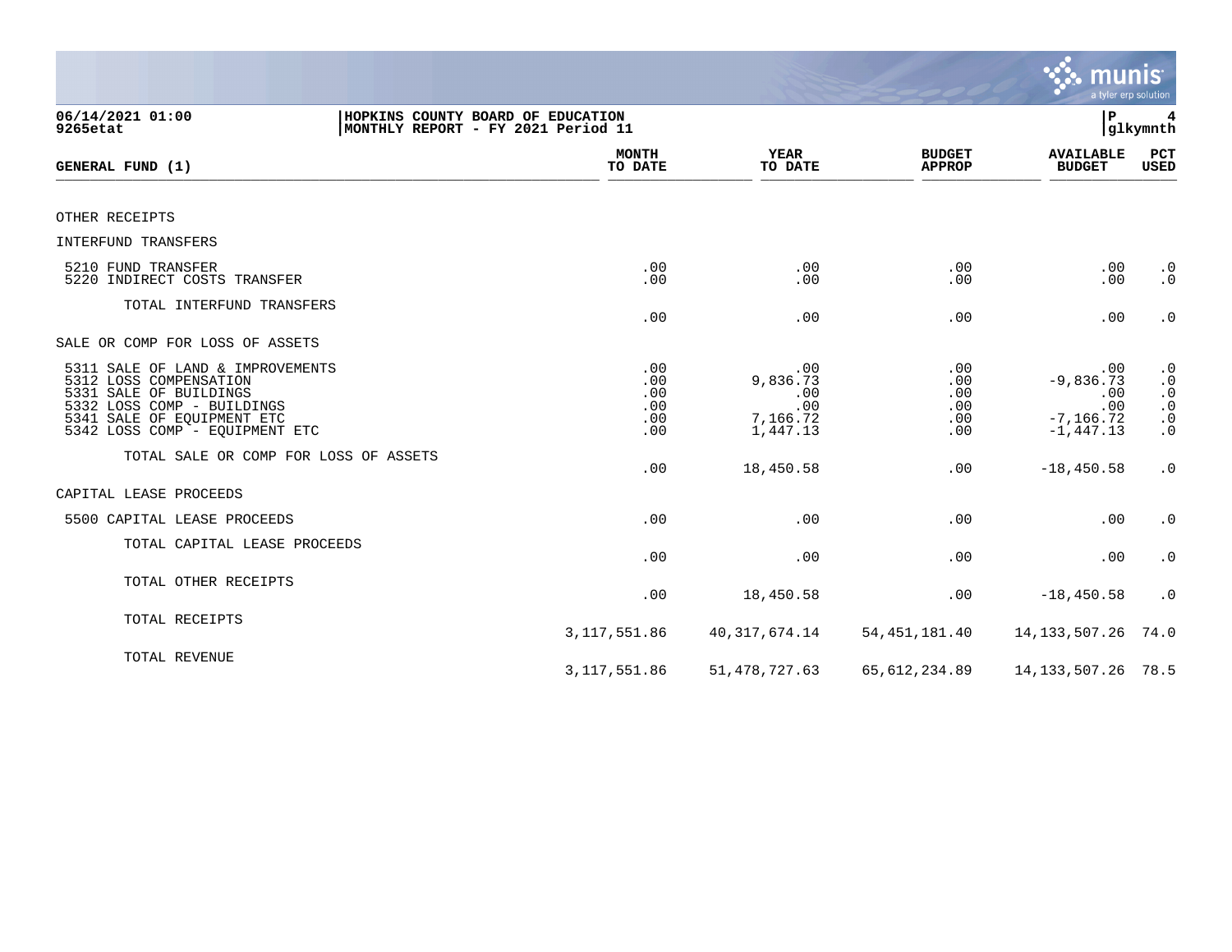06/14/2021 01:00 | HOPKINS COUNTY BOARD OF EDUCATION
9265etat | MONTHLY REPORT - FY 2021 Period 11

| GENERAL FUND (1) | MONTH TO DATE | YEAR TO DATE | BUDGET APPROP | AVAILABLE BUDGET | PCT USED |
|---|---|---|---|---|---|
| OTHER RECEIPTS | | | | | |
| INTERFUND TRANSFERS | | | | | |
| 5210 FUND TRANSFER | .00 | .00 | .00 | .00 | .0 |
| 5220 INDIRECT COSTS TRANSFER | .00 | .00 | .00 | .00 | .0 |
| TOTAL INTERFUND TRANSFERS | .00 | .00 | .00 | .00 | .0 |
| SALE OR COMP FOR LOSS OF ASSETS | | | | | |
| 5311 SALE OF LAND & IMPROVEMENTS | .00 | .00 | .00 | .00 | .0 |
| 5312 LOSS COMPENSATION | .00 | 9,836.73 | .00 | -9,836.73 | .0 |
| 5331 SALE OF BUILDINGS | .00 | .00 | .00 | .00 | .0 |
| 5332 LOSS COMP - BUILDINGS | .00 | .00 | .00 | .00 | .0 |
| 5341 SALE OF EQUIPMENT ETC | .00 | 7,166.72 | .00 | -7,166.72 | .0 |
| 5342 LOSS COMP - EQUIPMENT ETC | .00 | 1,447.13 | .00 | -1,447.13 | .0 |
| TOTAL SALE OR COMP FOR LOSS OF ASSETS | .00 | 18,450.58 | .00 | -18,450.58 | .0 |
| CAPITAL LEASE PROCEEDS | | | | | |
| 5500 CAPITAL LEASE PROCEEDS | .00 | .00 | .00 | .00 | .0 |
| TOTAL CAPITAL LEASE PROCEEDS | .00 | .00 | .00 | .00 | .0 |
| TOTAL OTHER RECEIPTS | .00 | 18,450.58 | .00 | -18,450.58 | .0 |
| TOTAL RECEIPTS | 3,117,551.86 | 40,317,674.14 | 54,451,181.40 | 14,133,507.26 | 74.0 |
| TOTAL REVENUE | 3,117,551.86 | 51,478,727.63 | 65,612,234.89 | 14,133,507.26 | 78.5 |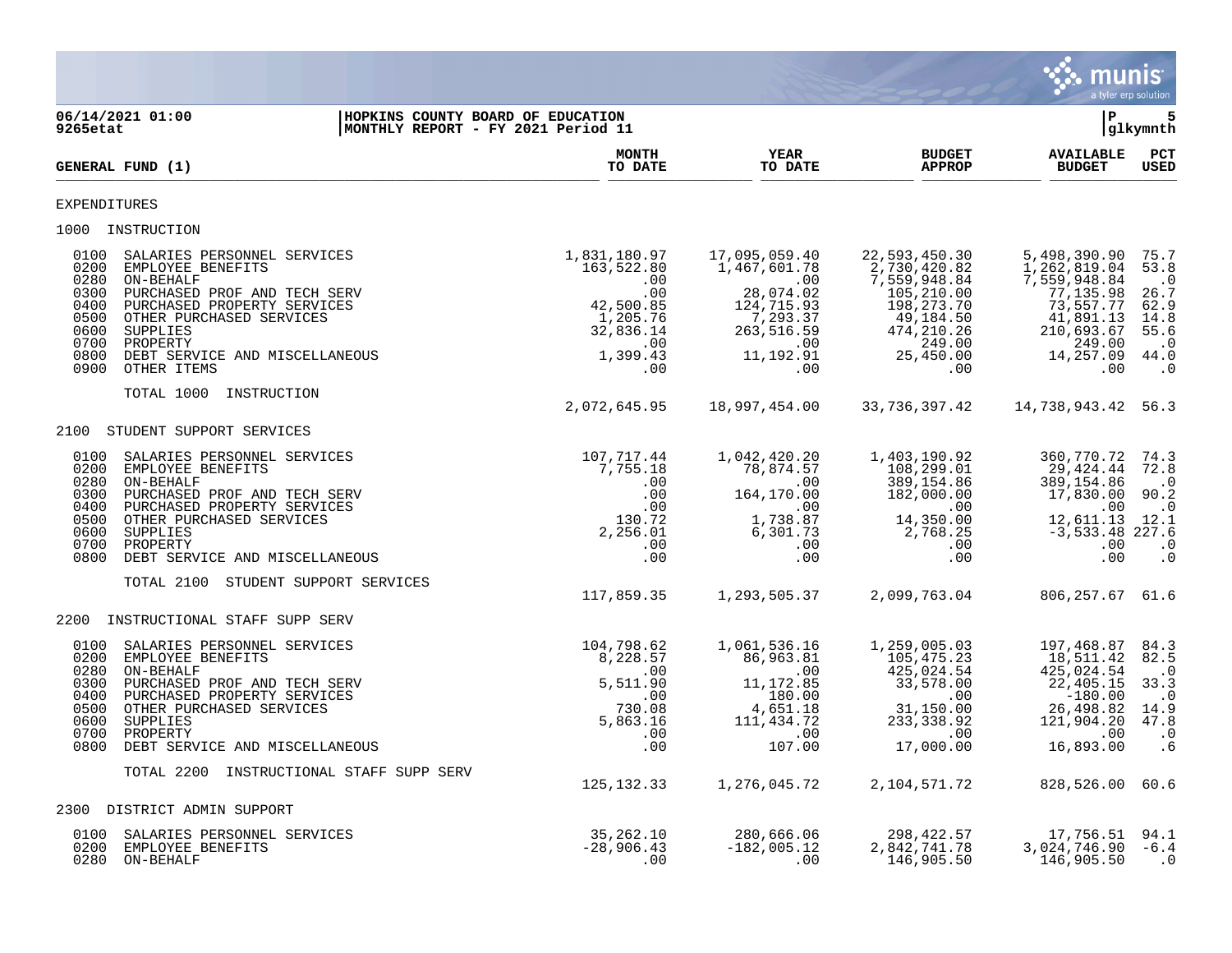06/14/2021 01:00 | HOPKINS COUNTY BOARD OF EDUCATION | P 5
9265etat | MONTHLY REPORT - FY 2021 Period 11 | glkymnth

| GENERAL FUND (1) | MONTH TO DATE | YEAR TO DATE | BUDGET APPROP | AVAILABLE BUDGET | PCT USED |
|---|---|---|---|---|---|
| **EXPENDITURES** | | | | | |
| **1000 INSTRUCTION** | | | | | |
| 0100 SALARIES PERSONNEL SERVICES | 1,831,180.97 | 17,095,059.40 | 22,593,450.30 | 5,498,390.90 | 75.7 |
| 0200 EMPLOYEE BENEFITS | 163,522.80 | 1,467,601.78 | 2,730,420.82 | 1,262,819.04 | 53.8 |
| 0280 ON-BEHALF | .00 | .00 | 7,559,948.84 | 7,559,948.84 | .0 |
| 0300 PURCHASED PROF AND TECH SERV | .00 | 28,074.02 | 105,210.00 | 77,135.98 | 26.7 |
| 0400 PURCHASED PROPERTY SERVICES | 42,500.85 | 124,715.93 | 198,273.70 | 73,557.77 | 62.9 |
| 0500 OTHER PURCHASED SERVICES | 1,205.76 | 7,293.37 | 49,184.50 | 41,891.13 | 14.8 |
| 0600 SUPPLIES | 32,836.14 | 263,516.59 | 474,210.26 | 210,693.67 | 55.6 |
| 0700 PROPERTY | .00 | .00 | 249.00 | 249.00 | .0 |
| 0800 DEBT SERVICE AND MISCELLANEOUS | 1,399.43 | 11,192.91 | 25,450.00 | 14,257.09 | 44.0 |
| 0900 OTHER ITEMS | .00 | .00 | .00 | .00 | .0 |
| TOTAL 1000 INSTRUCTION | 2,072,645.95 | 18,997,454.00 | 33,736,397.42 | 14,738,943.42 | 56.3 |
| **2100 STUDENT SUPPORT SERVICES** | | | | | |
| 0100 SALARIES PERSONNEL SERVICES | 107,717.44 | 1,042,420.20 | 1,403,190.92 | 360,770.72 | 74.3 |
| 0200 EMPLOYEE BENEFITS | 7,755.18 | 78,874.57 | 108,299.01 | 29,424.44 | 72.8 |
| 0280 ON-BEHALF | .00 | .00 | 389,154.86 | 389,154.86 | .0 |
| 0300 PURCHASED PROF AND TECH SERV | .00 | 164,170.00 | 182,000.00 | 17,830.00 | 90.2 |
| 0400 PURCHASED PROPERTY SERVICES | .00 | .00 | .00 | .00 | .0 |
| 0500 OTHER PURCHASED SERVICES | 130.72 | 1,738.87 | 14,350.00 | 12,611.13 | 12.1 |
| 0600 SUPPLIES | 2,256.01 | 6,301.73 | 2,768.25 | -3,533.48 | 227.6 |
| 0700 PROPERTY | .00 | .00 | .00 | .00 | .0 |
| 0800 DEBT SERVICE AND MISCELLANEOUS | .00 | .00 | .00 | .00 | .0 |
| TOTAL 2100 STUDENT SUPPORT SERVICES | 117,859.35 | 1,293,505.37 | 2,099,763.04 | 806,257.67 | 61.6 |
| **2200 INSTRUCTIONAL STAFF SUPP SERV** | | | | | |
| 0100 SALARIES PERSONNEL SERVICES | 104,798.62 | 1,061,536.16 | 1,259,005.03 | 197,468.87 | 84.3 |
| 0200 EMPLOYEE BENEFITS | 8,228.57 | 86,963.81 | 105,475.23 | 18,511.42 | 82.5 |
| 0280 ON-BEHALF | .00 | .00 | 425,024.54 | 425,024.54 | .0 |
| 0300 PURCHASED PROF AND TECH SERV | 5,511.90 | 11,172.85 | 33,578.00 | 22,405.15 | 33.3 |
| 0400 PURCHASED PROPERTY SERVICES | .00 | 180.00 | .00 | -180.00 | .0 |
| 0500 OTHER PURCHASED SERVICES | 730.08 | 4,651.18 | 31,150.00 | 26,498.82 | 14.9 |
| 0600 SUPPLIES | 5,863.16 | 111,434.72 | 233,338.92 | 121,904.20 | 47.8 |
| 0700 PROPERTY | .00 | .00 | .00 | .00 | .0 |
| 0800 DEBT SERVICE AND MISCELLANEOUS | .00 | 107.00 | 17,000.00 | 16,893.00 | .6 |
| TOTAL 2200 INSTRUCTIONAL STAFF SUPP SERV | 125,132.33 | 1,276,045.72 | 2,104,571.72 | 828,526.00 | 60.6 |
| **2300 DISTRICT ADMIN SUPPORT** | | | | | |
| 0100 SALARIES PERSONNEL SERVICES | 35,262.10 | 280,666.06 | 298,422.57 | 17,756.51 | 94.1 |
| 0200 EMPLOYEE BENEFITS | -28,906.43 | -182,005.12 | 2,842,741.78 | 3,024,746.90 | -6.4 |
| 0280 ON-BEHALF | .00 | .00 | 146,905.50 | 146,905.50 | .0 |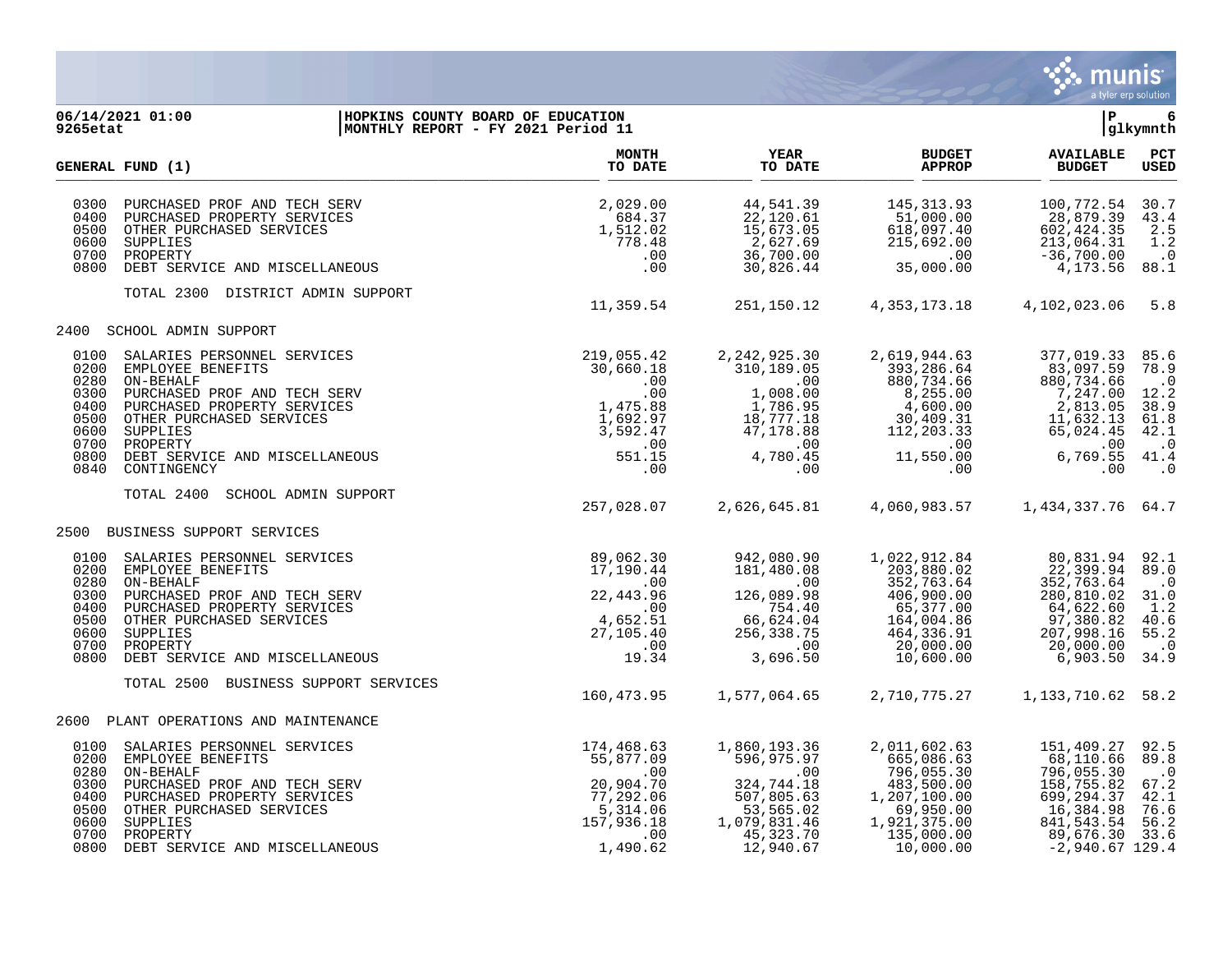**06/14/2021 01:00** | **HOPKINS COUNTY BOARD OF EDUCATION** | **P 6**
**9265etat** | **MONTHLY REPORT - FY 2021 Period 11** | **glkymnth**

| GENERAL FUND (1) | | MONTH TO DATE | YEAR TO DATE | BUDGET APPROP | AVAILABLE BUDGET | PCT USED |
|---|---|---|---|---|---|---|
| 0300 | PURCHASED PROF AND TECH SERV | 2,029.00 | 44,541.39 | 145,313.93 | 100,772.54 | 30.7 |
| 0400 | PURCHASED PROPERTY SERVICES | 684.37 | 22,120.61 | 51,000.00 | 28,879.39 | 43.4 |
| 0500 | OTHER PURCHASED SERVICES | 1,512.02 | 15,673.05 | 618,097.40 | 602,424.35 | 2.5 |
| 0600 | SUPPLIES | 778.48 | 2,627.69 | 215,692.00 | 213,064.31 | 1.2 |
| 0700 | PROPERTY | .00 | 36,700.00 | .00 | -36,700.00 | .0 |
| 0800 | DEBT SERVICE AND MISCELLANEOUS | .00 | 30,826.44 | 35,000.00 | 4,173.56 | 88.1 |
| | TOTAL 2300 DISTRICT ADMIN SUPPORT | 11,359.54 | 251,150.12 | 4,353,173.18 | 4,102,023.06 | 5.8 |
| 2400 | SCHOOL ADMIN SUPPORT | | | | | |
| 0100 | SALARIES PERSONNEL SERVICES | 219,055.42 | 2,242,925.30 | 2,619,944.63 | 377,019.33 | 85.6 |
| 0200 | EMPLOYEE BENEFITS | 30,660.18 | 310,189.05 | 393,286.64 | 83,097.59 | 78.9 |
| 0280 | ON-BEHALF | .00 | .00 | 880,734.66 | 880,734.66 | .0 |
| 0300 | PURCHASED PROF AND TECH SERV | .00 | 1,008.00 | 8,255.00 | 7,247.00 | 12.2 |
| 0400 | PURCHASED PROPERTY SERVICES | 1,475.88 | 1,786.95 | 4,600.00 | 2,813.05 | 38.9 |
| 0500 | OTHER PURCHASED SERVICES | 1,692.97 | 18,777.18 | 30,409.31 | 11,632.13 | 61.8 |
| 0600 | SUPPLIES | 3,592.47 | 47,178.88 | 112,203.33 | 65,024.45 | 42.1 |
| 0700 | PROPERTY | .00 | .00 | .00 | .00 | .0 |
| 0800 | DEBT SERVICE AND MISCELLANEOUS | 551.15 | 4,780.45 | 11,550.00 | 6,769.55 | 41.4 |
| 0840 | CONTINGENCY | .00 | .00 | .00 | .00 | .0 |
| | TOTAL 2400 SCHOOL ADMIN SUPPORT | 257,028.07 | 2,626,645.81 | 4,060,983.57 | 1,434,337.76 | 64.7 |
| 2500 | BUSINESS SUPPORT SERVICES | | | | | |
| 0100 | SALARIES PERSONNEL SERVICES | 89,062.30 | 942,080.90 | 1,022,912.84 | 80,831.94 | 92.1 |
| 0200 | EMPLOYEE BENEFITS | 17,190.44 | 181,480.08 | 203,880.02 | 22,399.94 | 89.0 |
| 0280 | ON-BEHALF | .00 | .00 | 352,763.64 | 352,763.64 | .0 |
| 0300 | PURCHASED PROF AND TECH SERV | 22,443.96 | 126,089.98 | 406,900.00 | 280,810.02 | 31.0 |
| 0400 | PURCHASED PROPERTY SERVICES | .00 | 754.40 | 65,377.00 | 64,622.60 | 1.2 |
| 0500 | OTHER PURCHASED SERVICES | 4,652.51 | 66,624.04 | 164,004.86 | 97,380.82 | 40.6 |
| 0600 | SUPPLIES | 27,105.40 | 256,338.75 | 464,336.91 | 207,998.16 | 55.2 |
| 0700 | PROPERTY | .00 | .00 | 20,000.00 | 20,000.00 | .0 |
| 0800 | DEBT SERVICE AND MISCELLANEOUS | 19.34 | 3,696.50 | 10,600.00 | 6,903.50 | 34.9 |
| | TOTAL 2500 BUSINESS SUPPORT SERVICES | 160,473.95 | 1,577,064.65 | 2,710,775.27 | 1,133,710.62 | 58.2 |
| 2600 | PLANT OPERATIONS AND MAINTENANCE | | | | | |
| 0100 | SALARIES PERSONNEL SERVICES | 174,468.63 | 1,860,193.36 | 2,011,602.63 | 151,409.27 | 92.5 |
| 0200 | EMPLOYEE BENEFITS | 55,877.09 | 596,975.97 | 665,086.63 | 68,110.66 | 89.8 |
| 0280 | ON-BEHALF | .00 | .00 | 796,055.30 | 796,055.30 | .0 |
| 0300 | PURCHASED PROF AND TECH SERV | 20,904.70 | 324,744.18 | 483,500.00 | 158,755.82 | 67.2 |
| 0400 | PURCHASED PROPERTY SERVICES | 77,292.06 | 507,805.63 | 1,207,100.00 | 699,294.37 | 42.1 |
| 0500 | OTHER PURCHASED SERVICES | 5,314.06 | 53,565.02 | 69,950.00 | 16,384.98 | 76.6 |
| 0600 | SUPPLIES | 157,936.18 | 1,079,831.46 | 1,921,375.00 | 841,543.54 | 56.2 |
| 0700 | PROPERTY | .00 | 45,323.70 | 135,000.00 | 89,676.30 | 33.6 |
| 0800 | DEBT SERVICE AND MISCELLANEOUS | 1,490.62 | 12,940.67 | 10,000.00 | -2,940.67 | 129.4 |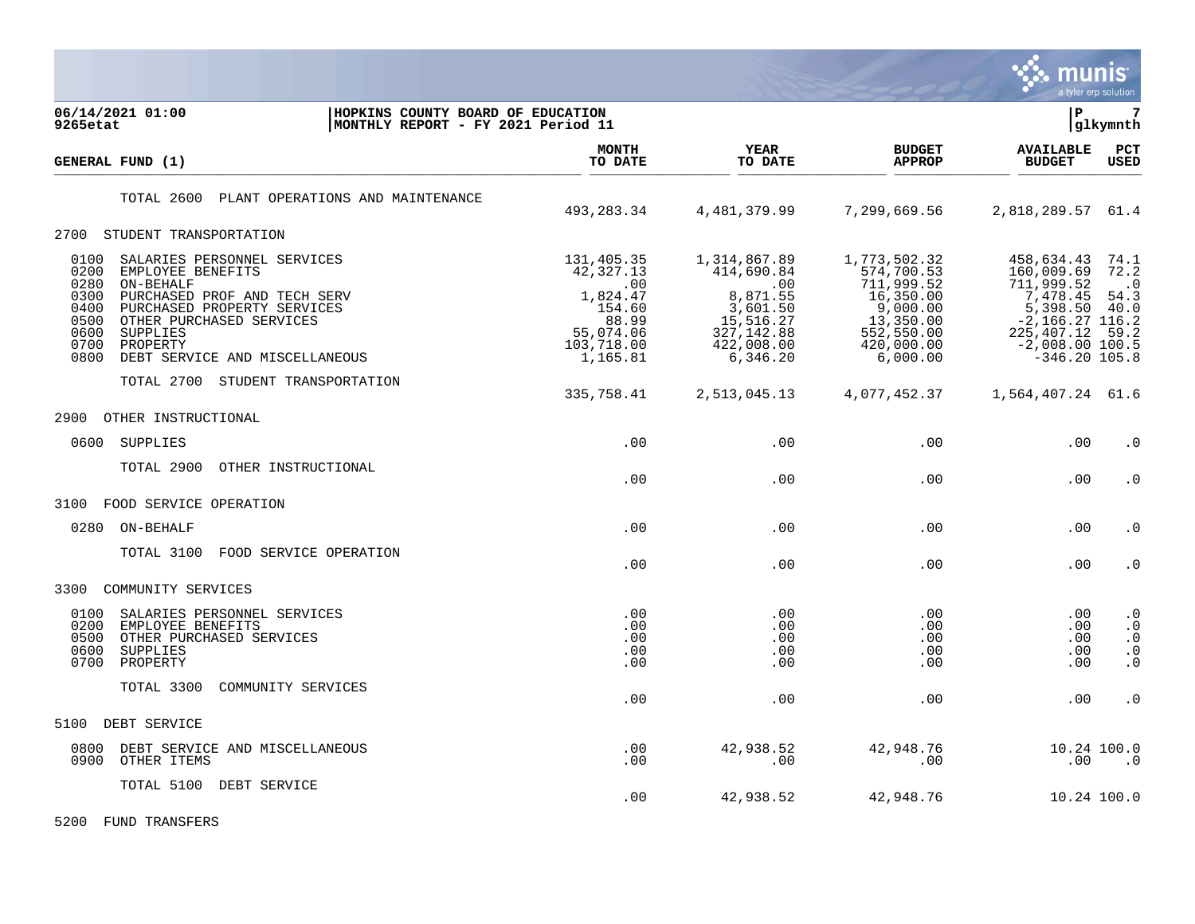**06/14/2021 01:00** | **HOPKINS COUNTY BOARD OF EDUCATION** | **P 7**
**9265etat** | **MONTHLY REPORT - FY 2021 Period 11** | **glkymnth**

| GENERAL FUND (1) | MONTH TO DATE | YEAR TO DATE | BUDGET APPROP | AVAILABLE BUDGET | PCT USED |
|---|---|---|---|---|---|
| TOTAL 2600 PLANT OPERATIONS AND MAINTENANCE | 493,283.34 | 4,481,379.99 | 7,299,669.56 | 2,818,289.57 | 61.4 |
| **2700 STUDENT TRANSPORTATION** | | | | | |
| 0100 SALARIES PERSONNEL SERVICES | 131,405.35 | 1,314,867.89 | 1,773,502.32 | 458,634.43 | 74.1 |
| 0200 EMPLOYEE BENEFITS | 42,327.13 | 414,690.84 | 574,700.53 | 160,009.69 | 72.2 |
| 0280 ON-BEHALF | .00 | .00 | 711,999.52 | 711,999.52 | .0 |
| 0300 PURCHASED PROF AND TECH SERV | 1,824.47 | 8,871.55 | 16,350.00 | 7,478.45 | 54.3 |
| 0400 PURCHASED PROPERTY SERVICES | 154.60 | 3,601.50 | 9,000.00 | 5,398.50 | 40.0 |
| 0500 OTHER PURCHASED SERVICES | 88.99 | 15,516.27 | 13,350.00 | -2,166.27 | 116.2 |
| 0600 SUPPLIES | 55,074.06 | 327,142.88 | 552,550.00 | 225,407.12 | 59.2 |
| 0700 PROPERTY | 103,718.00 | 422,008.00 | 420,000.00 | -2,008.00 | 100.5 |
| 0800 DEBT SERVICE AND MISCELLANEOUS | 1,165.81 | 6,346.20 | 6,000.00 | -346.20 | 105.8 |
| TOTAL 2700 STUDENT TRANSPORTATION | 335,758.41 | 2,513,045.13 | 4,077,452.37 | 1,564,407.24 | 61.6 |
| **2900 OTHER INSTRUCTIONAL** | | | | | |
| 0600 SUPPLIES | .00 | .00 | .00 | .00 | .0 |
| TOTAL 2900 OTHER INSTRUCTIONAL | .00 | .00 | .00 | .00 | .0 |
| **3100 FOOD SERVICE OPERATION** | | | | | |
| 0280 ON-BEHALF | .00 | .00 | .00 | .00 | .0 |
| TOTAL 3100 FOOD SERVICE OPERATION | .00 | .00 | .00 | .00 | .0 |
| **3300 COMMUNITY SERVICES** | | | | | |
| 0100 SALARIES PERSONNEL SERVICES | .00 | .00 | .00 | .00 | .0 |
| 0200 EMPLOYEE BENEFITS | .00 | .00 | .00 | .00 | .0 |
| 0500 OTHER PURCHASED SERVICES | .00 | .00 | .00 | .00 | .0 |
| 0600 SUPPLIES | .00 | .00 | .00 | .00 | .0 |
| 0700 PROPERTY | .00 | .00 | .00 | .00 | .0 |
| TOTAL 3300 COMMUNITY SERVICES | .00 | .00 | .00 | .00 | .0 |
| **5100 DEBT SERVICE** | | | | | |
| 0800 DEBT SERVICE AND MISCELLANEOUS | .00 | 42,938.52 | 42,948.76 | 10.24 | 100.0 |
| 0900 OTHER ITEMS | .00 | .00 | .00 | .00 | .0 |
| TOTAL 5100 DEBT SERVICE | .00 | 42,938.52 | 42,948.76 | 10.24 | 100.0 |
| **5200 FUND TRANSFERS** | | | | | |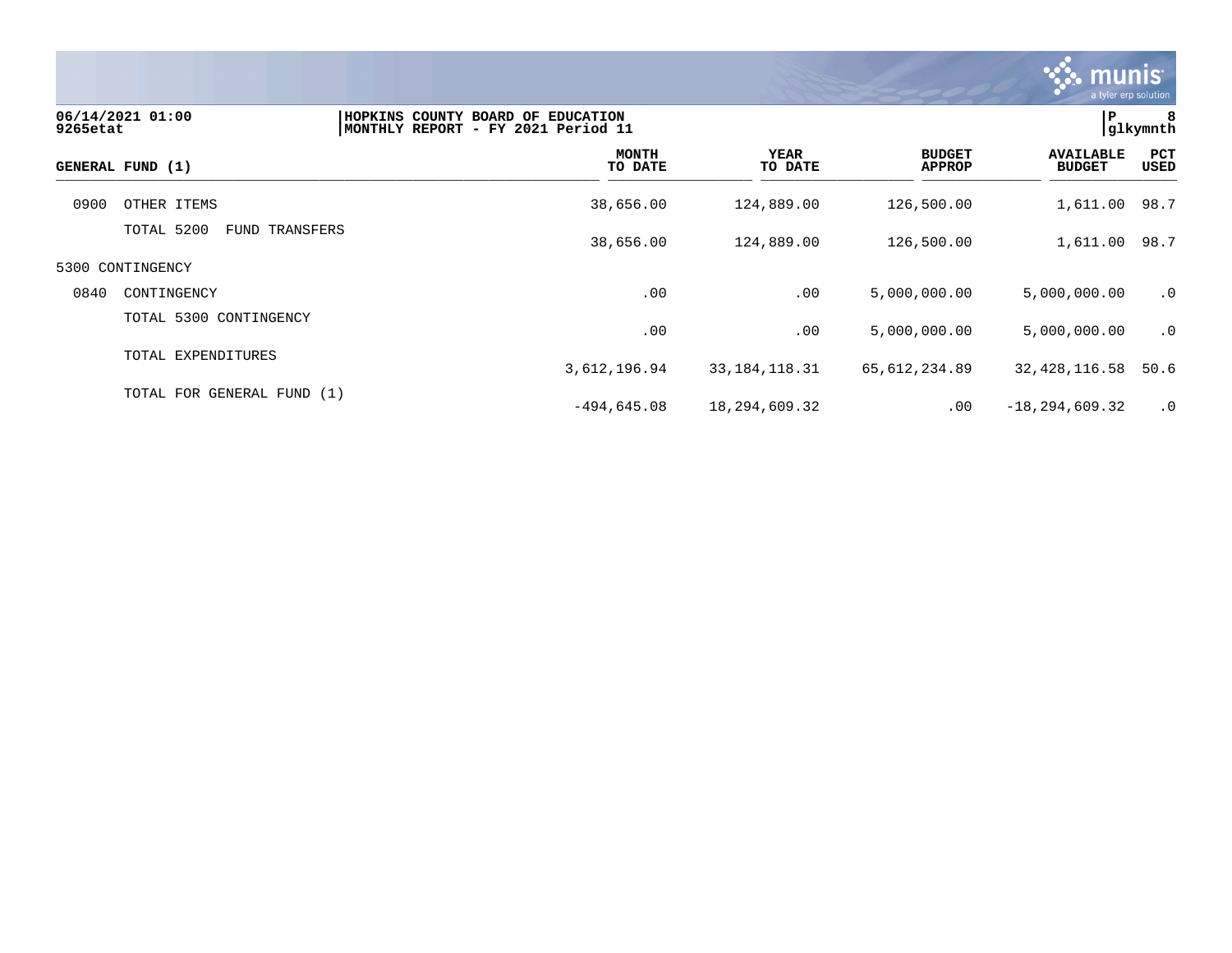06/14/2021 01:00 | HOPKINS COUNTY BOARD OF EDUCATION | P 8
9265etat | MONTHLY REPORT - FY 2021 Period 11 | glkymnth

| GENERAL FUND (1) | MONTH TO DATE | YEAR TO DATE | BUDGET APPROP | AVAILABLE BUDGET | PCT USED |
|---|---|---|---|---|---|
| 0900 OTHER ITEMS | 38,656.00 | 124,889.00 | 126,500.00 | 1,611.00 | 98.7 |
| TOTAL 5200 FUND TRANSFERS | 38,656.00 | 124,889.00 | 126,500.00 | 1,611.00 | 98.7 |
| 5300 CONTINGENCY | | | | | |
| 0840 CONTINGENCY | .00 | .00 | 5,000,000.00 | 5,000,000.00 | .0 |
| TOTAL 5300 CONTINGENCY | .00 | .00 | 5,000,000.00 | 5,000,000.00 | .0 |
| TOTAL EXPENDITURES | 3,612,196.94 | 33,184,118.31 | 65,612,234.89 | 32,428,116.58 | 50.6 |
| TOTAL FOR GENERAL FUND (1) | -494,645.08 | 18,294,609.32 | .00 | -18,294,609.32 | .0 |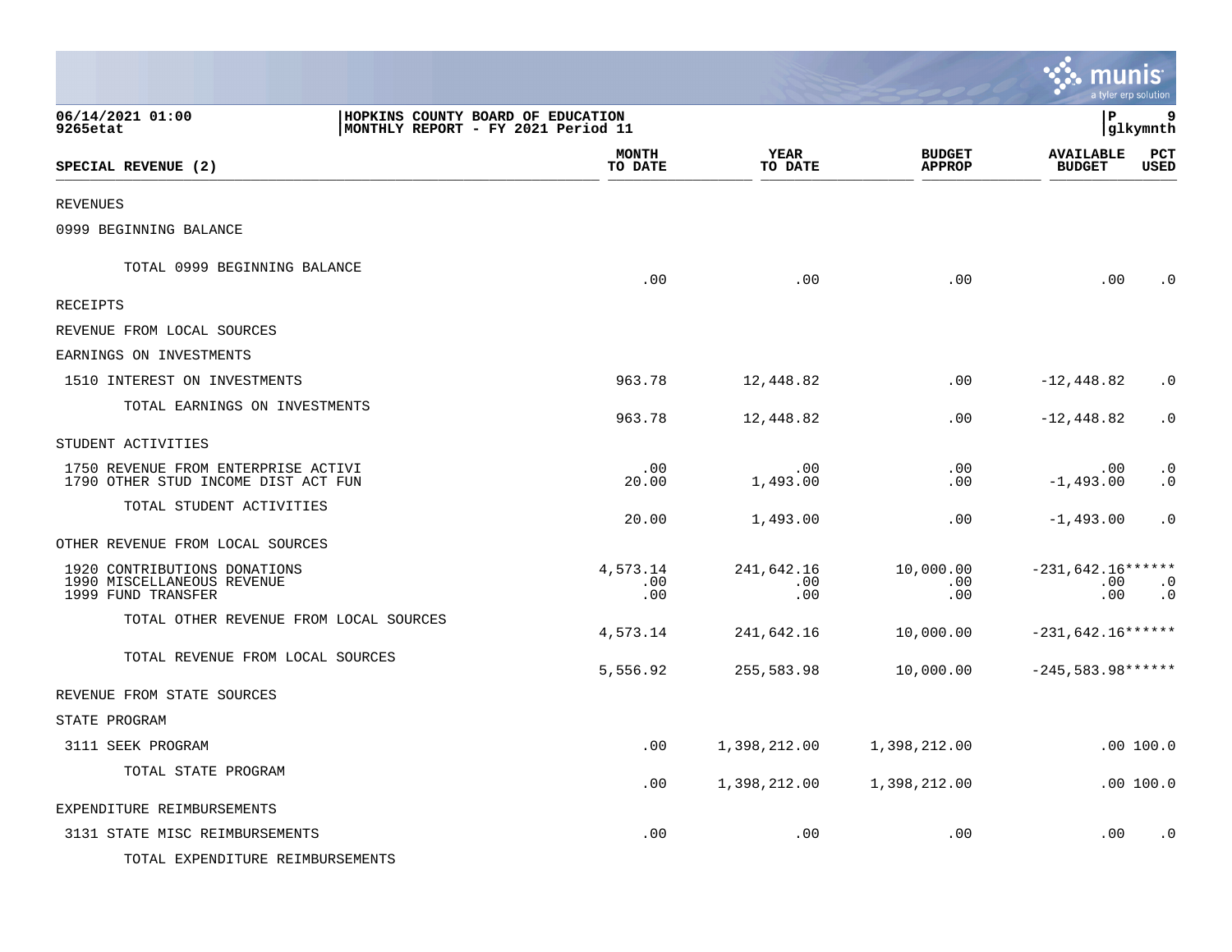06/14/2021 01:00 | HOPKINS COUNTY BOARD OF EDUCATION
9265etat | MONTHLY REPORT - FY 2021 Period 11

| SPECIAL REVENUE (2) | MONTH TO DATE | YEAR TO DATE | BUDGET APPROP | AVAILABLE BUDGET | PCT USED |
|---|---|---|---|---|---|
| REVENUES | | | | | |
| 0999 BEGINNING BALANCE | | | | | |
| TOTAL 0999 BEGINNING BALANCE | .00 | .00 | .00 | .00 | .0 |
| RECEIPTS | | | | | |
| REVENUE FROM LOCAL SOURCES | | | | | |
| EARNINGS ON INVESTMENTS | | | | | |
| 1510 INTEREST ON INVESTMENTS | 963.78 | 12,448.82 | .00 | -12,448.82 | .0 |
| TOTAL EARNINGS ON INVESTMENTS | 963.78 | 12,448.82 | .00 | -12,448.82 | .0 |
| STUDENT ACTIVITIES | | | | | |
| 1750 REVENUE FROM ENTERPRISE ACTIVI | .00 | .00 | .00 | .00 | .0 |
| 1790 OTHER STUD INCOME DIST ACT FUN | 20.00 | 1,493.00 | .00 | -1,493.00 | .0 |
| TOTAL STUDENT ACTIVITIES | 20.00 | 1,493.00 | .00 | -1,493.00 | .0 |
| OTHER REVENUE FROM LOCAL SOURCES | | | | | |
| 1920 CONTRIBUTIONS DONATIONS | 4,573.14 | 241,642.16 | 10,000.00 | -231,642.16 | ****** |
| 1990 MISCELLANEOUS REVENUE | .00 | .00 | .00 | .00 | .0 |
| 1999 FUND TRANSFER | .00 | .00 | .00 | .00 | .0 |
| TOTAL OTHER REVENUE FROM LOCAL SOURCES | 4,573.14 | 241,642.16 | 10,000.00 | -231,642.16 | ****** |
| TOTAL REVENUE FROM LOCAL SOURCES | 5,556.92 | 255,583.98 | 10,000.00 | -245,583.98 | ****** |
| REVENUE FROM STATE SOURCES | | | | | |
| STATE PROGRAM | | | | | |
| 3111 SEEK PROGRAM | .00 | 1,398,212.00 | 1,398,212.00 | .00 | 100.0 |
| TOTAL STATE PROGRAM | .00 | 1,398,212.00 | 1,398,212.00 | .00 | 100.0 |
| EXPENDITURE REIMBURSEMENTS | | | | | |
| 3131 STATE MISC REIMBURSEMENTS | .00 | .00 | .00 | .00 | .0 |
| TOTAL EXPENDITURE REIMBURSEMENTS | | | | | |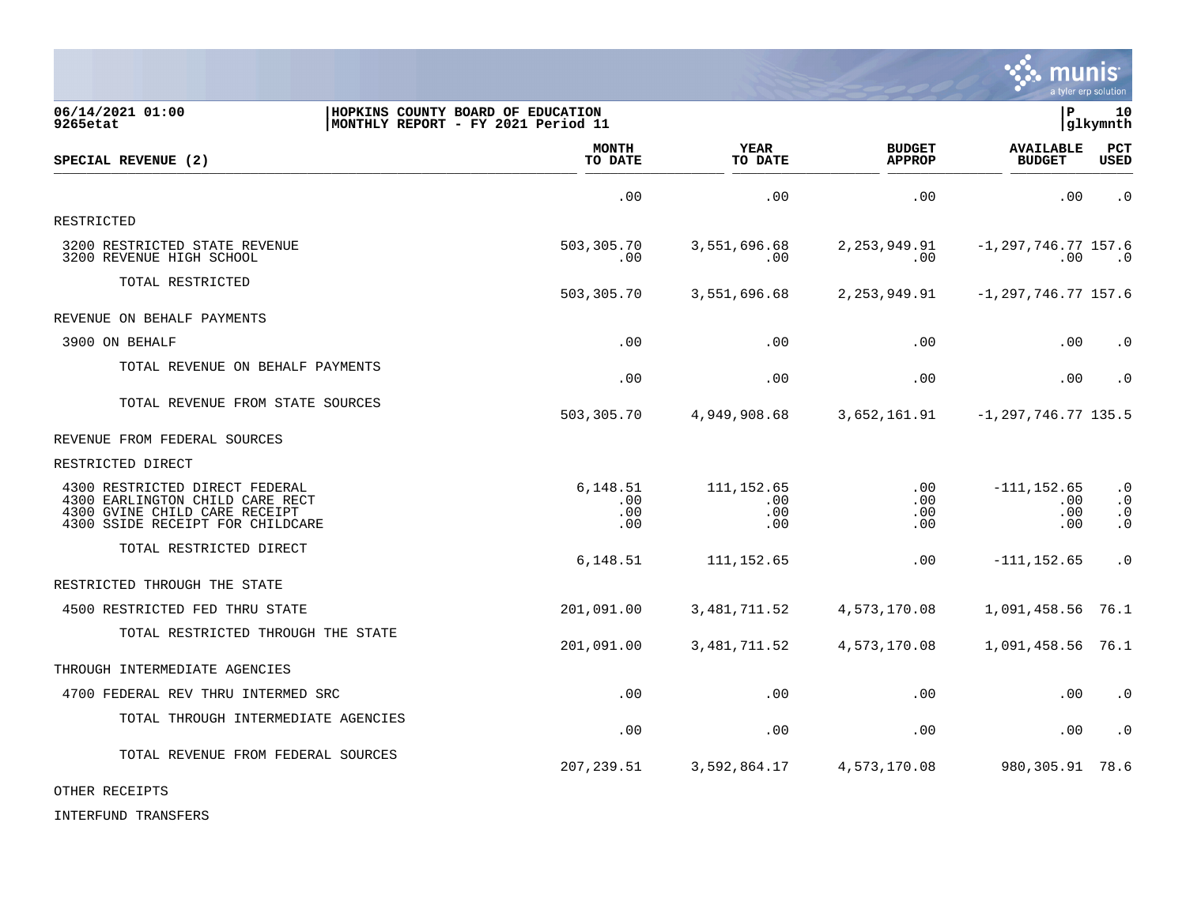**HOPKINS COUNTY BOARD OF EDUCATION**
**MONTHLY REPORT - FY 2021 Period 11**

06/14/2021 01:00
9265etat

| SPECIAL REVENUE (2) | MONTH TO DATE | YEAR TO DATE | BUDGET APPROP | AVAILABLE BUDGET | PCT USED |
|---|---|---|---|---|---|
| | .00 | .00 | .00 | .00 | .0 |
| RESTRICTED | | | | | |
| 3200 RESTRICTED STATE REVENUE | 503,305.70 | 3,551,696.68 | 2,253,949.91 | -1,297,746.77 | 157.6 |
| 3200 REVENUE HIGH SCHOOL | .00 | .00 | .00 | .00 | .0 |
| TOTAL RESTRICTED | 503,305.70 | 3,551,696.68 | 2,253,949.91 | -1,297,746.77 | 157.6 |
| REVENUE ON BEHALF PAYMENTS | | | | | |
| 3900 ON BEHALF | .00 | .00 | .00 | .00 | .0 |
| TOTAL REVENUE ON BEHALF PAYMENTS | .00 | .00 | .00 | .00 | .0 |
| TOTAL REVENUE FROM STATE SOURCES | 503,305.70 | 4,949,908.68 | 3,652,161.91 | -1,297,746.77 | 135.5 |
| REVENUE FROM FEDERAL SOURCES | | | | | |
| RESTRICTED DIRECT | | | | | |
| 4300 RESTRICTED DIRECT FEDERAL | 6,148.51 | 111,152.65 | .00 | -111,152.65 | .0 |
| 4300 EARLINGTON CHILD CARE RECT | .00 | .00 | .00 | .00 | .0 |
| 4300 GVINE CHILD CARE RECEIPT | .00 | .00 | .00 | .00 | .0 |
| 4300 SSIDE RECEIPT FOR CHILDCARE | .00 | .00 | .00 | .00 | .0 |
| TOTAL RESTRICTED DIRECT | 6,148.51 | 111,152.65 | .00 | -111,152.65 | .0 |
| RESTRICTED THROUGH THE STATE | | | | | |
| 4500 RESTRICTED FED THRU STATE | 201,091.00 | 3,481,711.52 | 4,573,170.08 | 1,091,458.56 | 76.1 |
| TOTAL RESTRICTED THROUGH THE STATE | 201,091.00 | 3,481,711.52 | 4,573,170.08 | 1,091,458.56 | 76.1 |
| THROUGH INTERMEDIATE AGENCIES | | | | | |
| 4700 FEDERAL REV THRU INTERMED SRC | .00 | .00 | .00 | .00 | .0 |
| TOTAL THROUGH INTERMEDIATE AGENCIES | .00 | .00 | .00 | .00 | .0 |
| TOTAL REVENUE FROM FEDERAL SOURCES | 207,239.51 | 3,592,864.17 | 4,573,170.08 | 980,305.91 | 78.6 |
| OTHER RECEIPTS | | | | | |
| INTERFUND TRANSFERS | | | | | |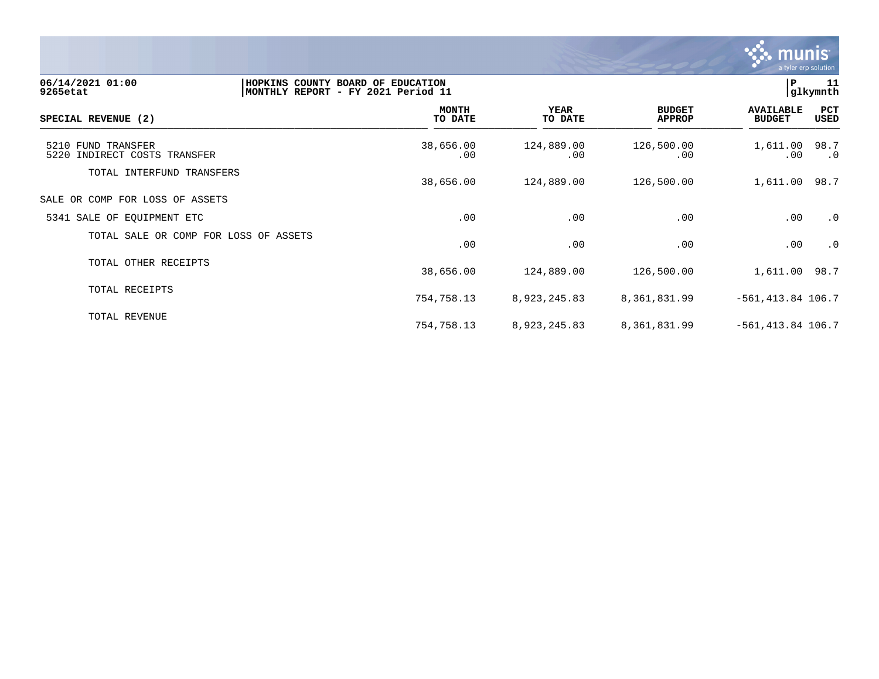06/14/2021 01:00 | HOPKINS COUNTY BOARD OF EDUCATION | P 11
9265etat | MONTHLY REPORT - FY 2021 Period 11 | glkymnth

| SPECIAL REVENUE (2) | MONTH TO DATE | YEAR TO DATE | BUDGET APPROP | AVAILABLE BUDGET | PCT USED |
|---|---|---|---|---|---|
| 5210 FUND TRANSFER | 38,656.00 | 124,889.00 | 126,500.00 | 1,611.00 | 98.7 |
| 5220 INDIRECT COSTS TRANSFER | .00 | .00 | .00 | .00 | .0 |
| TOTAL INTERFUND TRANSFERS | 38,656.00 | 124,889.00 | 126,500.00 | 1,611.00 | 98.7 |
| SALE OR COMP FOR LOSS OF ASSETS | | | | | |
| 5341 SALE OF EQUIPMENT ETC | .00 | .00 | .00 | .00 | .0 |
| TOTAL SALE OR COMP FOR LOSS OF ASSETS | .00 | .00 | .00 | .00 | .0 |
| TOTAL OTHER RECEIPTS | 38,656.00 | 124,889.00 | 126,500.00 | 1,611.00 | 98.7 |
| TOTAL RECEIPTS | 754,758.13 | 8,923,245.83 | 8,361,831.99 | -561,413.84 | 106.7 |
| TOTAL REVENUE | 754,758.13 | 8,923,245.83 | 8,361,831.99 | -561,413.84 | 106.7 |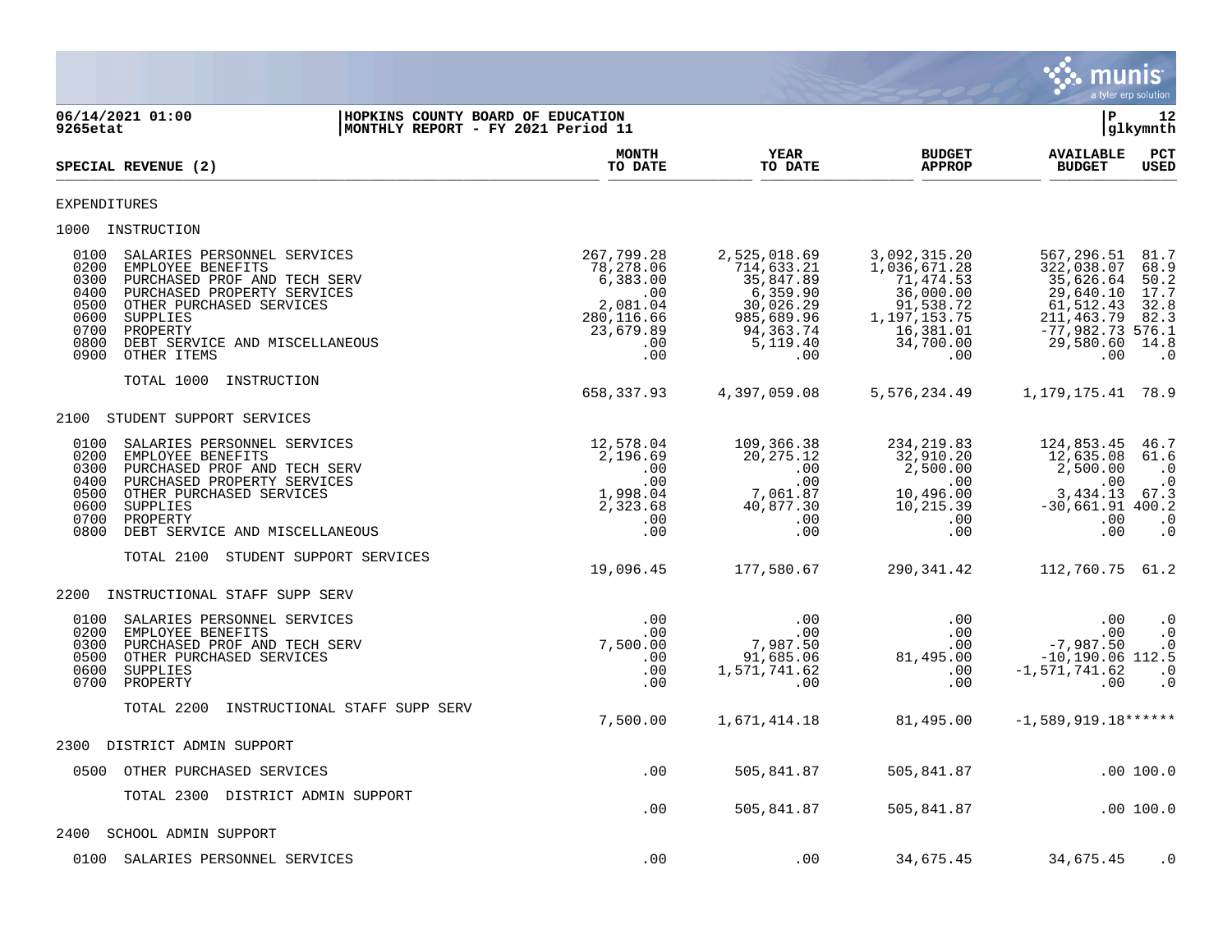06/14/2021 01:00 — HOPKINS COUNTY BOARD OF EDUCATION
9265etat — MONTHLY REPORT - FY 2021 Period 11

P 12 glkymnth

| SPECIAL REVENUE (2) | MONTH TO DATE | YEAR TO DATE | BUDGET APPROP | AVAILABLE BUDGET | PCT USED |
|---|---|---|---|---|---|
| **EXPENDITURES** | | | | | |
| **1000 INSTRUCTION** | | | | | |
| 0100 SALARIES PERSONNEL SERVICES | 267,799.28 | 2,525,018.69 | 3,092,315.20 | 567,296.51 | 81.7 |
| 0200 EMPLOYEE BENEFITS | 78,278.06 | 714,633.21 | 1,036,671.28 | 322,038.07 | 68.9 |
| 0300 PURCHASED PROF AND TECH SERV | 6,383.00 | 35,847.89 | 71,474.53 | 35,626.64 | 50.2 |
| 0400 PURCHASED PROPERTY SERVICES | .00 | 6,359.90 | 36,000.00 | 29,640.10 | 17.7 |
| 0500 OTHER PURCHASED SERVICES | 2,081.04 | 30,026.29 | 91,538.72 | 61,512.43 | 32.8 |
| 0600 SUPPLIES | 280,116.66 | 985,689.96 | 1,197,153.75 | 211,463.79 | 82.3 |
| 0700 PROPERTY | 23,679.89 | 94,363.74 | 16,381.01 | -77,982.73 | 576.1 |
| 0800 DEBT SERVICE AND MISCELLANEOUS | .00 | 5,119.40 | 34,700.00 | 29,580.60 | 14.8 |
| 0900 OTHER ITEMS | .00 | .00 | .00 | .00 | .0 |
| TOTAL 1000 INSTRUCTION | 658,337.93 | 4,397,059.08 | 5,576,234.49 | 1,179,175.41 | 78.9 |
| **2100 STUDENT SUPPORT SERVICES** | | | | | |
| 0100 SALARIES PERSONNEL SERVICES | 12,578.04 | 109,366.38 | 234,219.83 | 124,853.45 | 46.7 |
| 0200 EMPLOYEE BENEFITS | 2,196.69 | 20,275.12 | 32,910.20 | 12,635.08 | 61.6 |
| 0300 PURCHASED PROF AND TECH SERV | .00 | .00 | 2,500.00 | 2,500.00 | .0 |
| 0400 PURCHASED PROPERTY SERVICES | .00 | .00 | .00 | .00 | .0 |
| 0500 OTHER PURCHASED SERVICES | 1,998.04 | 7,061.87 | 10,496.00 | 3,434.13 | 67.3 |
| 0600 SUPPLIES | 2,323.68 | 40,877.30 | 10,215.39 | -30,661.91 | 400.2 |
| 0700 PROPERTY | .00 | .00 | .00 | .00 | .0 |
| 0800 DEBT SERVICE AND MISCELLANEOUS | .00 | .00 | .00 | .00 | .0 |
| TOTAL 2100 STUDENT SUPPORT SERVICES | 19,096.45 | 177,580.67 | 290,341.42 | 112,760.75 | 61.2 |
| **2200 INSTRUCTIONAL STAFF SUPP SERV** | | | | | |
| 0100 SALARIES PERSONNEL SERVICES | .00 | .00 | .00 | .00 | .0 |
| 0200 EMPLOYEE BENEFITS | .00 | .00 | .00 | .00 | .0 |
| 0300 PURCHASED PROF AND TECH SERV | 7,500.00 | 7,987.50 | .00 | -7,987.50 | .0 |
| 0500 OTHER PURCHASED SERVICES | .00 | 91,685.06 | 81,495.00 | -10,190.06 | 112.5 |
| 0600 SUPPLIES | .00 | 1,571,741.62 | .00 | -1,571,741.62 | .0 |
| 0700 PROPERTY | .00 | .00 | .00 | .00 | .0 |
| TOTAL 2200 INSTRUCTIONAL STAFF SUPP SERV | 7,500.00 | 1,671,414.18 | 81,495.00 | -1,589,919.18 | ****** |
| **2300 DISTRICT ADMIN SUPPORT** | | | | | |
| 0500 OTHER PURCHASED SERVICES | .00 | 505,841.87 | 505,841.87 | .00 | 100.0 |
| TOTAL 2300 DISTRICT ADMIN SUPPORT | .00 | 505,841.87 | 505,841.87 | .00 | 100.0 |
| **2400 SCHOOL ADMIN SUPPORT** | | | | | |
| 0100 SALARIES PERSONNEL SERVICES | .00 | .00 | 34,675.45 | 34,675.45 | .0 |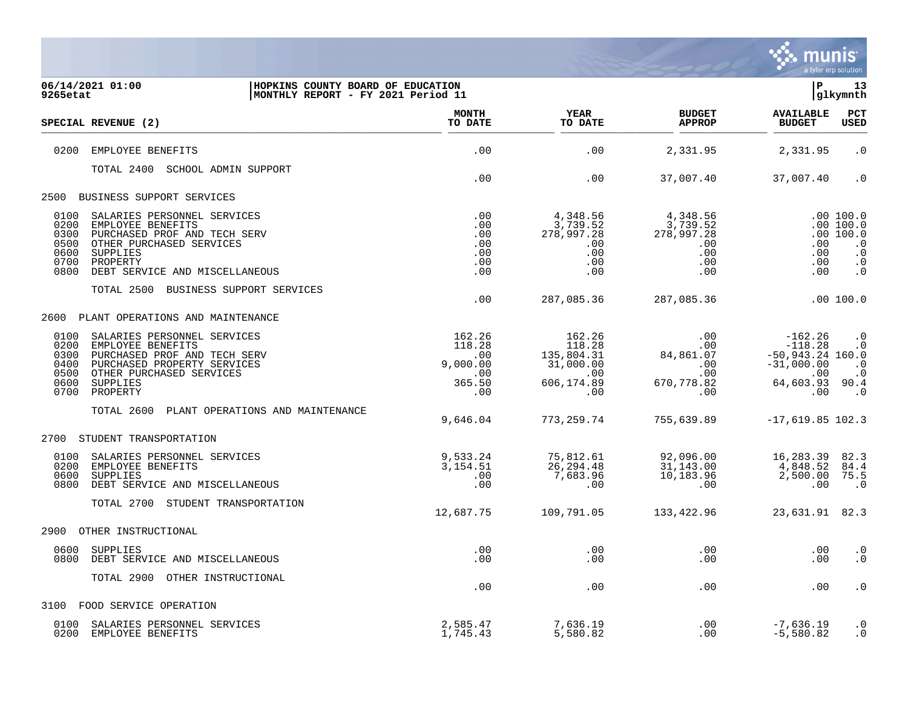**HOPKINS COUNTY BOARD OF EDUCATION**
**MONTHLY REPORT - FY 2021 Period 11**

06/14/2021 01:00
9265etat

| SPECIAL REVENUE (2) | MONTH TO DATE | YEAR TO DATE | BUDGET APPROP | AVAILABLE BUDGET | PCT USED |
|---|---|---|---|---|---|
| 0200 EMPLOYEE BENEFITS | .00 | .00 | 2,331.95 | 2,331.95 | .0 |
| TOTAL 2400 SCHOOL ADMIN SUPPORT | .00 | .00 | 37,007.40 | 37,007.40 | .0 |
| **2500 BUSINESS SUPPORT SERVICES** | | | | | |
| 0100 SALARIES PERSONNEL SERVICES | .00 | 4,348.56 | 4,348.56 | .00 | 100.0 |
| 0200 EMPLOYEE BENEFITS | .00 | 3,739.52 | 3,739.52 | .00 | 100.0 |
| 0300 PURCHASED PROF AND TECH SERV | .00 | 278,997.28 | 278,997.28 | .00 | 100.0 |
| 0500 OTHER PURCHASED SERVICES | .00 | .00 | .00 | .00 | .0 |
| 0600 SUPPLIES | .00 | .00 | .00 | .00 | .0 |
| 0700 PROPERTY | .00 | .00 | .00 | .00 | .0 |
| 0800 DEBT SERVICE AND MISCELLANEOUS | .00 | .00 | .00 | .00 | .0 |
| TOTAL 2500 BUSINESS SUPPORT SERVICES | .00 | 287,085.36 | 287,085.36 | .00 | 100.0 |
| **2600 PLANT OPERATIONS AND MAINTENANCE** | | | | | |
| 0100 SALARIES PERSONNEL SERVICES | 162.26 | 162.26 | .00 | -162.26 | .0 |
| 0200 EMPLOYEE BENEFITS | 118.28 | 118.28 | .00 | -118.28 | .0 |
| 0300 PURCHASED PROF AND TECH SERV | .00 | 135,804.31 | 84,861.07 | -50,943.24 | 160.0 |
| 0400 PURCHASED PROPERTY SERVICES | 9,000.00 | 31,000.00 | .00 | -31,000.00 | .0 |
| 0500 OTHER PURCHASED SERVICES | .00 | .00 | .00 | .00 | .0 |
| 0600 SUPPLIES | 365.50 | 606,174.89 | 670,778.82 | 64,603.93 | 90.4 |
| 0700 PROPERTY | .00 | .00 | .00 | .00 | .0 |
| TOTAL 2600 PLANT OPERATIONS AND MAINTENANCE | 9,646.04 | 773,259.74 | 755,639.89 | -17,619.85 | 102.3 |
| **2700 STUDENT TRANSPORTATION** | | | | | |
| 0100 SALARIES PERSONNEL SERVICES | 9,533.24 | 75,812.61 | 92,096.00 | 16,283.39 | 82.3 |
| 0200 EMPLOYEE BENEFITS | 3,154.51 | 26,294.48 | 31,143.00 | 4,848.52 | 84.4 |
| 0600 SUPPLIES | .00 | 7,683.96 | 10,183.96 | 2,500.00 | 75.5 |
| 0800 DEBT SERVICE AND MISCELLANEOUS | .00 | .00 | .00 | .00 | .0 |
| TOTAL 2700 STUDENT TRANSPORTATION | 12,687.75 | 109,791.05 | 133,422.96 | 23,631.91 | 82.3 |
| **2900 OTHER INSTRUCTIONAL** | | | | | |
| 0600 SUPPLIES | .00 | .00 | .00 | .00 | .0 |
| 0800 DEBT SERVICE AND MISCELLANEOUS | .00 | .00 | .00 | .00 | .0 |
| TOTAL 2900 OTHER INSTRUCTIONAL | .00 | .00 | .00 | .00 | .0 |
| **3100 FOOD SERVICE OPERATION** | | | | | |
| 0100 SALARIES PERSONNEL SERVICES | 2,585.47 | 7,636.19 | .00 | -7,636.19 | .0 |
| 0200 EMPLOYEE BENEFITS | 1,745.43 | 5,580.82 | .00 | -5,580.82 | .0 |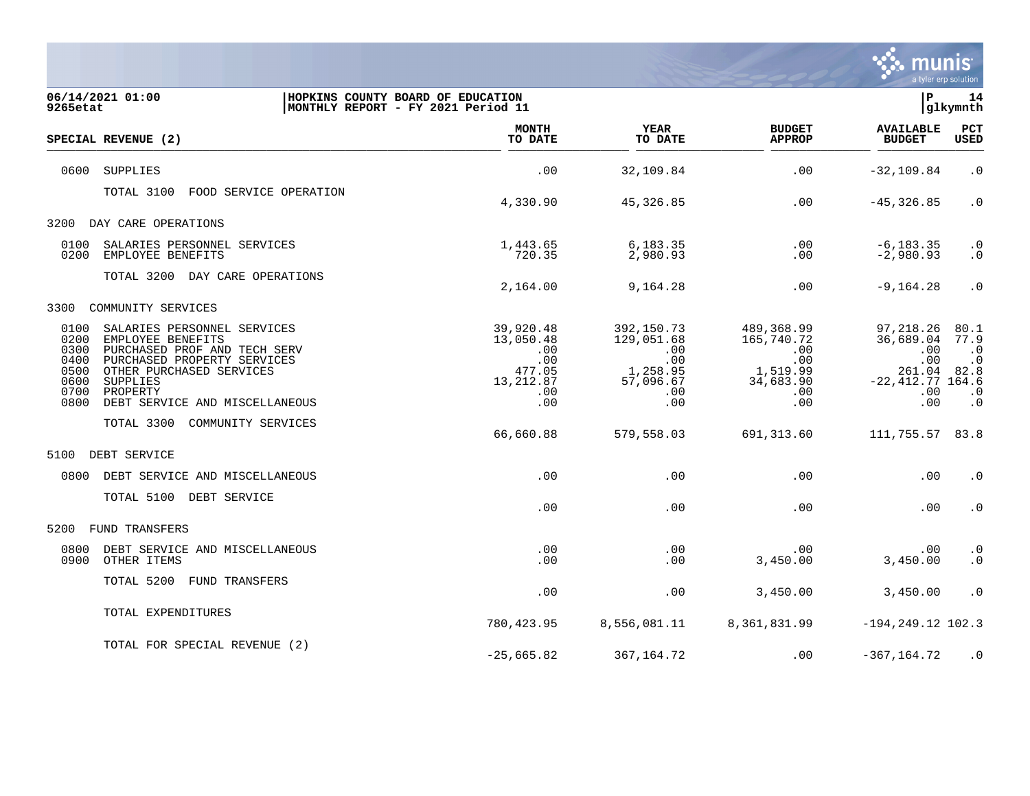06/14/2021 01:00 | HOPKINS COUNTY BOARD OF EDUCATION | P 14
9265etat | MONTHLY REPORT - FY 2021 Period 11 | glkymnth

| SPECIAL REVENUE (2) | MONTH TO DATE | YEAR TO DATE | BUDGET APPROP | AVAILABLE BUDGET | PCT USED |
|---|---|---|---|---|---|
| 0600 SUPPLIES | .00 | 32,109.84 | .00 | -32,109.84 | .0 |
| TOTAL 3100 FOOD SERVICE OPERATION | 4,330.90 | 45,326.85 | .00 | -45,326.85 | .0 |
| 3200 DAY CARE OPERATIONS | | | | | |
| 0100 SALARIES PERSONNEL SERVICES | 1,443.65 | 6,183.35 | .00 | -6,183.35 | .0 |
| 0200 EMPLOYEE BENEFITS | 720.35 | 2,980.93 | .00 | -2,980.93 | .0 |
| TOTAL 3200 DAY CARE OPERATIONS | 2,164.00 | 9,164.28 | .00 | -9,164.28 | .0 |
| 3300 COMMUNITY SERVICES | | | | | |
| 0100 SALARIES PERSONNEL SERVICES | 39,920.48 | 392,150.73 | 489,368.99 | 97,218.26 | 80.1 |
| 0200 EMPLOYEE BENEFITS | 13,050.48 | 129,051.68 | 165,740.72 | 36,689.04 | 77.9 |
| 0300 PURCHASED PROF AND TECH SERV | .00 | .00 | .00 | .00 | .0 |
| 0400 PURCHASED PROPERTY SERVICES | .00 | .00 | .00 | .00 | .0 |
| 0500 OTHER PURCHASED SERVICES | 477.05 | 1,258.95 | 1,519.99 | 261.04 | 82.8 |
| 0600 SUPPLIES | 13,212.87 | 57,096.67 | 34,683.90 | -22,412.77 | 164.6 |
| 0700 PROPERTY | .00 | .00 | .00 | .00 | .0 |
| 0800 DEBT SERVICE AND MISCELLANEOUS | .00 | .00 | .00 | .00 | .0 |
| TOTAL 3300 COMMUNITY SERVICES | 66,660.88 | 579,558.03 | 691,313.60 | 111,755.57 | 83.8 |
| 5100 DEBT SERVICE | | | | | |
| 0800 DEBT SERVICE AND MISCELLANEOUS | .00 | .00 | .00 | .00 | .0 |
| TOTAL 5100 DEBT SERVICE | .00 | .00 | .00 | .00 | .0 |
| 5200 FUND TRANSFERS | | | | | |
| 0800 DEBT SERVICE AND MISCELLANEOUS | .00 | .00 | .00 | .00 | .0 |
| 0900 OTHER ITEMS | .00 | .00 | 3,450.00 | 3,450.00 | .0 |
| TOTAL 5200 FUND TRANSFERS | .00 | .00 | 3,450.00 | 3,450.00 | .0 |
| TOTAL EXPENDITURES | 780,423.95 | 8,556,081.11 | 8,361,831.99 | -194,249.12 | 102.3 |
| TOTAL FOR SPECIAL REVENUE (2) | -25,665.82 | 367,164.72 | .00 | -367,164.72 | .0 |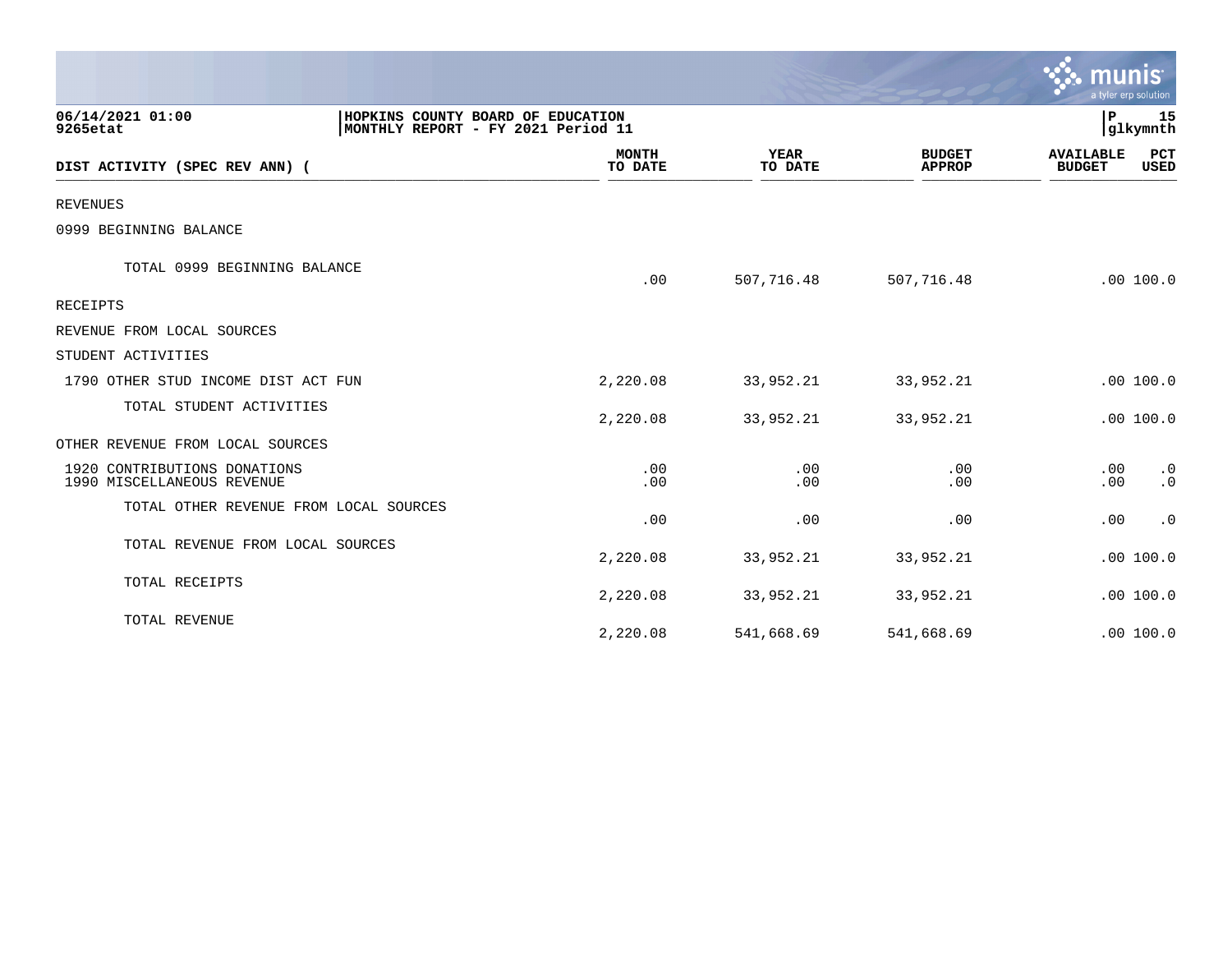HOPKINS COUNTY BOARD OF EDUCATION
MONTHLY REPORT - FY 2021 Period 11

06/14/2021 01:00
9265etat

| DIST ACTIVITY (SPEC REV ANN) ( | MONTH TO DATE | YEAR TO DATE | BUDGET APPROP | AVAILABLE BUDGET | PCT USED |
|---|---|---|---|---|---|
| REVENUES | | | | | |
| 0999 BEGINNING BALANCE | | | | | |
| TOTAL 0999 BEGINNING BALANCE | .00 | 507,716.48 | 507,716.48 | .00 | 100.0 |
| RECEIPTS | | | | | |
| REVENUE FROM LOCAL SOURCES | | | | | |
| STUDENT ACTIVITIES | | | | | |
| 1790 OTHER STUD INCOME DIST ACT FUN | 2,220.08 | 33,952.21 | 33,952.21 | .00 | 100.0 |
| TOTAL STUDENT ACTIVITIES | 2,220.08 | 33,952.21 | 33,952.21 | .00 | 100.0 |
| OTHER REVENUE FROM LOCAL SOURCES | | | | | |
| 1920 CONTRIBUTIONS DONATIONS | .00 | .00 | .00 | .00 | .0 |
| 1990 MISCELLANEOUS REVENUE | .00 | .00 | .00 | .00 | .0 |
| TOTAL OTHER REVENUE FROM LOCAL SOURCES | .00 | .00 | .00 | .00 | .0 |
| TOTAL REVENUE FROM LOCAL SOURCES | 2,220.08 | 33,952.21 | 33,952.21 | .00 | 100.0 |
| TOTAL RECEIPTS | 2,220.08 | 33,952.21 | 33,952.21 | .00 | 100.0 |
| TOTAL REVENUE | 2,220.08 | 541,668.69 | 541,668.69 | .00 | 100.0 |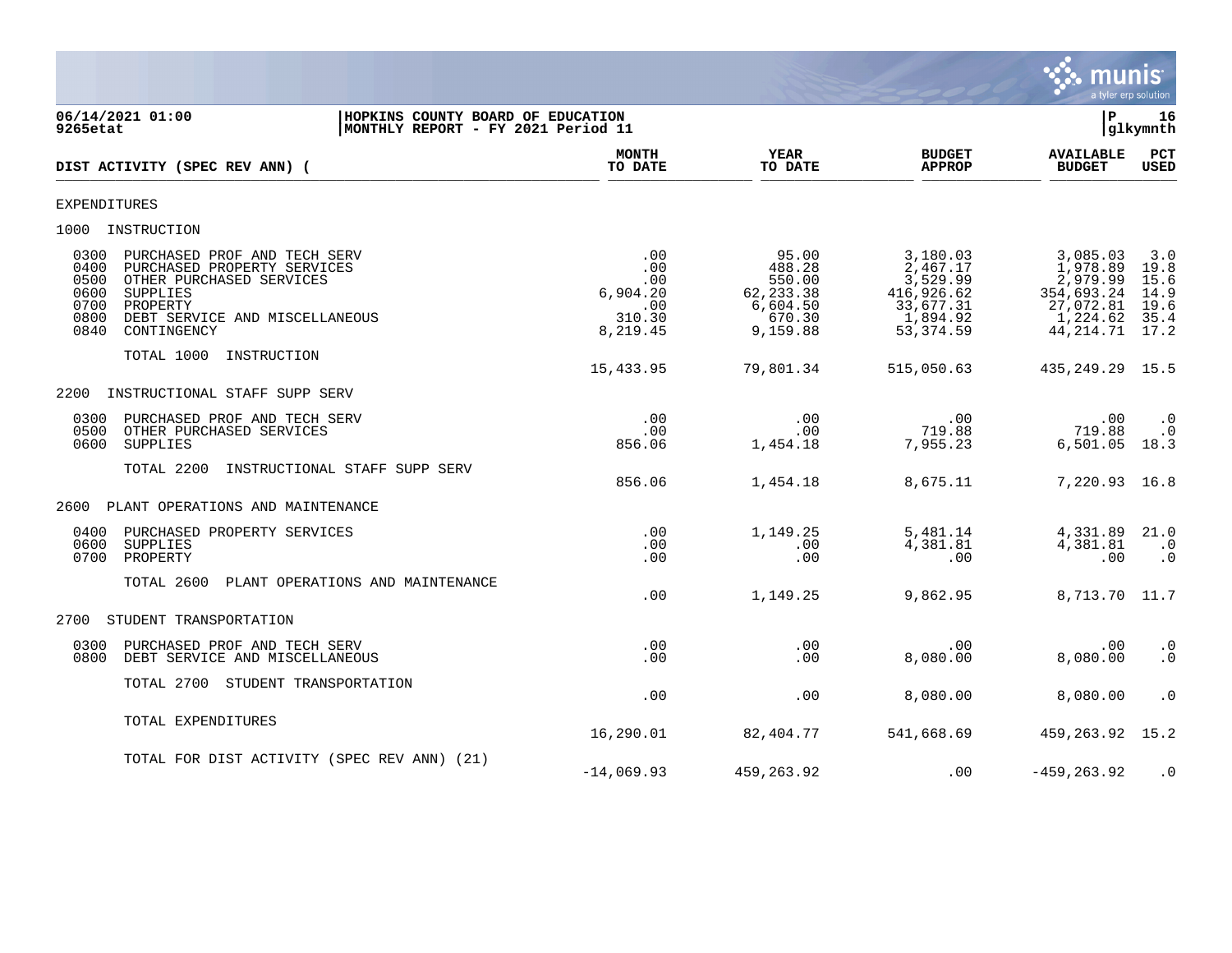**06/14/2021 01:00** | **HOPKINS COUNTY BOARD OF EDUCATION**
**9265etat** | **MONTHLY REPORT - FY 2021 Period 11**

**glkymnth**

| DIST ACTIVITY (SPEC REV ANN) ( | MONTH TO DATE | YEAR TO DATE | BUDGET APPROP | AVAILABLE BUDGET | PCT USED |
|---|---|---|---|---|---|
| **EXPENDITURES** | | | | | |
| **1000 INSTRUCTION** | | | | | |
| 0300 PURCHASED PROF AND TECH SERV | .00 | 95.00 | 3,180.03 | 3,085.03 | 3.0 |
| 0400 PURCHASED PROPERTY SERVICES | .00 | 488.28 | 2,467.17 | 1,978.89 | 19.8 |
| 0500 OTHER PURCHASED SERVICES | .00 | 550.00 | 3,529.99 | 2,979.99 | 15.6 |
| 0600 SUPPLIES | 6,904.20 | 62,233.38 | 416,926.62 | 354,693.24 | 14.9 |
| 0700 PROPERTY | .00 | 6,604.50 | 33,677.31 | 27,072.81 | 19.6 |
| 0800 DEBT SERVICE AND MISCELLANEOUS | 310.30 | 670.30 | 1,894.92 | 1,224.62 | 35.4 |
| 0840 CONTINGENCY | 8,219.45 | 9,159.88 | 53,374.59 | 44,214.71 | 17.2 |
| TOTAL 1000 INSTRUCTION | 15,433.95 | 79,801.34 | 515,050.63 | 435,249.29 | 15.5 |
| **2200 INSTRUCTIONAL STAFF SUPP SERV** | | | | | |
| 0300 PURCHASED PROF AND TECH SERV | .00 | .00 | .00 | .00 | .0 |
| 0500 OTHER PURCHASED SERVICES | .00 | .00 | 719.88 | 719.88 | .0 |
| 0600 SUPPLIES | 856.06 | 1,454.18 | 7,955.23 | 6,501.05 | 18.3 |
| TOTAL 2200 INSTRUCTIONAL STAFF SUPP SERV | 856.06 | 1,454.18 | 8,675.11 | 7,220.93 | 16.8 |
| **2600 PLANT OPERATIONS AND MAINTENANCE** | | | | | |
| 0400 PURCHASED PROPERTY SERVICES | .00 | 1,149.25 | 5,481.14 | 4,331.89 | 21.0 |
| 0600 SUPPLIES | .00 | .00 | 4,381.81 | 4,381.81 | .0 |
| 0700 PROPERTY | .00 | .00 | .00 | .00 | .0 |
| TOTAL 2600 PLANT OPERATIONS AND MAINTENANCE | .00 | 1,149.25 | 9,862.95 | 8,713.70 | 11.7 |
| **2700 STUDENT TRANSPORTATION** | | | | | |
| 0300 PURCHASED PROF AND TECH SERV | .00 | .00 | .00 | .00 | .0 |
| 0800 DEBT SERVICE AND MISCELLANEOUS | .00 | .00 | 8,080.00 | 8,080.00 | .0 |
| TOTAL 2700 STUDENT TRANSPORTATION | .00 | .00 | 8,080.00 | 8,080.00 | .0 |
| TOTAL EXPENDITURES | 16,290.01 | 82,404.77 | 541,668.69 | 459,263.92 | 15.2 |
| TOTAL FOR DIST ACTIVITY (SPEC REV ANN) (21) | -14,069.93 | 459,263.92 | .00 | -459,263.92 | .0 |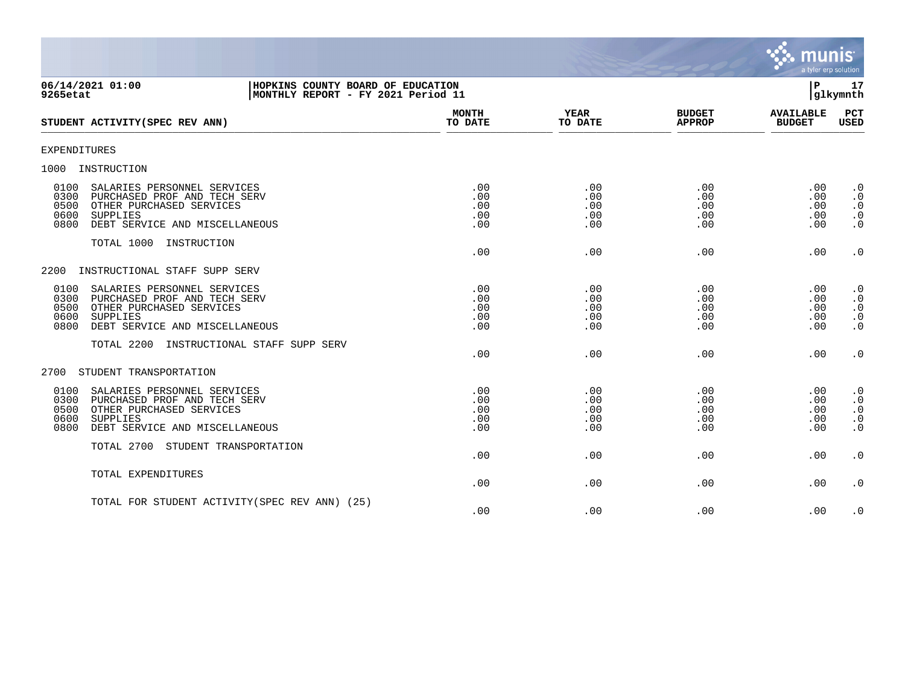HOPKINS COUNTY BOARD OF EDUCATION
MONTHLY REPORT - FY 2021 Period 11

06/14/2021 01:00
9265etat

| STUDENT ACTIVITY(SPEC REV ANN) | MONTH TO DATE | YEAR TO DATE | BUDGET APPROP | AVAILABLE BUDGET | PCT USED |
|---|---|---|---|---|---|
| EXPENDITURES | | | | | |
| 1000 INSTRUCTION | | | | | |
| 0100 SALARIES PERSONNEL SERVICES | .00 | .00 | .00 | .00 | .0 |
| 0300 PURCHASED PROF AND TECH SERV | .00 | .00 | .00 | .00 | .0 |
| 0500 OTHER PURCHASED SERVICES | .00 | .00 | .00 | .00 | .0 |
| 0600 SUPPLIES | .00 | .00 | .00 | .00 | .0 |
| 0800 DEBT SERVICE AND MISCELLANEOUS | .00 | .00 | .00 | .00 | .0 |
| TOTAL 1000 INSTRUCTION | .00 | .00 | .00 | .00 | .0 |
| 2200 INSTRUCTIONAL STAFF SUPP SERV | | | | | |
| 0100 SALARIES PERSONNEL SERVICES | .00 | .00 | .00 | .00 | .0 |
| 0300 PURCHASED PROF AND TECH SERV | .00 | .00 | .00 | .00 | .0 |
| 0500 OTHER PURCHASED SERVICES | .00 | .00 | .00 | .00 | .0 |
| 0600 SUPPLIES | .00 | .00 | .00 | .00 | .0 |
| 0800 DEBT SERVICE AND MISCELLANEOUS | .00 | .00 | .00 | .00 | .0 |
| TOTAL 2200 INSTRUCTIONAL STAFF SUPP SERV | .00 | .00 | .00 | .00 | .0 |
| 2700 STUDENT TRANSPORTATION | | | | | |
| 0100 SALARIES PERSONNEL SERVICES | .00 | .00 | .00 | .00 | .0 |
| 0300 PURCHASED PROF AND TECH SERV | .00 | .00 | .00 | .00 | .0 |
| 0500 OTHER PURCHASED SERVICES | .00 | .00 | .00 | .00 | .0 |
| 0600 SUPPLIES | .00 | .00 | .00 | .00 | .0 |
| 0800 DEBT SERVICE AND MISCELLANEOUS | .00 | .00 | .00 | .00 | .0 |
| TOTAL 2700 STUDENT TRANSPORTATION | .00 | .00 | .00 | .00 | .0 |
| TOTAL EXPENDITURES | .00 | .00 | .00 | .00 | .0 |
| TOTAL FOR STUDENT ACTIVITY(SPEC REV ANN) (25) | .00 | .00 | .00 | .00 | .0 |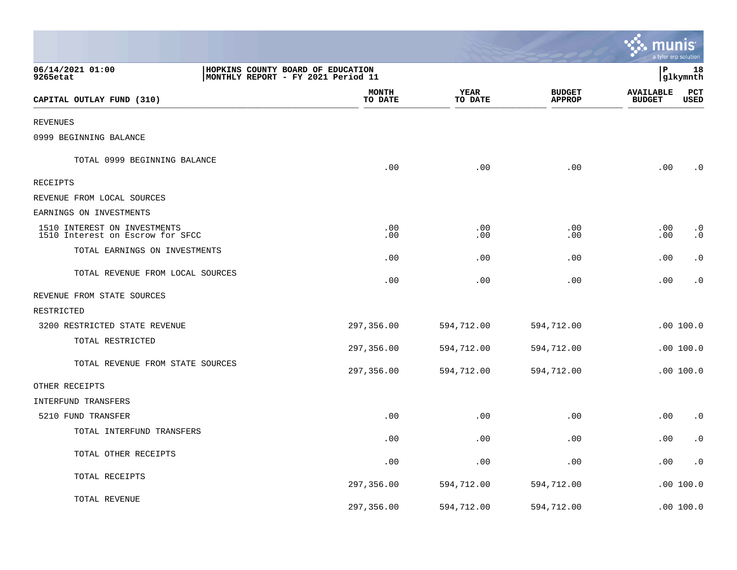06/14/2021 01:00 | HOPKINS COUNTY BOARD OF EDUCATION | P 18
9265etat | MONTHLY REPORT - FY 2021 Period 11 | glkymnth

| CAPITAL OUTLAY FUND (310) | MONTH TO DATE | YEAR TO DATE | BUDGET APPROP | AVAILABLE BUDGET | PCT USED |
|---|---|---|---|---|---|
| REVENUES | | | | | |
| 0999 BEGINNING BALANCE | | | | | |
| TOTAL 0999 BEGINNING BALANCE | .00 | .00 | .00 | .00 | .0 |
| RECEIPTS | | | | | |
| REVENUE FROM LOCAL SOURCES | | | | | |
| EARNINGS ON INVESTMENTS | | | | | |
| 1510 INTEREST ON INVESTMENTS | .00 | .00 | .00 | .00 | .0 |
| 1510 Interest on Escrow for SFCC | .00 | .00 | .00 | .00 | .0 |
| TOTAL EARNINGS ON INVESTMENTS | .00 | .00 | .00 | .00 | .0 |
| TOTAL REVENUE FROM LOCAL SOURCES | .00 | .00 | .00 | .00 | .0 |
| REVENUE FROM STATE SOURCES | | | | | |
| RESTRICTED | | | | | |
| 3200 RESTRICTED STATE REVENUE | 297,356.00 | 594,712.00 | 594,712.00 | .00 | 100.0 |
| TOTAL RESTRICTED | 297,356.00 | 594,712.00 | 594,712.00 | .00 | 100.0 |
| TOTAL REVENUE FROM STATE SOURCES | 297,356.00 | 594,712.00 | 594,712.00 | .00 | 100.0 |
| OTHER RECEIPTS | | | | | |
| INTERFUND TRANSFERS | | | | | |
| 5210 FUND TRANSFER | .00 | .00 | .00 | .00 | .0 |
| TOTAL INTERFUND TRANSFERS | .00 | .00 | .00 | .00 | .0 |
| TOTAL OTHER RECEIPTS | .00 | .00 | .00 | .00 | .0 |
| TOTAL RECEIPTS | 297,356.00 | 594,712.00 | 594,712.00 | .00 | 100.0 |
| TOTAL REVENUE | 297,356.00 | 594,712.00 | 594,712.00 | .00 | 100.0 |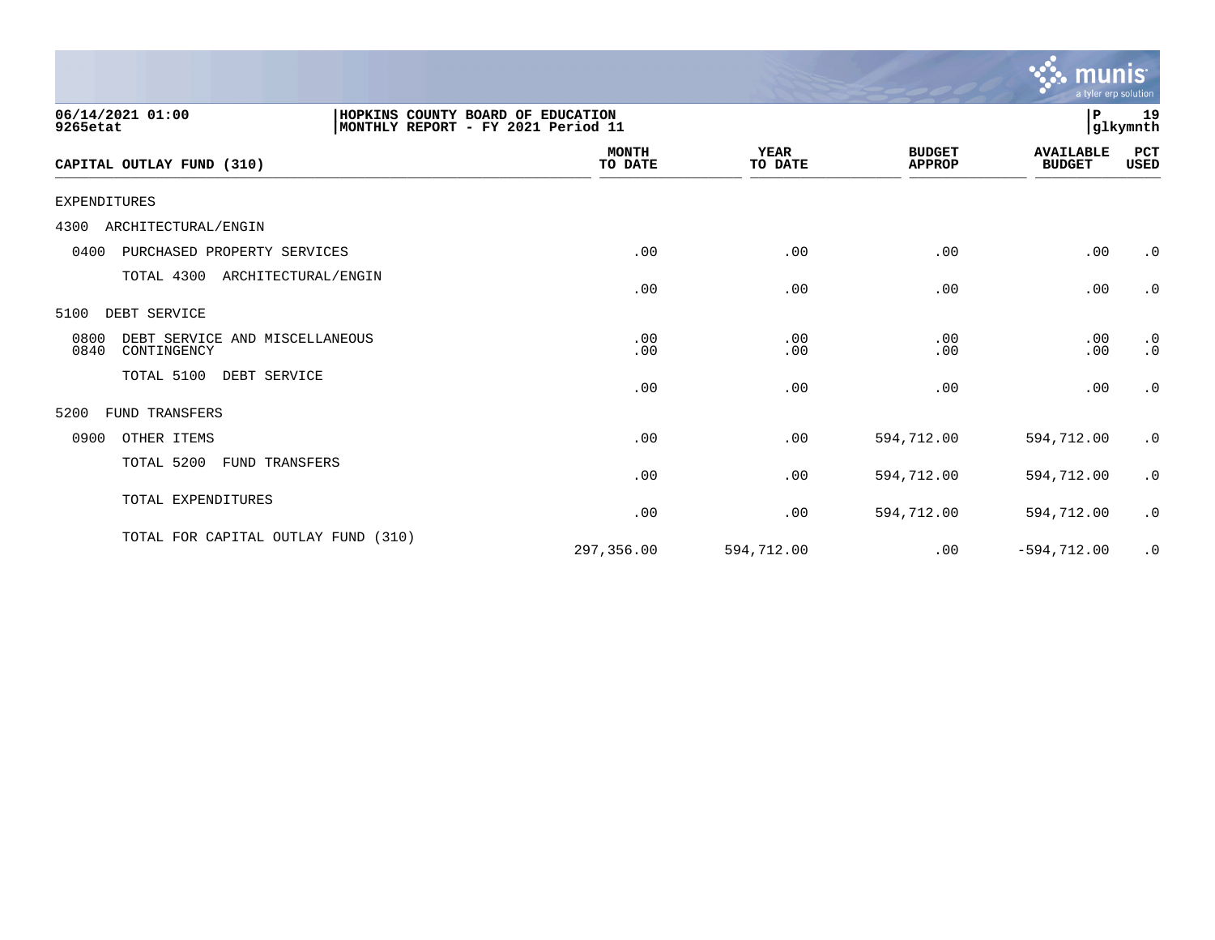HOPKINS COUNTY BOARD OF EDUCATION
MONTHLY REPORT - FY 2021 Period 11

06/14/2021 01:00
9265etat

| CAPITAL OUTLAY FUND (310) | MONTH TO DATE | YEAR TO DATE | BUDGET APPROP | AVAILABLE BUDGET | PCT USED |
|---|---|---|---|---|---|
| EXPENDITURES | | | | | |
| 4300 ARCHITECTURAL/ENGIN | | | | | |
| 0400 PURCHASED PROPERTY SERVICES | .00 | .00 | .00 | .00 | .0 |
| TOTAL 4300 ARCHITECTURAL/ENGIN | .00 | .00 | .00 | .00 | .0 |
| 5100 DEBT SERVICE | | | | | |
| 0800 DEBT SERVICE AND MISCELLANEOUS | .00 | .00 | .00 | .00 | .0 |
| 0840 CONTINGENCY | .00 | .00 | .00 | .00 | .0 |
| TOTAL 5100 DEBT SERVICE | .00 | .00 | .00 | .00 | .0 |
| 5200 FUND TRANSFERS | | | | | |
| 0900 OTHER ITEMS | .00 | .00 | 594,712.00 | 594,712.00 | .0 |
| TOTAL 5200 FUND TRANSFERS | .00 | .00 | 594,712.00 | 594,712.00 | .0 |
| TOTAL EXPENDITURES | .00 | .00 | 594,712.00 | 594,712.00 | .0 |
| TOTAL FOR CAPITAL OUTLAY FUND (310) | 297,356.00 | 594,712.00 | .00 | -594,712.00 | .0 |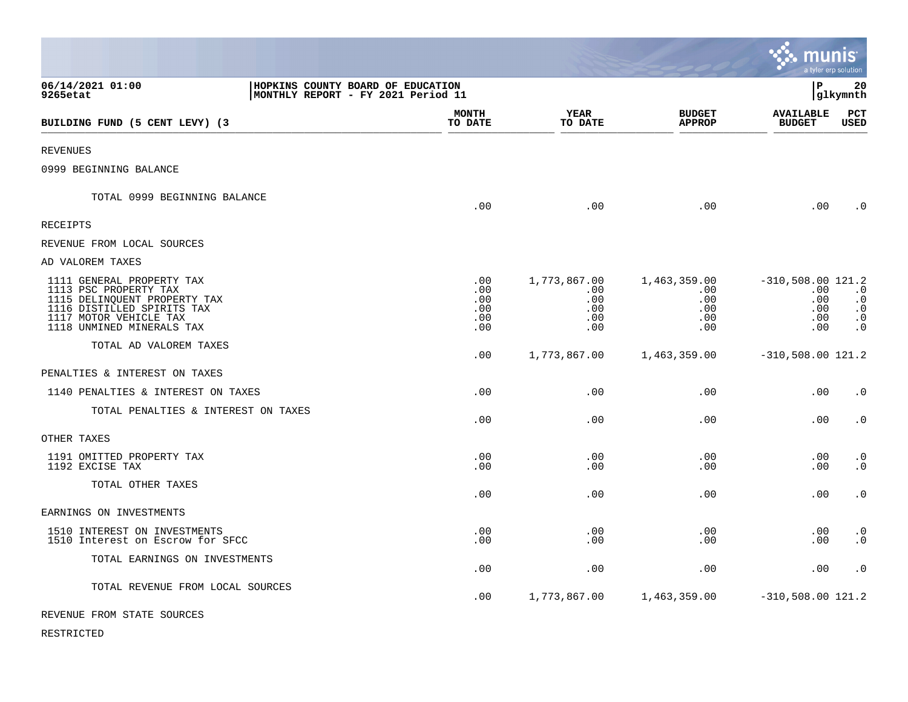06/14/2021 01:00 | HOPKINS COUNTY BOARD OF EDUCATION | P 20
9265etat | MONTHLY REPORT - FY 2021 Period 11 | glkymnth

| BUILDING FUND (5 CENT LEVY) (3 | MONTH TO DATE | YEAR TO DATE | BUDGET APPROP | AVAILABLE BUDGET | PCT USED |
|---|---|---|---|---|---|
| REVENUES | | | | | |
| 0999 BEGINNING BALANCE | | | | | |
| TOTAL 0999 BEGINNING BALANCE | .00 | .00 | .00 | .00 | .0 |
| RECEIPTS | | | | | |
| REVENUE FROM LOCAL SOURCES | | | | | |
| AD VALOREM TAXES | | | | | |
| 1111 GENERAL PROPERTY TAX | .00 | 1,773,867.00 | 1,463,359.00 | -310,508.00 | 121.2 |
| 1113 PSC PROPERTY TAX | .00 | .00 | .00 | .00 | .0 |
| 1115 DELINQUENT PROPERTY TAX | .00 | .00 | .00 | .00 | .0 |
| 1116 DISTILLED SPIRITS TAX | .00 | .00 | .00 | .00 | .0 |
| 1117 MOTOR VEHICLE TAX | .00 | .00 | .00 | .00 | .0 |
| 1118 UNMINED MINERALS TAX | .00 | .00 | .00 | .00 | .0 |
| TOTAL AD VALOREM TAXES | .00 | 1,773,867.00 | 1,463,359.00 | -310,508.00 | 121.2 |
| PENALTIES & INTEREST ON TAXES | | | | | |
| 1140 PENALTIES & INTEREST ON TAXES | .00 | .00 | .00 | .00 | .0 |
| TOTAL PENALTIES & INTEREST ON TAXES | .00 | .00 | .00 | .00 | .0 |
| OTHER TAXES | | | | | |
| 1191 OMITTED PROPERTY TAX | .00 | .00 | .00 | .00 | .0 |
| 1192 EXCISE TAX | .00 | .00 | .00 | .00 | .0 |
| TOTAL OTHER TAXES | .00 | .00 | .00 | .00 | .0 |
| EARNINGS ON INVESTMENTS | | | | | |
| 1510 INTEREST ON INVESTMENTS | .00 | .00 | .00 | .00 | .0 |
| 1510 Interest on Escrow for SFCC | .00 | .00 | .00 | .00 | .0 |
| TOTAL EARNINGS ON INVESTMENTS | .00 | .00 | .00 | .00 | .0 |
| TOTAL REVENUE FROM LOCAL SOURCES | .00 | 1,773,867.00 | 1,463,359.00 | -310,508.00 | 121.2 |
| REVENUE FROM STATE SOURCES | | | | | |
| RESTRICTED | | | | | |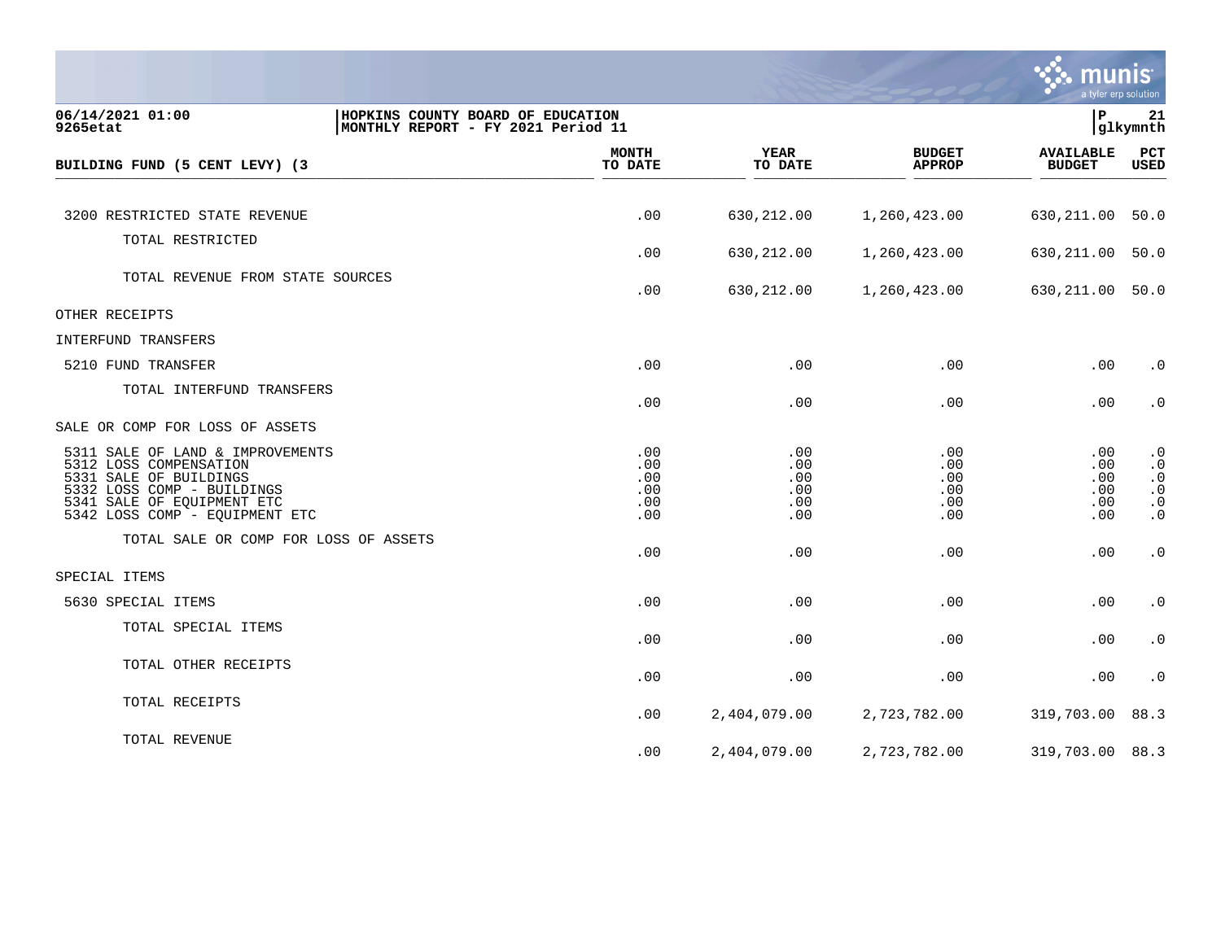06/14/2021 01:00 | HOPKINS COUNTY BOARD OF EDUCATION
9265etat | MONTHLY REPORT - FY 2021 Period 11

| BUILDING FUND (5 CENT LEVY) (3 | MONTH TO DATE | YEAR TO DATE | BUDGET APPROP | AVAILABLE BUDGET | PCT USED |
|---|---|---|---|---|---|
| 3200 RESTRICTED STATE REVENUE | .00 | 630,212.00 | 1,260,423.00 | 630,211.00 | 50.0 |
| TOTAL RESTRICTED | .00 | 630,212.00 | 1,260,423.00 | 630,211.00 | 50.0 |
| TOTAL REVENUE FROM STATE SOURCES | .00 | 630,212.00 | 1,260,423.00 | 630,211.00 | 50.0 |
| OTHER RECEIPTS | | | | | |
| INTERFUND TRANSFERS | | | | | |
| 5210 FUND TRANSFER | .00 | .00 | .00 | .00 | .0 |
| TOTAL INTERFUND TRANSFERS | .00 | .00 | .00 | .00 | .0 |
| SALE OR COMP FOR LOSS OF ASSETS | | | | | |
| 5311 SALE OF LAND & IMPROVEMENTS | .00 | .00 | .00 | .00 | .0 |
| 5312 LOSS COMPENSATION | .00 | .00 | .00 | .00 | .0 |
| 5331 SALE OF BUILDINGS | .00 | .00 | .00 | .00 | .0 |
| 5332 LOSS COMP - BUILDINGS | .00 | .00 | .00 | .00 | .0 |
| 5341 SALE OF EQUIPMENT ETC | .00 | .00 | .00 | .00 | .0 |
| 5342 LOSS COMP - EQUIPMENT ETC | .00 | .00 | .00 | .00 | .0 |
| TOTAL SALE OR COMP FOR LOSS OF ASSETS | .00 | .00 | .00 | .00 | .0 |
| SPECIAL ITEMS | | | | | |
| 5630 SPECIAL ITEMS | .00 | .00 | .00 | .00 | .0 |
| TOTAL SPECIAL ITEMS | .00 | .00 | .00 | .00 | .0 |
| TOTAL OTHER RECEIPTS | .00 | .00 | .00 | .00 | .0 |
| TOTAL RECEIPTS | .00 | 2,404,079.00 | 2,723,782.00 | 319,703.00 | 88.3 |
| TOTAL REVENUE | .00 | 2,404,079.00 | 2,723,782.00 | 319,703.00 | 88.3 |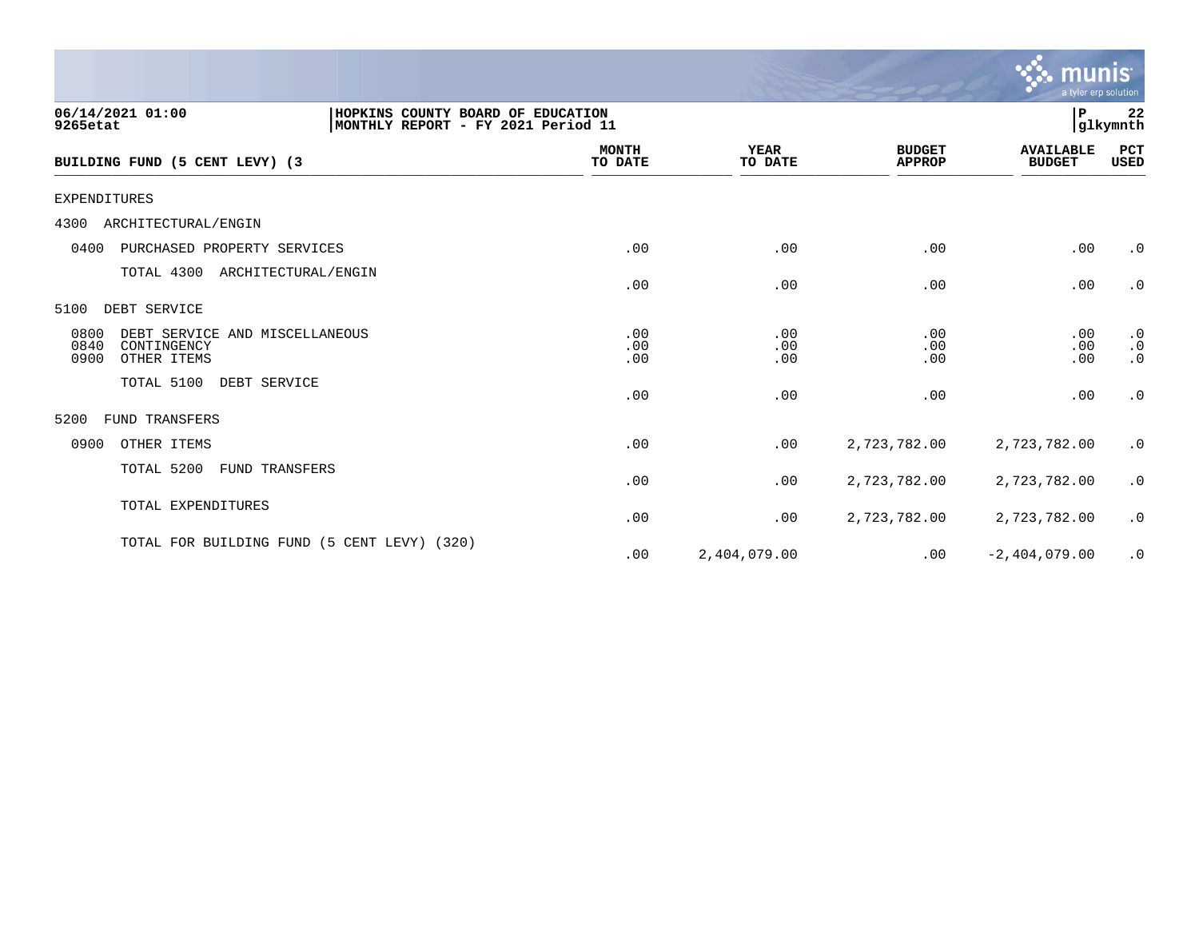06/14/2021 01:00 | HOPKINS COUNTY BOARD OF EDUCATION | P 22
9265etat | MONTHLY REPORT - FY 2021 Period 11 | glkymnth

| BUILDING FUND (5 CENT LEVY) (3 | MONTH TO DATE | YEAR TO DATE | BUDGET APPROP | AVAILABLE BUDGET | PCT USED |
|---|---|---|---|---|---|
| EXPENDITURES | | | | | |
| 4300 ARCHITECTURAL/ENGIN | | | | | |
| 0400 PURCHASED PROPERTY SERVICES | .00 | .00 | .00 | .00 | .0 |
| TOTAL 4300 ARCHITECTURAL/ENGIN | .00 | .00 | .00 | .00 | .0 |
| 5100 DEBT SERVICE | | | | | |
| 0800 DEBT SERVICE AND MISCELLANEOUS | .00 | .00 | .00 | .00 | .0 |
| 0840 CONTINGENCY | .00 | .00 | .00 | .00 | .0 |
| 0900 OTHER ITEMS | .00 | .00 | .00 | .00 | .0 |
| TOTAL 5100 DEBT SERVICE | .00 | .00 | .00 | .00 | .0 |
| 5200 FUND TRANSFERS | | | | | |
| 0900 OTHER ITEMS | .00 | .00 | 2,723,782.00 | 2,723,782.00 | .0 |
| TOTAL 5200 FUND TRANSFERS | .00 | .00 | 2,723,782.00 | 2,723,782.00 | .0 |
| TOTAL EXPENDITURES | .00 | .00 | 2,723,782.00 | 2,723,782.00 | .0 |
| TOTAL FOR BUILDING FUND (5 CENT LEVY) (320) | .00 | 2,404,079.00 | .00 | -2,404,079.00 | .0 |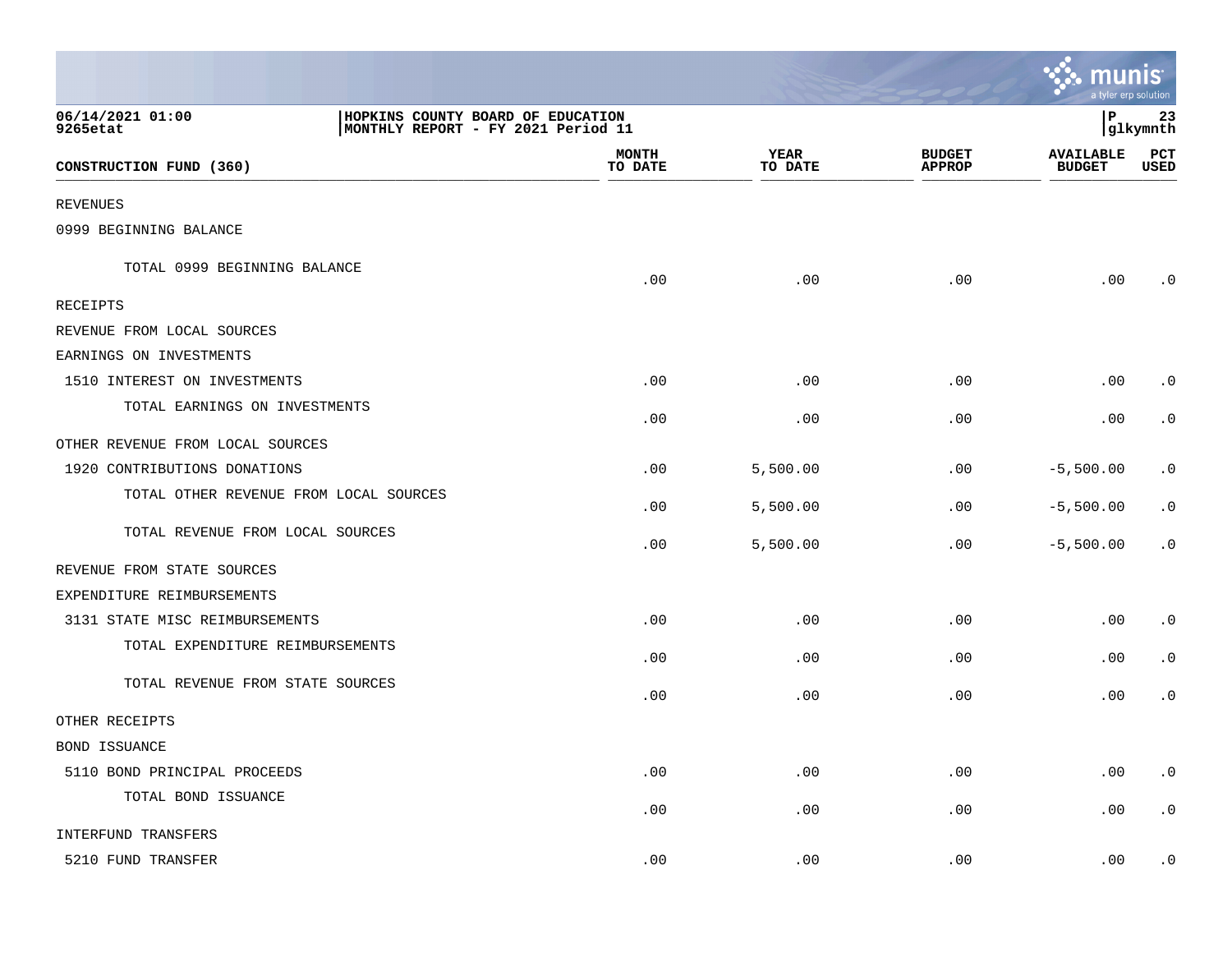06/14/2021 01:00 | HOPKINS COUNTY BOARD OF EDUCATION
9265etat | MONTHLY REPORT - FY 2021 Period 11

| CONSTRUCTION FUND (360) | MONTH TO DATE | YEAR TO DATE | BUDGET APPROP | AVAILABLE BUDGET | PCT USED |
|---|---|---|---|---|---|
| REVENUES | | | | | |
| 0999 BEGINNING BALANCE | | | | | |
| TOTAL 0999 BEGINNING BALANCE | .00 | .00 | .00 | .00 | .0 |
| RECEIPTS | | | | | |
| REVENUE FROM LOCAL SOURCES | | | | | |
| EARNINGS ON INVESTMENTS | | | | | |
| 1510 INTEREST ON INVESTMENTS | .00 | .00 | .00 | .00 | .0 |
| TOTAL EARNINGS ON INVESTMENTS | .00 | .00 | .00 | .00 | .0 |
| OTHER REVENUE FROM LOCAL SOURCES | | | | | |
| 1920 CONTRIBUTIONS DONATIONS | .00 | 5,500.00 | .00 | -5,500.00 | .0 |
| TOTAL OTHER REVENUE FROM LOCAL SOURCES | .00 | 5,500.00 | .00 | -5,500.00 | .0 |
| TOTAL REVENUE FROM LOCAL SOURCES | .00 | 5,500.00 | .00 | -5,500.00 | .0 |
| REVENUE FROM STATE SOURCES | | | | | |
| EXPENDITURE REIMBURSEMENTS | | | | | |
| 3131 STATE MISC REIMBURSEMENTS | .00 | .00 | .00 | .00 | .0 |
| TOTAL EXPENDITURE REIMBURSEMENTS | .00 | .00 | .00 | .00 | .0 |
| TOTAL REVENUE FROM STATE SOURCES | .00 | .00 | .00 | .00 | .0 |
| OTHER RECEIPTS | | | | | |
| BOND ISSUANCE | | | | | |
| 5110 BOND PRINCIPAL PROCEEDS | .00 | .00 | .00 | .00 | .0 |
| TOTAL BOND ISSUANCE | .00 | .00 | .00 | .00 | .0 |
| INTERFUND TRANSFERS | | | | | |
| 5210 FUND TRANSFER | .00 | .00 | .00 | .00 | .0 |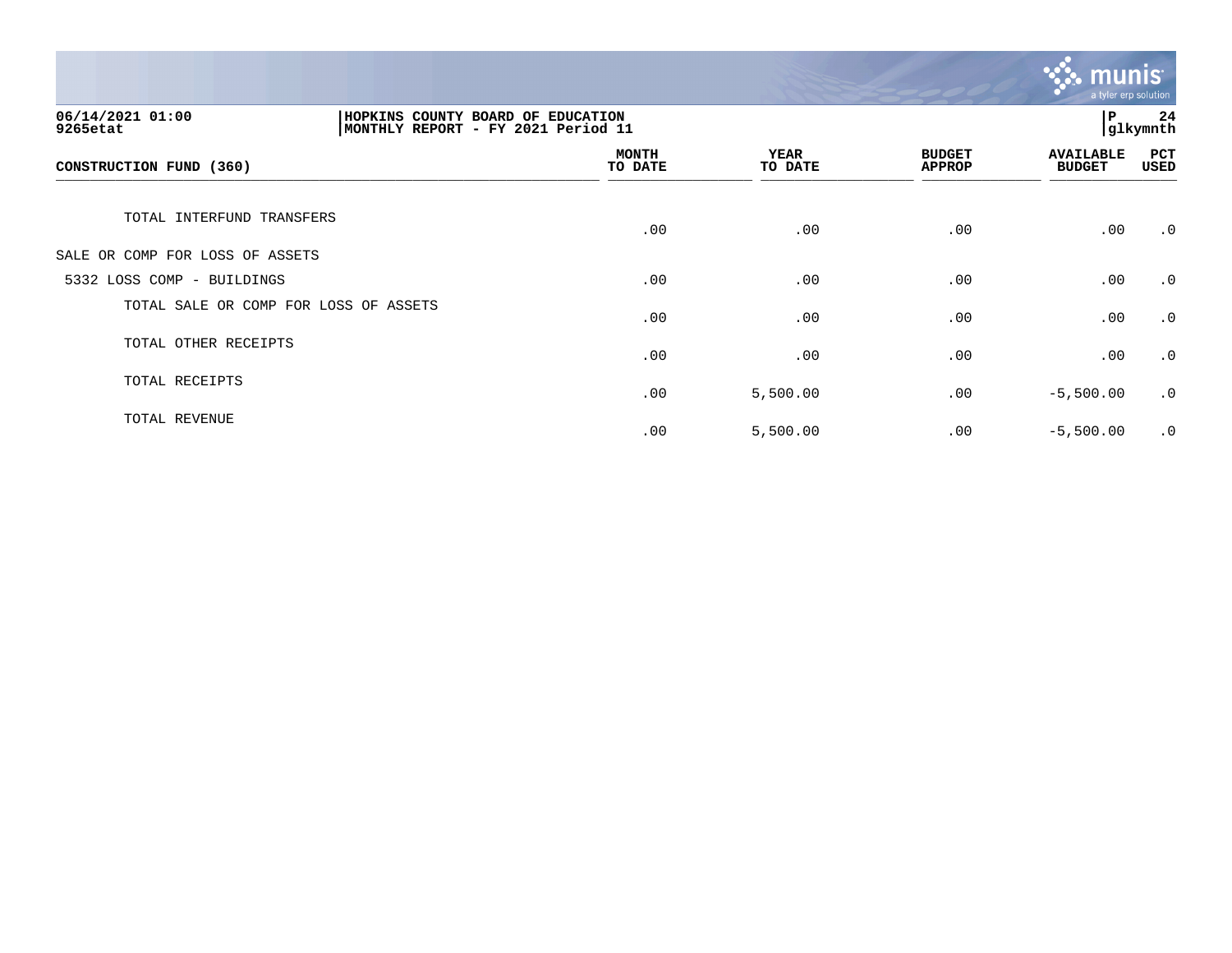HOPKINS COUNTY BOARD OF EDUCATION
MONTHLY REPORT - FY 2021 Period 11

06/14/2021 01:00
9265etat

| CONSTRUCTION FUND (360) | MONTH TO DATE | YEAR TO DATE | BUDGET APPROP | AVAILABLE BUDGET | PCT USED |
|---|---|---|---|---|---|
| TOTAL INTERFUND TRANSFERS | .00 | .00 | .00 | .00 | .0 |
| SALE OR COMP FOR LOSS OF ASSETS | | | | | |
| 5332 LOSS COMP - BUILDINGS | .00 | .00 | .00 | .00 | .0 |
| TOTAL SALE OR COMP FOR LOSS OF ASSETS | .00 | .00 | .00 | .00 | .0 |
| TOTAL OTHER RECEIPTS | .00 | .00 | .00 | .00 | .0 |
| TOTAL RECEIPTS | .00 | 5,500.00 | .00 | -5,500.00 | .0 |
| TOTAL REVENUE | .00 | 5,500.00 | .00 | -5,500.00 | .0 |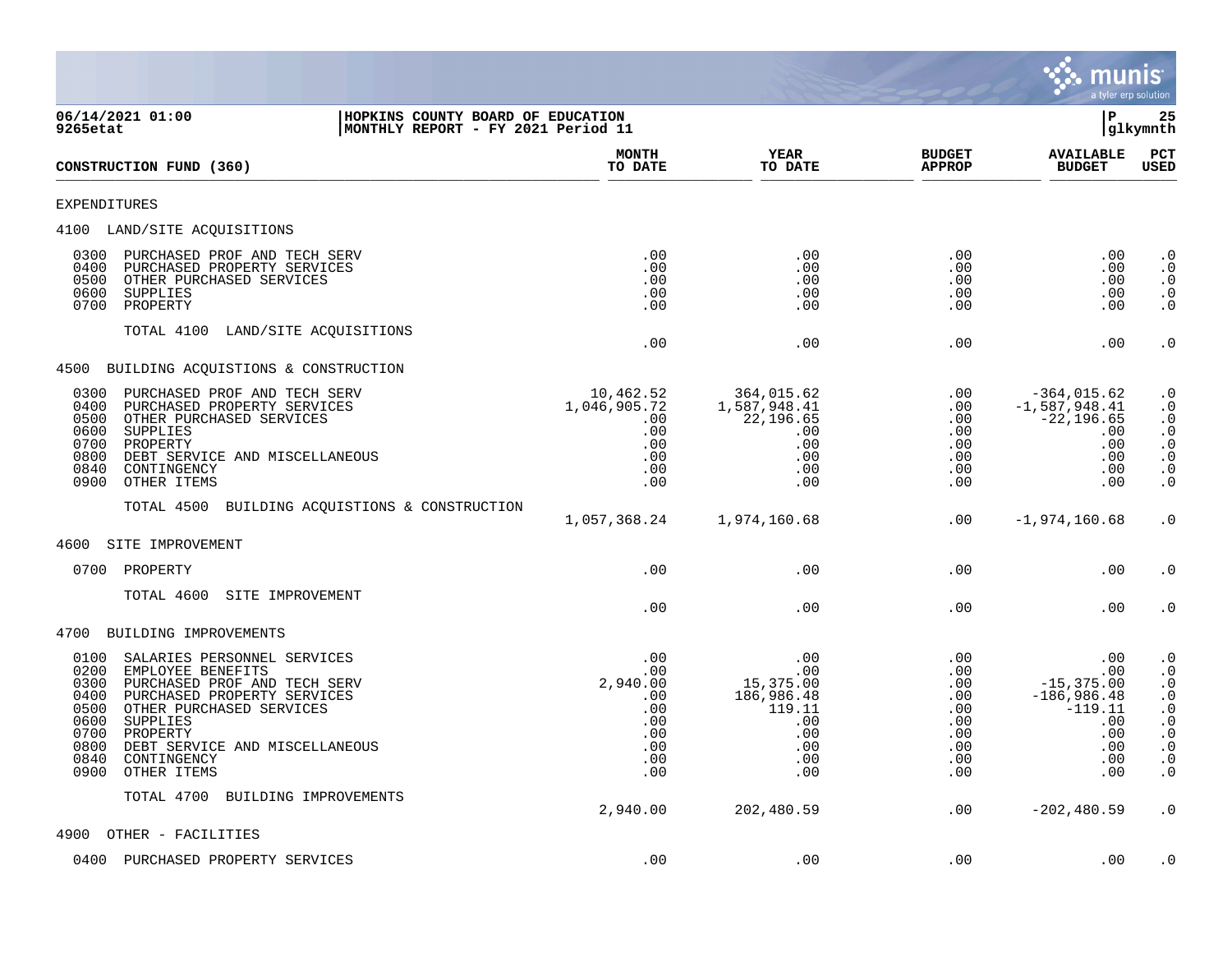**06/14/2021 01:00** | **HOPKINS COUNTY BOARD OF EDUCATION** | **P 25**
**9265etat** | **MONTHLY REPORT - FY 2021 Period 11** | **glkymnth**

| CONSTRUCTION FUND (360) | MONTH TO DATE | YEAR TO DATE | BUDGET APPROP | AVAILABLE BUDGET | PCT USED |
|---|---|---|---|---|---|
| EXPENDITURES | | | | | |
| 4100 LAND/SITE ACQUISITIONS | | | | | |
| 0300 PURCHASED PROF AND TECH SERV | .00 | .00 | .00 | .00 | .0 |
| 0400 PURCHASED PROPERTY SERVICES | .00 | .00 | .00 | .00 | .0 |
| 0500 OTHER PURCHASED SERVICES | .00 | .00 | .00 | .00 | .0 |
| 0600 SUPPLIES | .00 | .00 | .00 | .00 | .0 |
| 0700 PROPERTY | .00 | .00 | .00 | .00 | .0 |
| TOTAL 4100 LAND/SITE ACQUISITIONS | .00 | .00 | .00 | .00 | .0 |
| 4500 BUILDING ACQUISTIONS & CONSTRUCTION | | | | | |
| 0300 PURCHASED PROF AND TECH SERV | 10,462.52 | 364,015.62 | .00 | -364,015.62 | .0 |
| 0400 PURCHASED PROPERTY SERVICES | 1,046,905.72 | 1,587,948.41 | .00 | -1,587,948.41 | .0 |
| 0500 OTHER PURCHASED SERVICES | .00 | 22,196.65 | .00 | -22,196.65 | .0 |
| 0600 SUPPLIES | .00 | .00 | .00 | .00 | .0 |
| 0700 PROPERTY | .00 | .00 | .00 | .00 | .0 |
| 0800 DEBT SERVICE AND MISCELLANEOUS | .00 | .00 | .00 | .00 | .0 |
| 0840 CONTINGENCY | .00 | .00 | .00 | .00 | .0 |
| 0900 OTHER ITEMS | .00 | .00 | .00 | .00 | .0 |
| TOTAL 4500 BUILDING ACQUISTIONS & CONSTRUCTION | 1,057,368.24 | 1,974,160.68 | .00 | -1,974,160.68 | .0 |
| 4600 SITE IMPROVEMENT | | | | | |
| 0700 PROPERTY | .00 | .00 | .00 | .00 | .0 |
| TOTAL 4600 SITE IMPROVEMENT | .00 | .00 | .00 | .00 | .0 |
| 4700 BUILDING IMPROVEMENTS | | | | | |
| 0100 SALARIES PERSONNEL SERVICES | .00 | .00 | .00 | .00 | .0 |
| 0200 EMPLOYEE BENEFITS | .00 | .00 | .00 | .00 | .0 |
| 0300 PURCHASED PROF AND TECH SERV | 2,940.00 | 15,375.00 | .00 | -15,375.00 | .0 |
| 0400 PURCHASED PROPERTY SERVICES | .00 | 186,986.48 | .00 | -186,986.48 | .0 |
| 0500 OTHER PURCHASED SERVICES | .00 | 119.11 | .00 | -119.11 | .0 |
| 0600 SUPPLIES | .00 | .00 | .00 | .00 | .0 |
| 0700 PROPERTY | .00 | .00 | .00 | .00 | .0 |
| 0800 DEBT SERVICE AND MISCELLANEOUS | .00 | .00 | .00 | .00 | .0 |
| 0840 CONTINGENCY | .00 | .00 | .00 | .00 | .0 |
| 0900 OTHER ITEMS | .00 | .00 | .00 | .00 | .0 |
| TOTAL 4700 BUILDING IMPROVEMENTS | 2,940.00 | 202,480.59 | .00 | -202,480.59 | .0 |
| 4900 OTHER - FACILITIES | | | | | |
| 0400 PURCHASED PROPERTY SERVICES | .00 | .00 | .00 | .00 | .0 |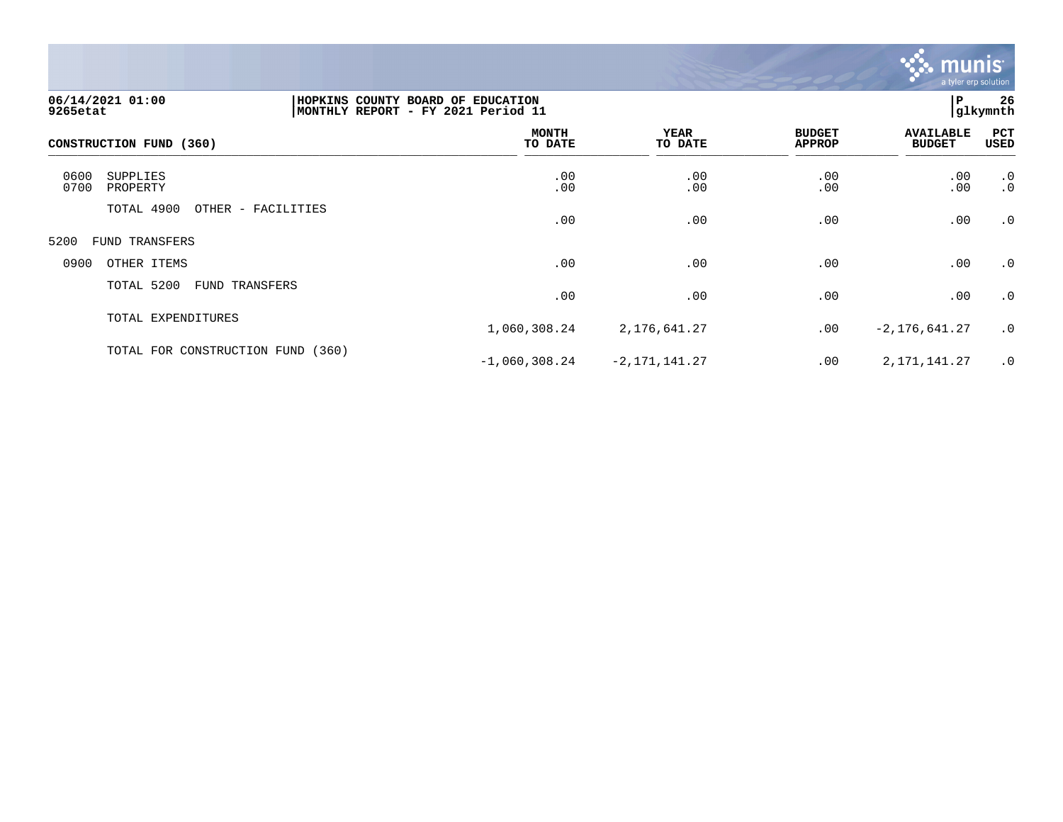06/14/2021 01:00 | HOPKINS COUNTY BOARD OF EDUCATION
9265etat | MONTHLY REPORT - FY 2021 Period 11

| CONSTRUCTION FUND (360) | MONTH TO DATE | YEAR TO DATE | BUDGET APPROP | AVAILABLE BUDGET | PCT USED |
|---|---|---|---|---|---|
| 0600 SUPPLIES | .00 | .00 | .00 | .00 | .0 |
| 0700 PROPERTY | .00 | .00 | .00 | .00 | .0 |
| TOTAL 4900 OTHER - FACILITIES | .00 | .00 | .00 | .00 | .0 |
| 5200 FUND TRANSFERS | | | | | |
| 0900 OTHER ITEMS | .00 | .00 | .00 | .00 | .0 |
| TOTAL 5200 FUND TRANSFERS | .00 | .00 | .00 | .00 | .0 |
| TOTAL EXPENDITURES | 1,060,308.24 | 2,176,641.27 | .00 | -2,176,641.27 | .0 |
| TOTAL FOR CONSTRUCTION FUND (360) | -1,060,308.24 | -2,171,141.27 | .00 | 2,171,141.27 | .0 |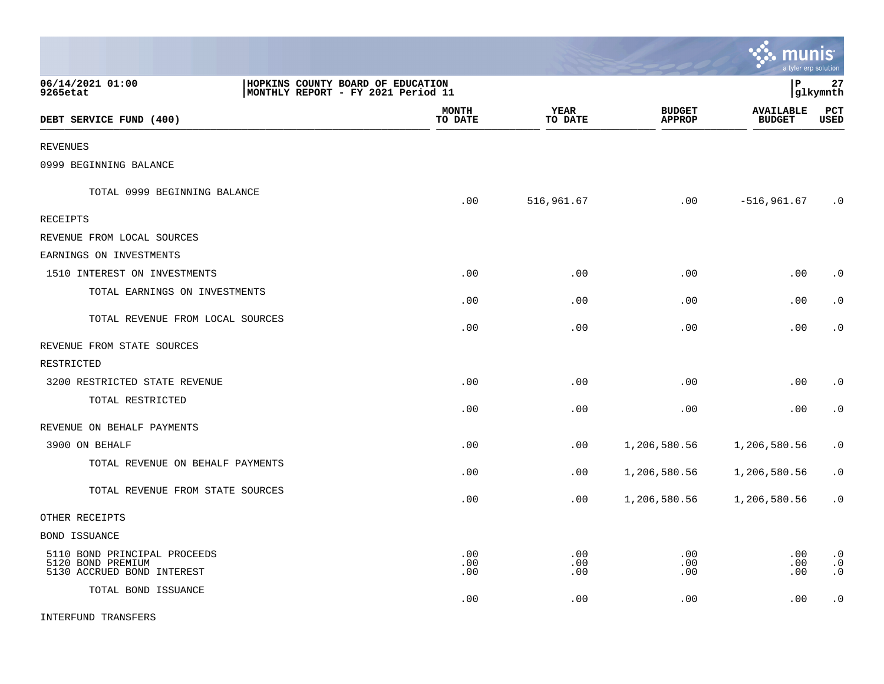06/14/2021 01:00
9265etat

HOPKINS COUNTY BOARD OF EDUCATION
MONTHLY REPORT - FY 2021 Period 11

| DEBT SERVICE FUND (400) | MONTH TO DATE | YEAR TO DATE | BUDGET APPROP | AVAILABLE BUDGET | PCT USED |
|---|---|---|---|---|---|
| REVENUES | | | | | |
| 0999 BEGINNING BALANCE | | | | | |
| TOTAL 0999 BEGINNING BALANCE | .00 | 516,961.67 | .00 | -516,961.67 | .0 |
| RECEIPTS | | | | | |
| REVENUE FROM LOCAL SOURCES | | | | | |
| EARNINGS ON INVESTMENTS | | | | | |
| 1510 INTEREST ON INVESTMENTS | .00 | .00 | .00 | .00 | .0 |
| TOTAL EARNINGS ON INVESTMENTS | .00 | .00 | .00 | .00 | .0 |
| TOTAL REVENUE FROM LOCAL SOURCES | .00 | .00 | .00 | .00 | .0 |
| REVENUE FROM STATE SOURCES | | | | | |
| RESTRICTED | | | | | |
| 3200 RESTRICTED STATE REVENUE | .00 | .00 | .00 | .00 | .0 |
| TOTAL RESTRICTED | .00 | .00 | .00 | .00 | .0 |
| REVENUE ON BEHALF PAYMENTS | | | | | |
| 3900 ON BEHALF | .00 | .00 | 1,206,580.56 | 1,206,580.56 | .0 |
| TOTAL REVENUE ON BEHALF PAYMENTS | .00 | .00 | 1,206,580.56 | 1,206,580.56 | .0 |
| TOTAL REVENUE FROM STATE SOURCES | .00 | .00 | 1,206,580.56 | 1,206,580.56 | .0 |
| OTHER RECEIPTS | | | | | |
| BOND ISSUANCE | | | | | |
| 5110 BOND PRINCIPAL PROCEEDS | .00 | .00 | .00 | .00 | .0 |
| 5120 BOND PREMIUM | .00 | .00 | .00 | .00 | .0 |
| 5130 ACCRUED BOND INTEREST | .00 | .00 | .00 | .00 | .0 |
| TOTAL BOND ISSUANCE | .00 | .00 | .00 | .00 | .0 |
| INTERFUND TRANSFERS | | | | | |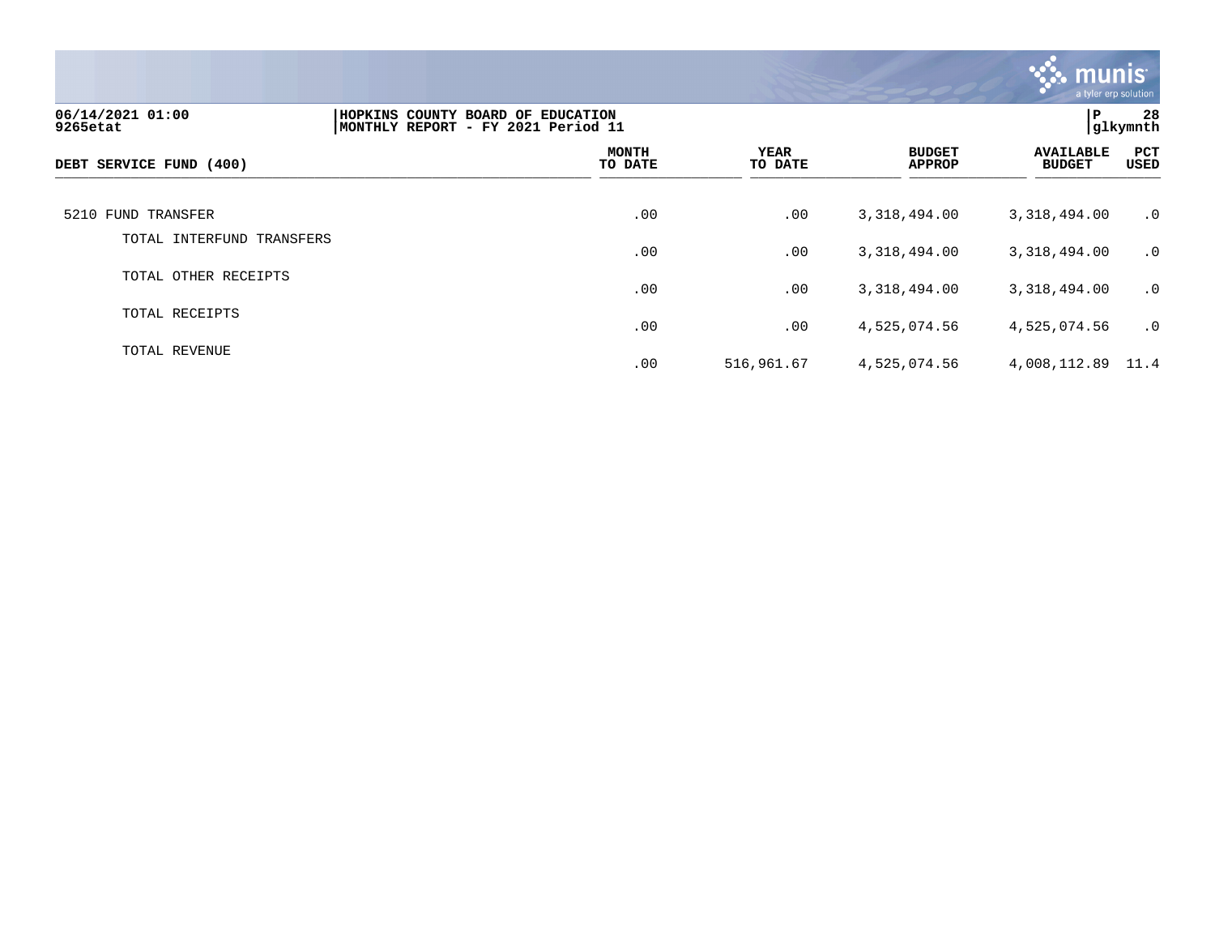06/14/2021 01:00 | HOPKINS COUNTY BOARD OF EDUCATION
9265etat | MONTHLY REPORT - FY 2021 Period 11

| DEBT SERVICE FUND (400) | MONTH TO DATE | YEAR TO DATE | BUDGET APPROP | AVAILABLE BUDGET | PCT USED |
|---|---|---|---|---|---|
| 5210 FUND TRANSFER | .00 | .00 | 3,318,494.00 | 3,318,494.00 | .0 |
| TOTAL INTERFUND TRANSFERS | .00 | .00 | 3,318,494.00 | 3,318,494.00 | .0 |
| TOTAL OTHER RECEIPTS | .00 | .00 | 3,318,494.00 | 3,318,494.00 | .0 |
| TOTAL RECEIPTS | .00 | .00 | 4,525,074.56 | 4,525,074.56 | .0 |
| TOTAL REVENUE | .00 | 516,961.67 | 4,525,074.56 | 4,008,112.89 | 11.4 |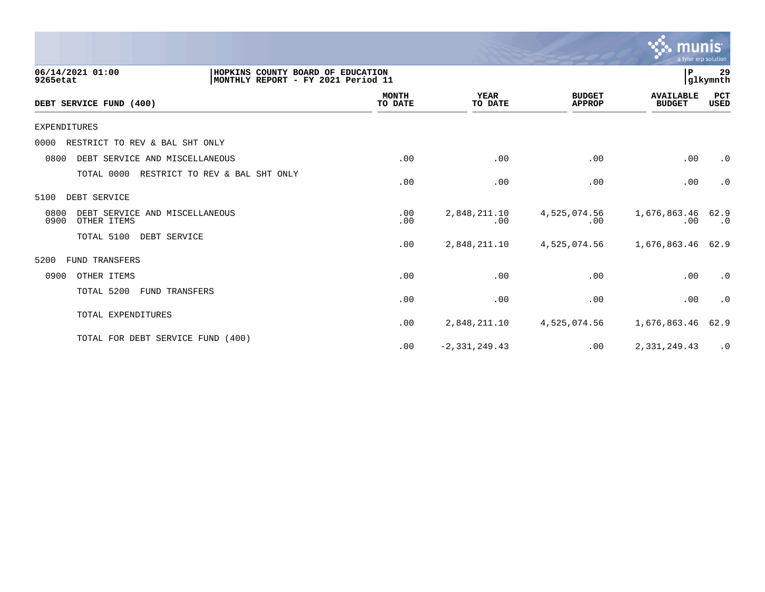06/14/2021 01:00
9265etat

HOPKINS COUNTY BOARD OF EDUCATION
MONTHLY REPORT - FY 2021 Period 11

| DEBT SERVICE FUND (400) | MONTH TO DATE | YEAR TO DATE | BUDGET APPROP | AVAILABLE BUDGET | PCT USED |
|---|---|---|---|---|---|
| EXPENDITURES | | | | | |
| 0000 RESTRICT TO REV & BAL SHT ONLY | | | | | |
| 0800 DEBT SERVICE AND MISCELLANEOUS | .00 | .00 | .00 | .00 | .0 |
| TOTAL 0000 RESTRICT TO REV & BAL SHT ONLY | .00 | .00 | .00 | .00 | .0 |
| 5100 DEBT SERVICE | | | | | |
| 0800 DEBT SERVICE AND MISCELLANEOUS | .00 | 2,848,211.10 | 4,525,074.56 | 1,676,863.46 | 62.9 |
| 0900 OTHER ITEMS | .00 | .00 | .00 | .00 | .0 |
| TOTAL 5100 DEBT SERVICE | .00 | 2,848,211.10 | 4,525,074.56 | 1,676,863.46 | 62.9 |
| 5200 FUND TRANSFERS | | | | | |
| 0900 OTHER ITEMS | .00 | .00 | .00 | .00 | .0 |
| TOTAL 5200 FUND TRANSFERS | .00 | .00 | .00 | .00 | .0 |
| TOTAL EXPENDITURES | .00 | 2,848,211.10 | 4,525,074.56 | 1,676,863.46 | 62.9 |
| TOTAL FOR DEBT SERVICE FUND (400) | .00 | -2,331,249.43 | .00 | 2,331,249.43 | .0 |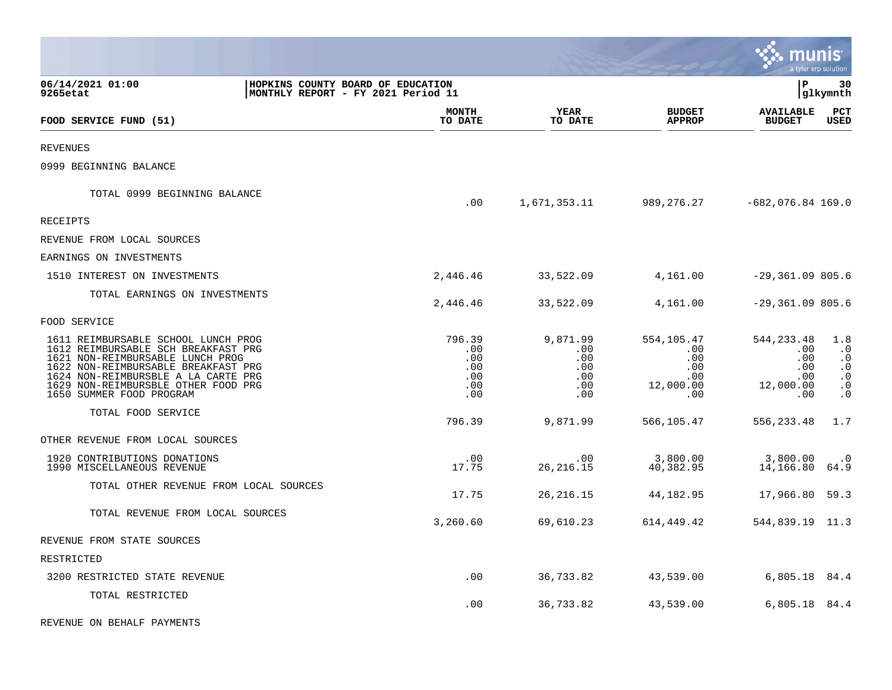**HOPKINS COUNTY BOARD OF EDUCATION**
**MONTHLY REPORT - FY 2021 Period 11**

06/14/2021 01:00
9265etat

| FOOD SERVICE FUND (51) | MONTH TO DATE | YEAR TO DATE | BUDGET APPROP | AVAILABLE BUDGET | PCT USED |
|---|---|---|---|---|---|
| REVENUES | | | | | |
| 0999 BEGINNING BALANCE | | | | | |
| TOTAL 0999 BEGINNING BALANCE | .00 | 1,671,353.11 | 989,276.27 | -682,076.84 | 169.0 |
| RECEIPTS | | | | | |
| REVENUE FROM LOCAL SOURCES | | | | | |
| EARNINGS ON INVESTMENTS | | | | | |
| 1510 INTEREST ON INVESTMENTS | 2,446.46 | 33,522.09 | 4,161.00 | -29,361.09 | 805.6 |
| TOTAL EARNINGS ON INVESTMENTS | 2,446.46 | 33,522.09 | 4,161.00 | -29,361.09 | 805.6 |
| FOOD SERVICE | | | | | |
| 1611 REIMBURSABLE SCHOOL LUNCH PROG | 796.39 | 9,871.99 | 554,105.47 | 544,233.48 | 1.8 |
| 1612 REIMBURSABLE SCH BREAKFAST PRG | .00 | .00 | .00 | .00 | .0 |
| 1621 NON-REIMBURSABLE LUNCH PROG | .00 | .00 | .00 | .00 | .0 |
| 1622 NON-REIMBURSABLE BREAKFAST PRG | .00 | .00 | .00 | .00 | .0 |
| 1624 NON-REIMBURSBLE A LA CARTE PRG | .00 | .00 | .00 | .00 | .0 |
| 1629 NON-REIMBURSBLE OTHER FOOD PRG | .00 | .00 | 12,000.00 | 12,000.00 | .0 |
| 1650 SUMMER FOOD PROGRAM | .00 | .00 | .00 | .00 | .0 |
| TOTAL FOOD SERVICE | 796.39 | 9,871.99 | 566,105.47 | 556,233.48 | 1.7 |
| OTHER REVENUE FROM LOCAL SOURCES | | | | | |
| 1920 CONTRIBUTIONS DONATIONS | .00 | .00 | 3,800.00 | 3,800.00 | .0 |
| 1990 MISCELLANEOUS REVENUE | 17.75 | 26,216.15 | 40,382.95 | 14,166.80 | 64.9 |
| TOTAL OTHER REVENUE FROM LOCAL SOURCES | 17.75 | 26,216.15 | 44,182.95 | 17,966.80 | 59.3 |
| TOTAL REVENUE FROM LOCAL SOURCES | 3,260.60 | 69,610.23 | 614,449.42 | 544,839.19 | 11.3 |
| REVENUE FROM STATE SOURCES | | | | | |
| RESTRICTED | | | | | |
| 3200 RESTRICTED STATE REVENUE | .00 | 36,733.82 | 43,539.00 | 6,805.18 | 84.4 |
| TOTAL RESTRICTED | .00 | 36,733.82 | 43,539.00 | 6,805.18 | 84.4 |
| REVENUE ON BEHALF PAYMENTS | | | | | |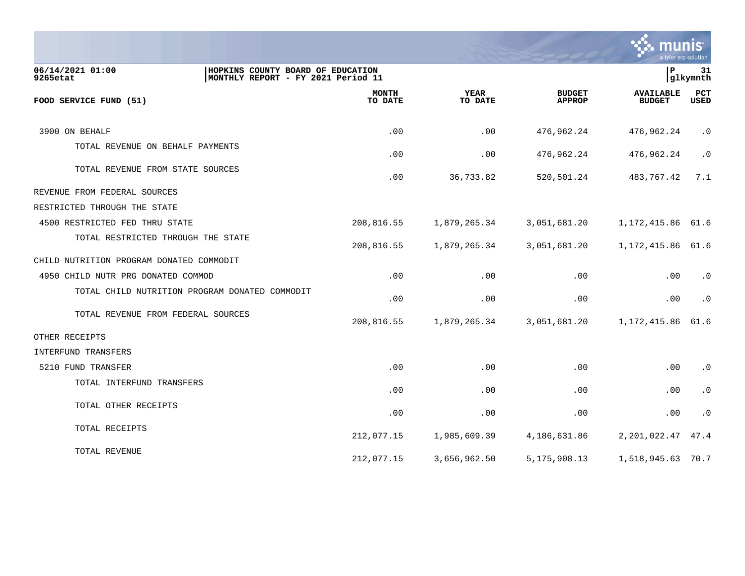HOPKINS COUNTY BOARD OF EDUCATION
MONTHLY REPORT - FY 2021 Period 11

06/14/2021 01:00
9265etat

| FOOD SERVICE FUND (51) | MONTH TO DATE | YEAR TO DATE | BUDGET APPROP | AVAILABLE BUDGET | PCT USED |
|---|---|---|---|---|---|
| 3900 ON BEHALF | .00 | .00 | 476,962.24 | 476,962.24 | .0 |
| TOTAL REVENUE ON BEHALF PAYMENTS | .00 | .00 | 476,962.24 | 476,962.24 | .0 |
| TOTAL REVENUE FROM STATE SOURCES | .00 | 36,733.82 | 520,501.24 | 483,767.42 | 7.1 |
| REVENUE FROM FEDERAL SOURCES | | | | | |
| RESTRICTED THROUGH THE STATE | | | | | |
| 4500 RESTRICTED FED THRU STATE | 208,816.55 | 1,879,265.34 | 3,051,681.20 | 1,172,415.86 | 61.6 |
| TOTAL RESTRICTED THROUGH THE STATE | 208,816.55 | 1,879,265.34 | 3,051,681.20 | 1,172,415.86 | 61.6 |
| CHILD NUTRITION PROGRAM DONATED COMMODIT | | | | | |
| 4950 CHILD NUTR PRG DONATED COMMOD | .00 | .00 | .00 | .00 | .0 |
| TOTAL CHILD NUTRITION PROGRAM DONATED COMMODIT | .00 | .00 | .00 | .00 | .0 |
| TOTAL REVENUE FROM FEDERAL SOURCES | 208,816.55 | 1,879,265.34 | 3,051,681.20 | 1,172,415.86 | 61.6 |
| OTHER RECEIPTS | | | | | |
| INTERFUND TRANSFERS | | | | | |
| 5210 FUND TRANSFER | .00 | .00 | .00 | .00 | .0 |
| TOTAL INTERFUND TRANSFERS | .00 | .00 | .00 | .00 | .0 |
| TOTAL OTHER RECEIPTS | .00 | .00 | .00 | .00 | .0 |
| TOTAL RECEIPTS | 212,077.15 | 1,985,609.39 | 4,186,631.86 | 2,201,022.47 | 47.4 |
| TOTAL REVENUE | 212,077.15 | 3,656,962.50 | 5,175,908.13 | 1,518,945.63 | 70.7 |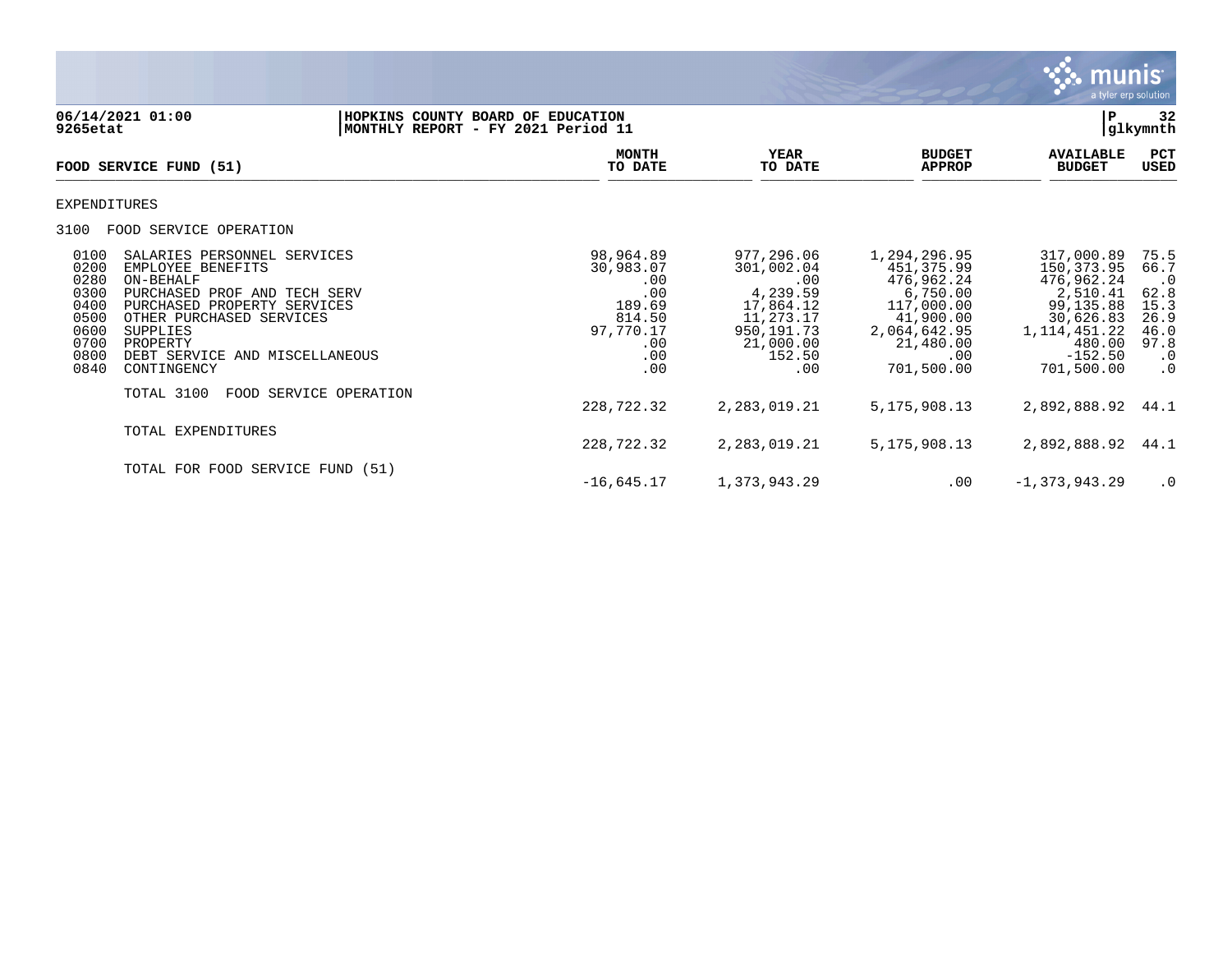06/14/2021 01:00 | HOPKINS COUNTY BOARD OF EDUCATION | P 32
9265etat | MONTHLY REPORT - FY 2021 Period 11 | glkymnth

| FOOD SERVICE FUND (51) | | MONTH TO DATE | YEAR TO DATE | BUDGET APPROP | AVAILABLE BUDGET | PCT USED |
|---|---|---|---|---|---|---|
| EXPENDITURES | | | | | | |
| 3100 | FOOD SERVICE OPERATION | | | | | |
| 0100 | SALARIES PERSONNEL SERVICES | 98,964.89 | 977,296.06 | 1,294,296.95 | 317,000.89 | 75.5 |
| 0200 | EMPLOYEE BENEFITS | 30,983.07 | 301,002.04 | 451,375.99 | 150,373.95 | 66.7 |
| 0280 | ON-BEHALF | .00 | .00 | 476,962.24 | 476,962.24 | .0 |
| 0300 | PURCHASED PROF AND TECH SERV | .00 | 4,239.59 | 6,750.00 | 2,510.41 | 62.8 |
| 0400 | PURCHASED PROPERTY SERVICES | 189.69 | 17,864.12 | 117,000.00 | 99,135.88 | 15.3 |
| 0500 | OTHER PURCHASED SERVICES | 814.50 | 11,273.17 | 41,900.00 | 30,626.83 | 26.9 |
| 0600 | SUPPLIES | 97,770.17 | 950,191.73 | 2,064,642.95 | 1,114,451.22 | 46.0 |
| 0700 | PROPERTY | .00 | 21,000.00 | 21,480.00 | 480.00 | 97.8 |
| 0800 | DEBT SERVICE AND MISCELLANEOUS | .00 | 152.50 | .00 | -152.50 | .0 |
| 0840 | CONTINGENCY | .00 | .00 | 701,500.00 | 701,500.00 | .0 |
| | TOTAL 3100 FOOD SERVICE OPERATION | 228,722.32 | 2,283,019.21 | 5,175,908.13 | 2,892,888.92 | 44.1 |
| | TOTAL EXPENDITURES | 228,722.32 | 2,283,019.21 | 5,175,908.13 | 2,892,888.92 | 44.1 |
| | TOTAL FOR FOOD SERVICE FUND (51) | -16,645.17 | 1,373,943.29 | .00 | -1,373,943.29 | .0 |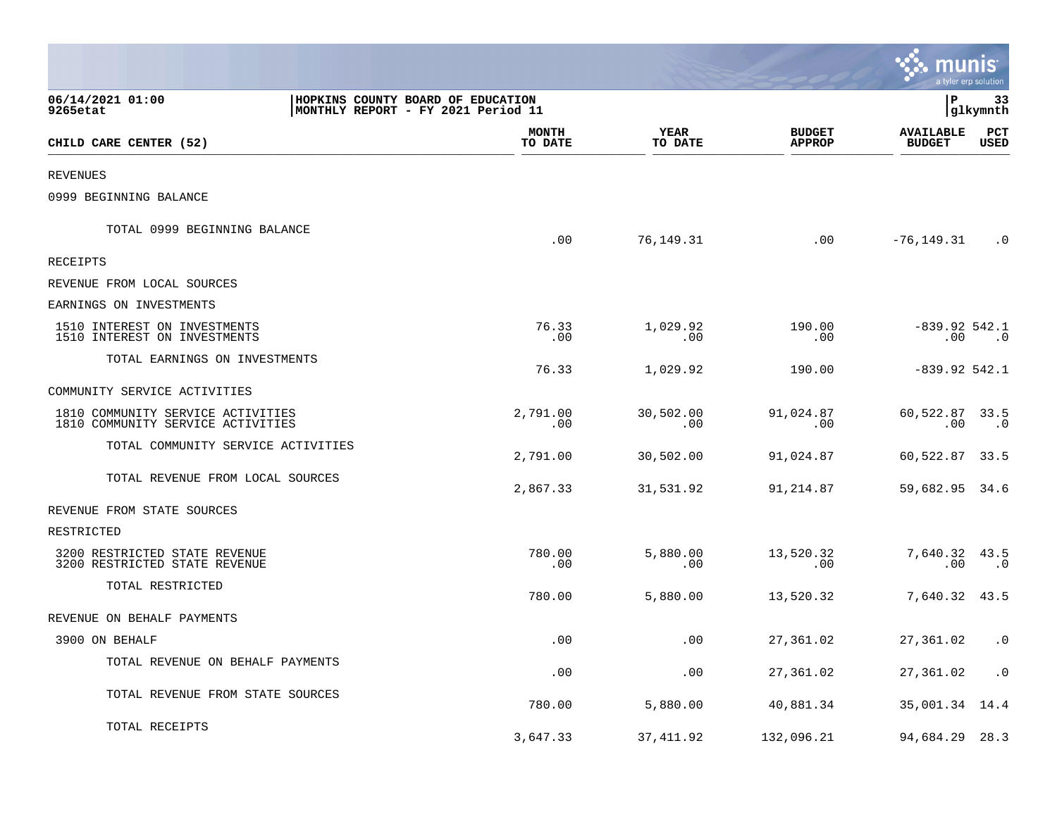06/14/2021 01:00 | HOPKINS COUNTY BOARD OF EDUCATION | P 33
9265etat | MONTHLY REPORT - FY 2021 Period 11 | glkymnth

| CHILD CARE CENTER (52) | MONTH TO DATE | YEAR TO DATE | BUDGET APPROP | AVAILABLE BUDGET | PCT USED |
|---|---|---|---|---|---|
| REVENUES | | | | | |
| 0999 BEGINNING BALANCE | | | | | |
| TOTAL 0999 BEGINNING BALANCE | .00 | 76,149.31 | .00 | -76,149.31 | .0 |
| RECEIPTS | | | | | |
| REVENUE FROM LOCAL SOURCES | | | | | |
| EARNINGS ON INVESTMENTS | | | | | |
| 1510 INTEREST ON INVESTMENTS | 76.33 | 1,029.92 | 190.00 | -839.92 | 542.1 |
| 1510 INTEREST ON INVESTMENTS | .00 | .00 | .00 | .00 | .0 |
| TOTAL EARNINGS ON INVESTMENTS | 76.33 | 1,029.92 | 190.00 | -839.92 | 542.1 |
| COMMUNITY SERVICE ACTIVITIES | | | | | |
| 1810 COMMUNITY SERVICE ACTIVITIES | 2,791.00 | 30,502.00 | 91,024.87 | 60,522.87 | 33.5 |
| 1810 COMMUNITY SERVICE ACTIVITIES | .00 | .00 | .00 | .00 | .0 |
| TOTAL COMMUNITY SERVICE ACTIVITIES | 2,791.00 | 30,502.00 | 91,024.87 | 60,522.87 | 33.5 |
| TOTAL REVENUE FROM LOCAL SOURCES | 2,867.33 | 31,531.92 | 91,214.87 | 59,682.95 | 34.6 |
| REVENUE FROM STATE SOURCES | | | | | |
| RESTRICTED | | | | | |
| 3200 RESTRICTED STATE REVENUE | 780.00 | 5,880.00 | 13,520.32 | 7,640.32 | 43.5 |
| 3200 RESTRICTED STATE REVENUE | .00 | .00 | .00 | .00 | .0 |
| TOTAL RESTRICTED | 780.00 | 5,880.00 | 13,520.32 | 7,640.32 | 43.5 |
| REVENUE ON BEHALF PAYMENTS | | | | | |
| 3900 ON BEHALF | .00 | .00 | 27,361.02 | 27,361.02 | .0 |
| TOTAL REVENUE ON BEHALF PAYMENTS | .00 | .00 | 27,361.02 | 27,361.02 | .0 |
| TOTAL REVENUE FROM STATE SOURCES | 780.00 | 5,880.00 | 40,881.34 | 35,001.34 | 14.4 |
| TOTAL RECEIPTS | 3,647.33 | 37,411.92 | 132,096.21 | 94,684.29 | 28.3 |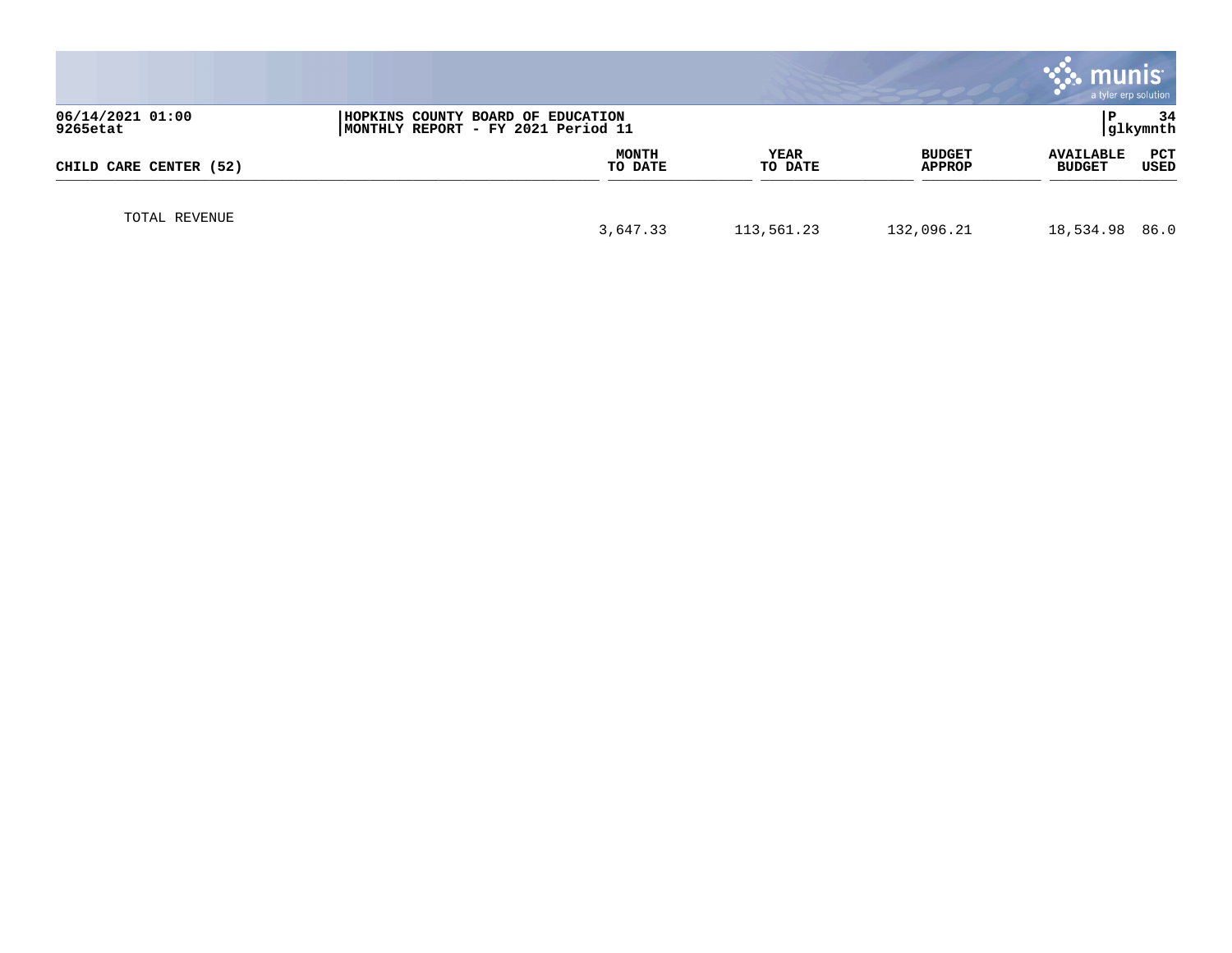06/14/2021 01:00
9265etat

HOPKINS COUNTY BOARD OF EDUCATION
MONTHLY REPORT - FY 2021 Period 11

P 34
glkymnth

| CHILD CARE CENTER (52) | MONTH TO DATE | YEAR TO DATE | BUDGET APPROP | AVAILABLE BUDGET | PCT USED |
|---|---|---|---|---|---|
| TOTAL REVENUE | 3,647.33 | 113,561.23 | 132,096.21 | 18,534.98 | 86.0 |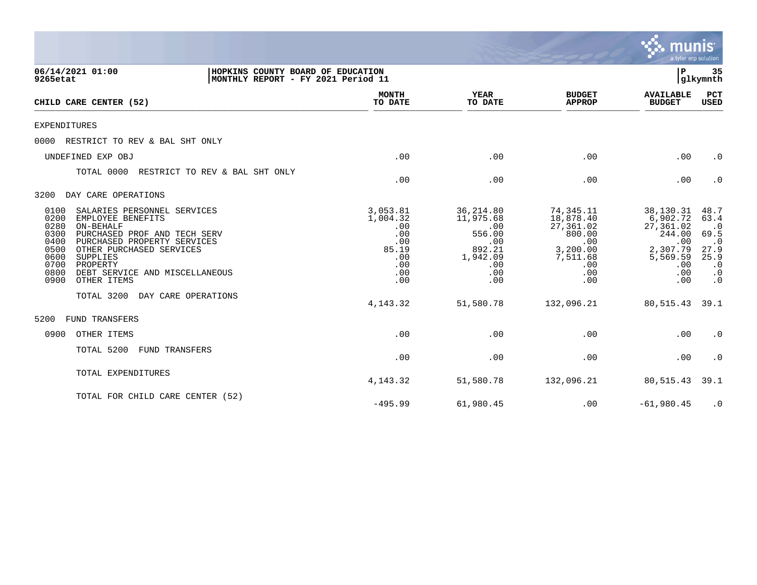06/14/2021 01:00 | HOPKINS COUNTY BOARD OF EDUCATION | P 35
9265etat | MONTHLY REPORT - FY 2021 Period 11 | glkymnth

| CHILD CARE CENTER (52) | MONTH TO DATE | YEAR TO DATE | BUDGET APPROP | AVAILABLE BUDGET | PCT USED |
|---|---|---|---|---|---|
| EXPENDITURES | | | | | |
| 0000 RESTRICT TO REV & BAL SHT ONLY | | | | | |
| UNDEFINED EXP OBJ | .00 | .00 | .00 | .00 | .0 |
| TOTAL 0000 RESTRICT TO REV & BAL SHT ONLY | .00 | .00 | .00 | .00 | .0 |
| 3200 DAY CARE OPERATIONS | | | | | |
| 0100 SALARIES PERSONNEL SERVICES | 3,053.81 | 36,214.80 | 74,345.11 | 38,130.31 | 48.7 |
| 0200 EMPLOYEE BENEFITS | 1,004.32 | 11,975.68 | 18,878.40 | 6,902.72 | 63.4 |
| 0280 ON-BEHALF | .00 | .00 | 27,361.02 | 27,361.02 | .0 |
| 0300 PURCHASED PROF AND TECH SERV | .00 | 556.00 | 800.00 | 244.00 | 69.5 |
| 0400 PURCHASED PROPERTY SERVICES | .00 | .00 | .00 | .00 | .0 |
| 0500 OTHER PURCHASED SERVICES | 85.19 | 892.21 | 3,200.00 | 2,307.79 | 27.9 |
| 0600 SUPPLIES | .00 | 1,942.09 | 7,511.68 | 5,569.59 | 25.9 |
| 0700 PROPERTY | .00 | .00 | .00 | .00 | .0 |
| 0800 DEBT SERVICE AND MISCELLANEOUS | .00 | .00 | .00 | .00 | .0 |
| 0900 OTHER ITEMS | .00 | .00 | .00 | .00 | .0 |
| TOTAL 3200 DAY CARE OPERATIONS | 4,143.32 | 51,580.78 | 132,096.21 | 80,515.43 | 39.1 |
| 5200 FUND TRANSFERS | | | | | |
| 0900 OTHER ITEMS | .00 | .00 | .00 | .00 | .0 |
| TOTAL 5200 FUND TRANSFERS | .00 | .00 | .00 | .00 | .0 |
| TOTAL EXPENDITURES | 4,143.32 | 51,580.78 | 132,096.21 | 80,515.43 | 39.1 |
| TOTAL FOR CHILD CARE CENTER (52) | -495.99 | 61,980.45 | .00 | -61,980.45 | .0 |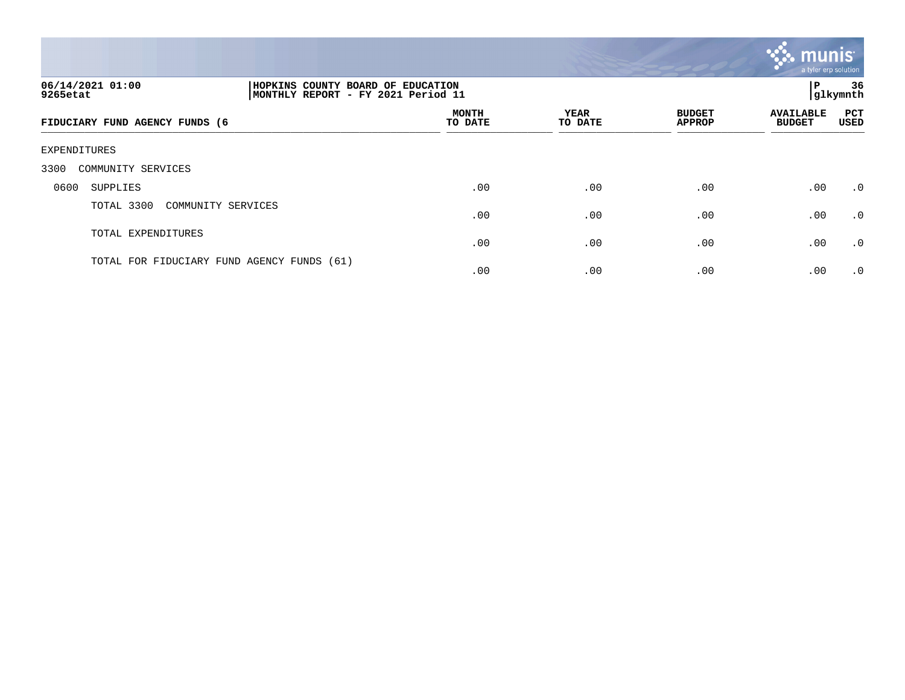06/14/2021 01:00 | HOPKINS COUNTY BOARD OF EDUCATION
9265etat | MONTHLY REPORT - FY 2021 Period 11

P 36
glkymnth

| FIDUCIARY FUND AGENCY FUNDS (6 | MONTH TO DATE | YEAR TO DATE | BUDGET APPROP | AVAILABLE BUDGET | PCT USED |
|---|---|---|---|---|---|
| EXPENDITURES | | | | | |
| 3300 COMMUNITY SERVICES | | | | | |
| 0600 SUPPLIES | .00 | .00 | .00 | .00 | .0 |
| TOTAL 3300 COMMUNITY SERVICES | .00 | .00 | .00 | .00 | .0 |
| TOTAL EXPENDITURES | .00 | .00 | .00 | .00 | .0 |
| TOTAL FOR FIDUCIARY FUND AGENCY FUNDS (61) | .00 | .00 | .00 | .00 | .0 |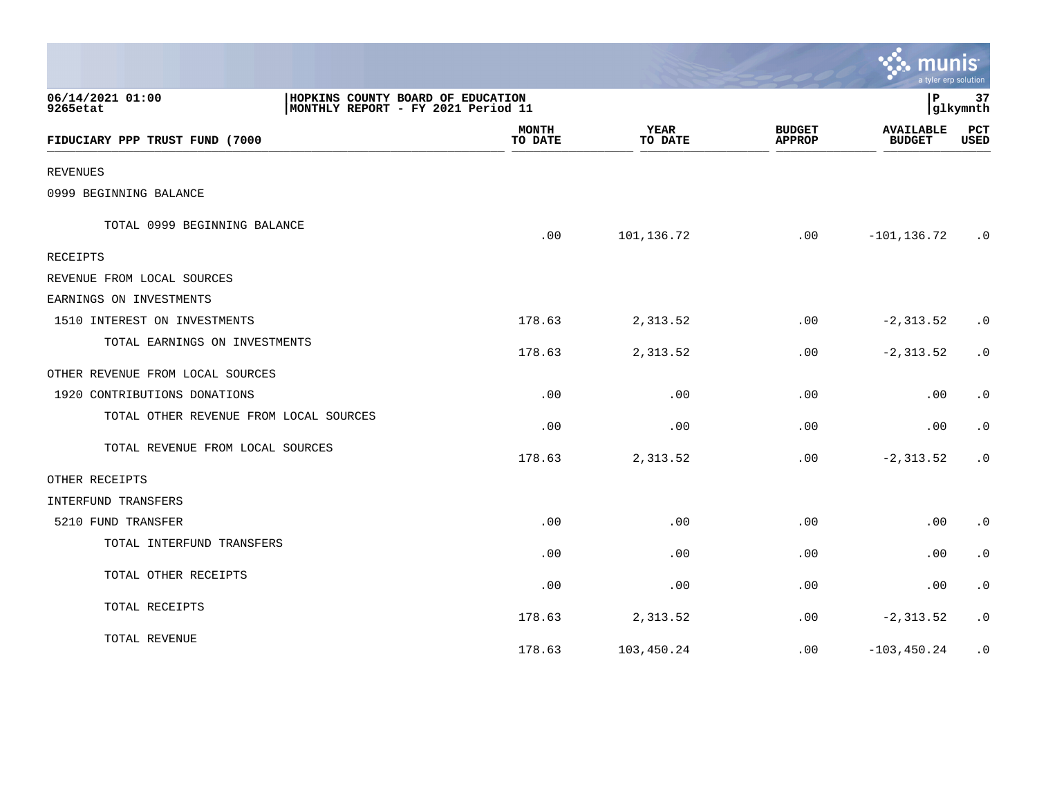06/14/2021 01:00 | HOPKINS COUNTY BOARD OF EDUCATION
9265etat | MONTHLY REPORT - FY 2021 Period 11

| FIDUCIARY PPP TRUST FUND (7000 | MONTH TO DATE | YEAR TO DATE | BUDGET APPROP | AVAILABLE BUDGET | PCT USED |
|---|---|---|---|---|---|
| REVENUES | | | | | |
| 0999 BEGINNING BALANCE | | | | | |
| TOTAL 0999 BEGINNING BALANCE | .00 | 101,136.72 | .00 | -101,136.72 | .0 |
| RECEIPTS | | | | | |
| REVENUE FROM LOCAL SOURCES | | | | | |
| EARNINGS ON INVESTMENTS | | | | | |
| 1510 INTEREST ON INVESTMENTS | 178.63 | 2,313.52 | .00 | -2,313.52 | .0 |
| TOTAL EARNINGS ON INVESTMENTS | 178.63 | 2,313.52 | .00 | -2,313.52 | .0 |
| OTHER REVENUE FROM LOCAL SOURCES | | | | | |
| 1920 CONTRIBUTIONS DONATIONS | .00 | .00 | .00 | .00 | .0 |
| TOTAL OTHER REVENUE FROM LOCAL SOURCES | .00 | .00 | .00 | .00 | .0 |
| TOTAL REVENUE FROM LOCAL SOURCES | 178.63 | 2,313.52 | .00 | -2,313.52 | .0 |
| OTHER RECEIPTS | | | | | |
| INTERFUND TRANSFERS | | | | | |
| 5210 FUND TRANSFER | .00 | .00 | .00 | .00 | .0 |
| TOTAL INTERFUND TRANSFERS | .00 | .00 | .00 | .00 | .0 |
| TOTAL OTHER RECEIPTS | .00 | .00 | .00 | .00 | .0 |
| TOTAL RECEIPTS | 178.63 | 2,313.52 | .00 | -2,313.52 | .0 |
| TOTAL REVENUE | 178.63 | 103,450.24 | .00 | -103,450.24 | .0 |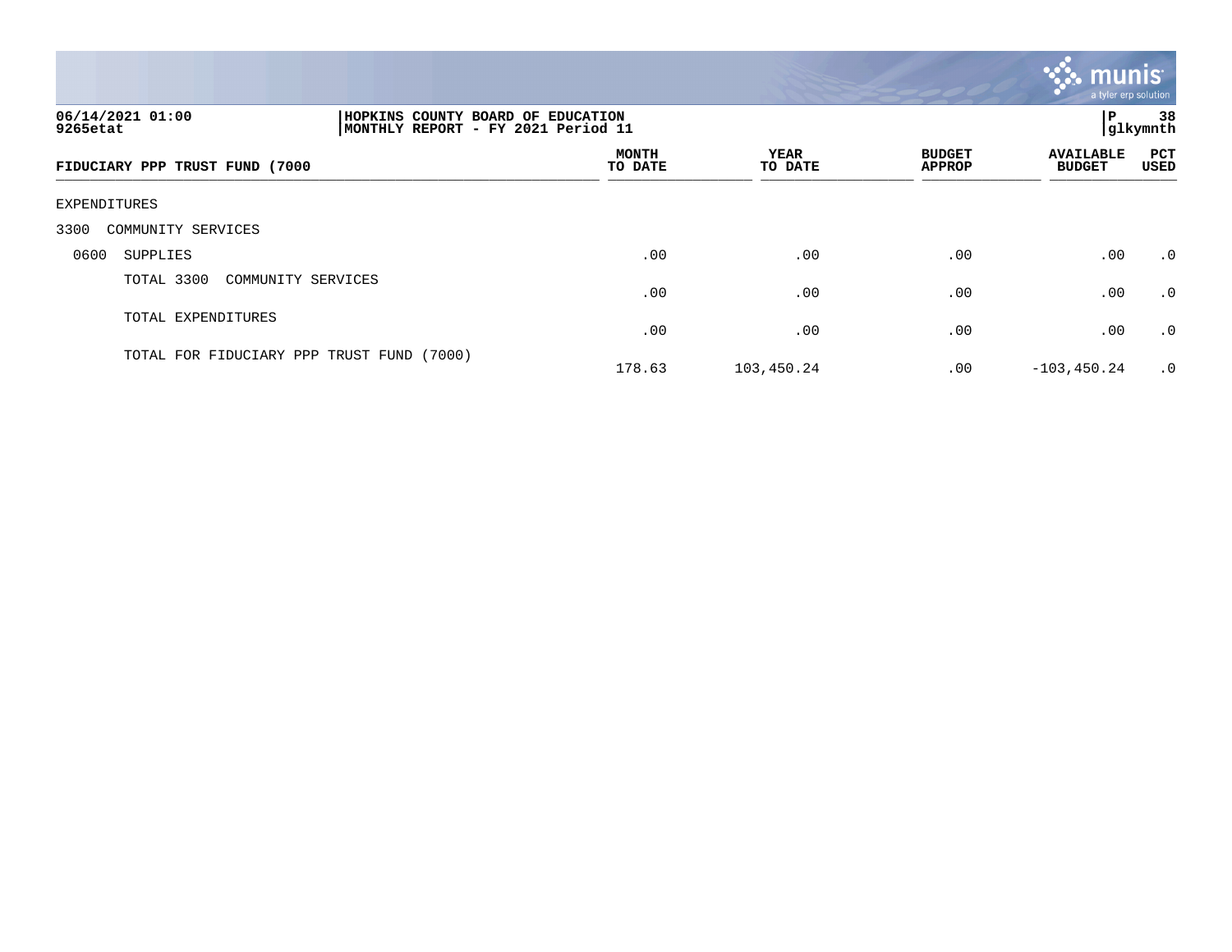**HOPKINS COUNTY BOARD OF EDUCATION**
**MONTHLY REPORT - FY 2021 Period 11**

06/14/2021 01:00
9265etat

P 38
glkymnth

| FIDUCIARY PPP TRUST FUND (7000 | MONTH TO DATE | YEAR TO DATE | BUDGET APPROP | AVAILABLE BUDGET | PCT USED |
|---|---|---|---|---|---|
| EXPENDITURES | | | | | |
| 3300 COMMUNITY SERVICES | | | | | |
| 0600 SUPPLIES | .00 | .00 | .00 | .00 | .0 |
| TOTAL 3300 COMMUNITY SERVICES | .00 | .00 | .00 | .00 | .0 |
| TOTAL EXPENDITURES | .00 | .00 | .00 | .00 | .0 |
| TOTAL FOR FIDUCIARY PPP TRUST FUND (7000) | 178.63 | 103,450.24 | .00 | -103,450.24 | .0 |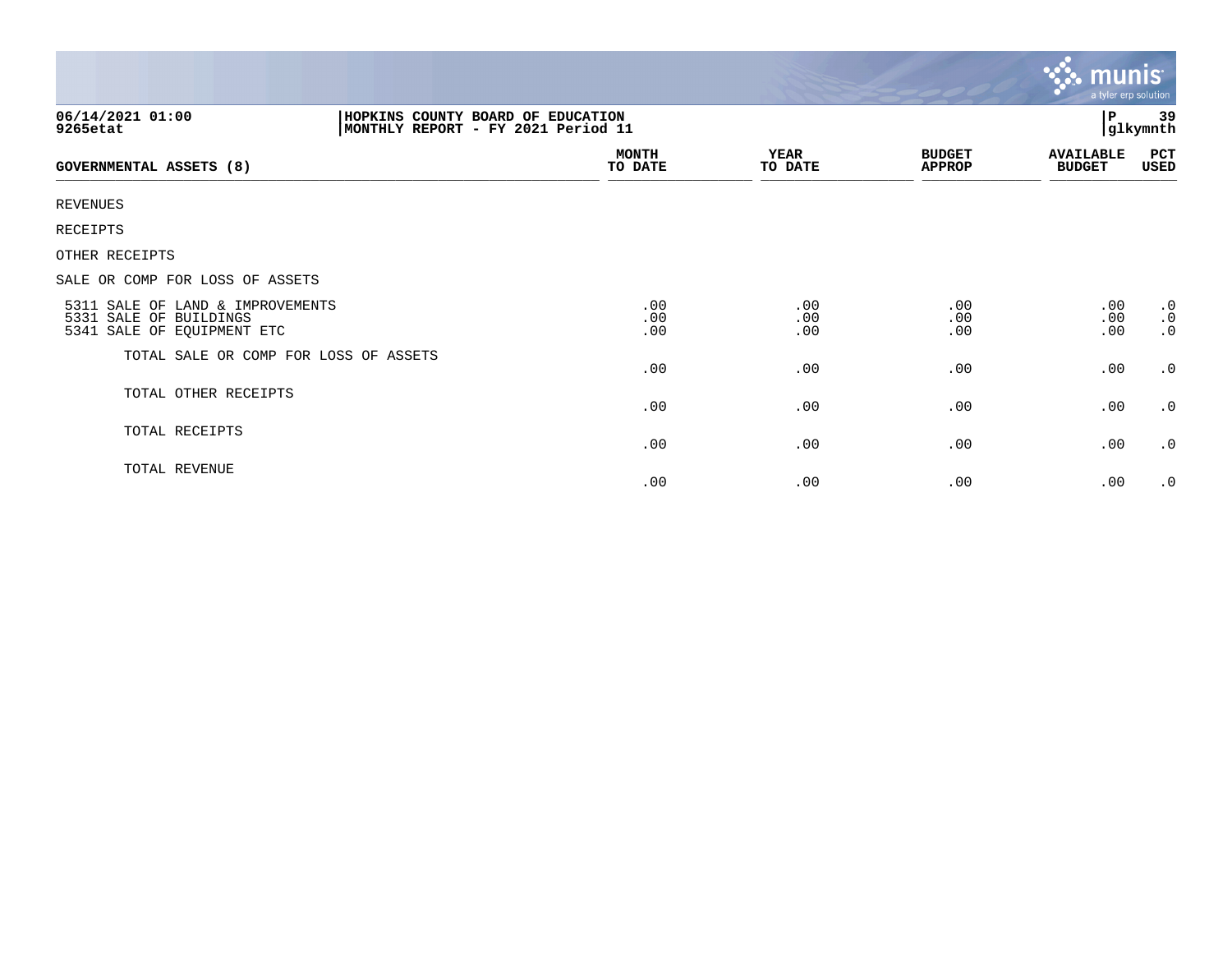06/14/2021 01:00 | HOPKINS COUNTY BOARD OF EDUCATION | P 39
9265etat | MONTHLY REPORT - FY 2021 Period 11 | glkymnth

| GOVERNMENTAL ASSETS (8) | MONTH TO DATE | YEAR TO DATE | BUDGET APPROP | AVAILABLE BUDGET | PCT USED |
|---|---|---|---|---|---|
| REVENUES | | | | | |
| RECEIPTS | | | | | |
| OTHER RECEIPTS | | | | | |
| SALE OR COMP FOR LOSS OF ASSETS | | | | | |
| 5311 SALE OF LAND & IMPROVEMENTS | .00 | .00 | .00 | .00 | .0 |
| 5331 SALE OF BUILDINGS | .00 | .00 | .00 | .00 | .0 |
| 5341 SALE OF EQUIPMENT ETC | .00 | .00 | .00 | .00 | .0 |
| TOTAL SALE OR COMP FOR LOSS OF ASSETS | .00 | .00 | .00 | .00 | .0 |
| TOTAL OTHER RECEIPTS | .00 | .00 | .00 | .00 | .0 |
| TOTAL RECEIPTS | .00 | .00 | .00 | .00 | .0 |
| TOTAL REVENUE | .00 | .00 | .00 | .00 | .0 |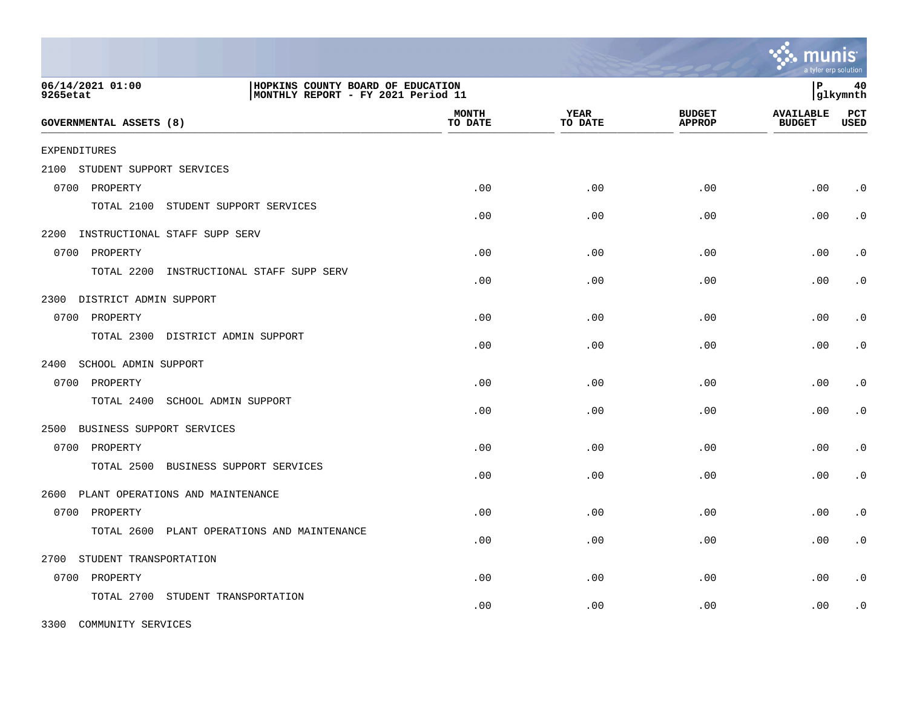HOPKINS COUNTY BOARD OF EDUCATION
MONTHLY REPORT - FY 2021 Period 11

| GOVERNMENTAL ASSETS (8) | MONTH TO DATE | YEAR TO DATE | BUDGET APPROP | AVAILABLE BUDGET | PCT USED |
|---|---|---|---|---|---|
| EXPENDITURES | | | | | |
| 2100 STUDENT SUPPORT SERVICES | | | | | |
| 0700 PROPERTY | .00 | .00 | .00 | .00 | .0 |
| TOTAL 2100 STUDENT SUPPORT SERVICES | .00 | .00 | .00 | .00 | .0 |
| 2200 INSTRUCTIONAL STAFF SUPP SERV | | | | | |
| 0700 PROPERTY | .00 | .00 | .00 | .00 | .0 |
| TOTAL 2200 INSTRUCTIONAL STAFF SUPP SERV | .00 | .00 | .00 | .00 | .0 |
| 2300 DISTRICT ADMIN SUPPORT | | | | | |
| 0700 PROPERTY | .00 | .00 | .00 | .00 | .0 |
| TOTAL 2300 DISTRICT ADMIN SUPPORT | .00 | .00 | .00 | .00 | .0 |
| 2400 SCHOOL ADMIN SUPPORT | | | | | |
| 0700 PROPERTY | .00 | .00 | .00 | .00 | .0 |
| TOTAL 2400 SCHOOL ADMIN SUPPORT | .00 | .00 | .00 | .00 | .0 |
| 2500 BUSINESS SUPPORT SERVICES | | | | | |
| 0700 PROPERTY | .00 | .00 | .00 | .00 | .0 |
| TOTAL 2500 BUSINESS SUPPORT SERVICES | .00 | .00 | .00 | .00 | .0 |
| 2600 PLANT OPERATIONS AND MAINTENANCE | | | | | |
| 0700 PROPERTY | .00 | .00 | .00 | .00 | .0 |
| TOTAL 2600 PLANT OPERATIONS AND MAINTENANCE | .00 | .00 | .00 | .00 | .0 |
| 2700 STUDENT TRANSPORTATION | | | | | |
| 0700 PROPERTY | .00 | .00 | .00 | .00 | .0 |
| TOTAL 2700 STUDENT TRANSPORTATION | .00 | .00 | .00 | .00 | .0 |
| 3300 COMMUNITY SERVICES | | | | | |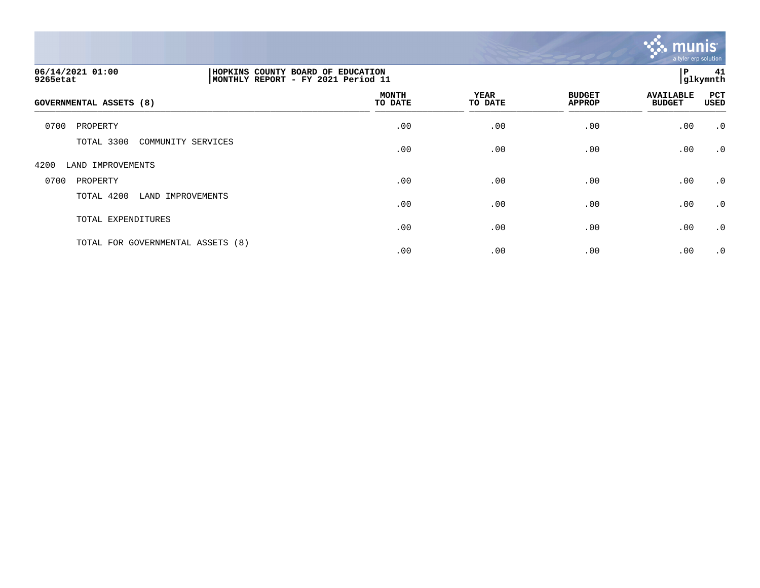| GOVERNMENTAL ASSETS (8) | MONTH TO DATE | YEAR TO DATE | BUDGET APPROP | AVAILABLE BUDGET | PCT USED |
|---|---|---|---|---|---|
| 0700 PROPERTY | .00 | .00 | .00 | .00 | .0 |
| TOTAL 3300 COMMUNITY SERVICES | .00 | .00 | .00 | .00 | .0 |
| 4200 LAND IMPROVEMENTS | | | | | |
| 0700 PROPERTY | .00 | .00 | .00 | .00 | .0 |
| TOTAL 4200 LAND IMPROVEMENTS | .00 | .00 | .00 | .00 | .0 |
| TOTAL EXPENDITURES | .00 | .00 | .00 | .00 | .0 |
| TOTAL FOR GOVERNMENTAL ASSETS (8) | .00 | .00 | .00 | .00 | .0 |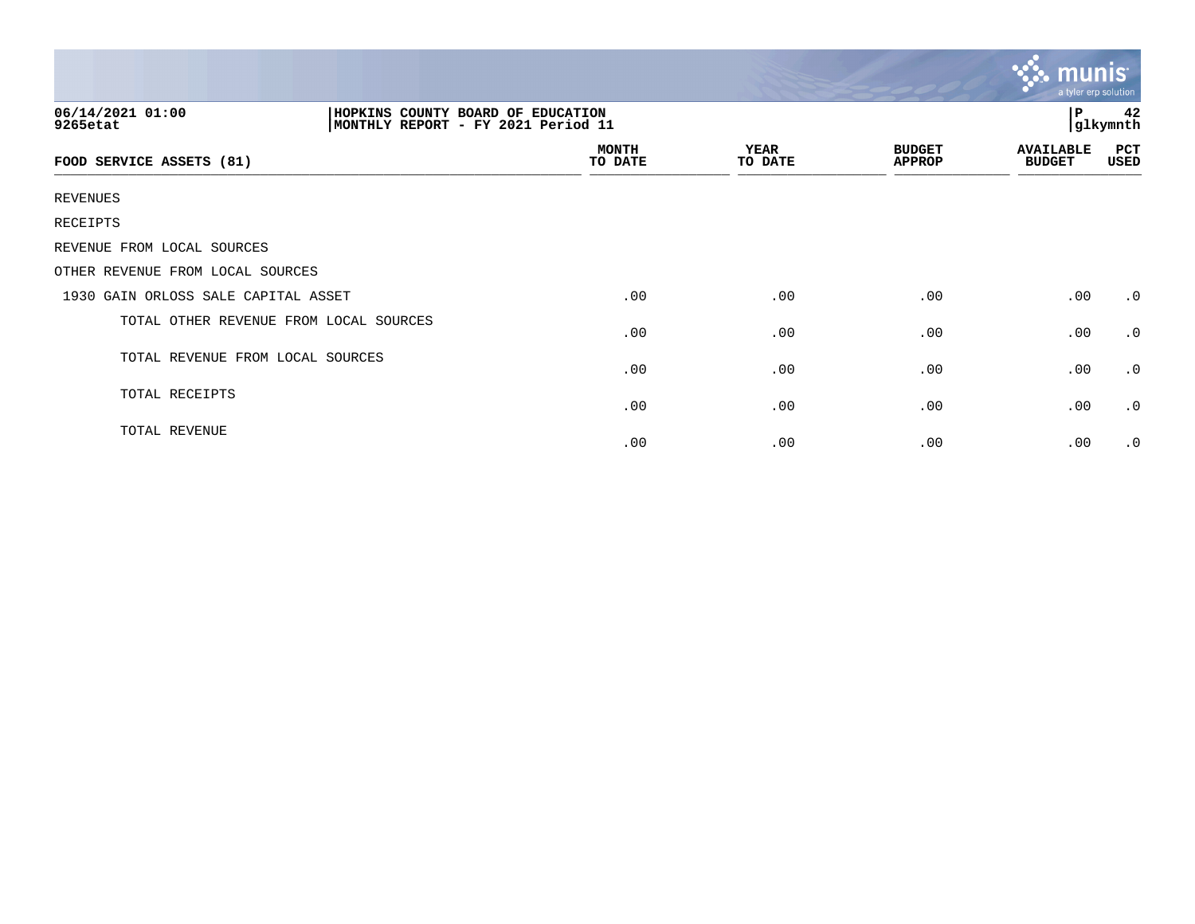06/14/2021 01:00
9265etat

HOPKINS COUNTY BOARD OF EDUCATION
MONTHLY REPORT - FY 2021 Period 11

P 42
glkymnth

| FOOD SERVICE ASSETS (81) | MONTH TO DATE | YEAR TO DATE | BUDGET APPROP | AVAILABLE BUDGET | PCT USED |
|---|---|---|---|---|---|
| REVENUES | | | | | |
| RECEIPTS | | | | | |
| REVENUE FROM LOCAL SOURCES | | | | | |
| OTHER REVENUE FROM LOCAL SOURCES | | | | | |
| 1930 GAIN ORLOSS SALE CAPITAL ASSET | .00 | .00 | .00 | .00 | .0 |
| TOTAL OTHER REVENUE FROM LOCAL SOURCES | .00 | .00 | .00 | .00 | .0 |
| TOTAL REVENUE FROM LOCAL SOURCES | .00 | .00 | .00 | .00 | .0 |
| TOTAL RECEIPTS | .00 | .00 | .00 | .00 | .0 |
| TOTAL REVENUE | .00 | .00 | .00 | .00 | .0 |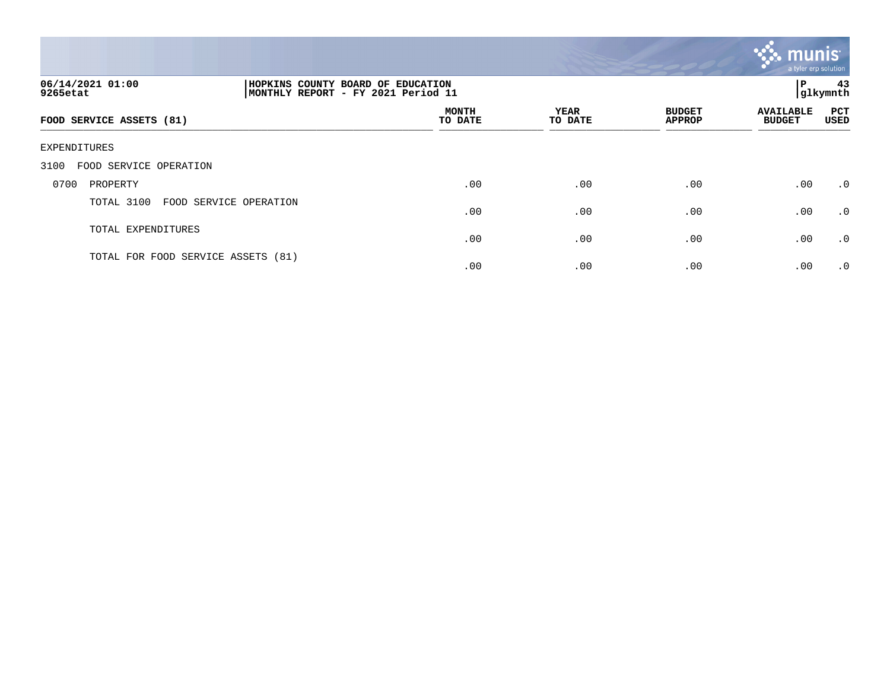**HOPKINS COUNTY BOARD OF EDUCATION**
**MONTHLY REPORT - FY 2021 Period 11**

06/14/2021 01:00
9265etat

| FOOD SERVICE ASSETS (81) | MONTH TO DATE | YEAR TO DATE | BUDGET APPROP | AVAILABLE BUDGET | PCT USED |
|---|---|---|---|---|---|
| EXPENDITURES | | | | | |
| 3100 FOOD SERVICE OPERATION | | | | | |
| 0700 PROPERTY | .00 | .00 | .00 | .00 | .0 |
| TOTAL 3100 FOOD SERVICE OPERATION | .00 | .00 | .00 | .00 | .0 |
| TOTAL EXPENDITURES | .00 | .00 | .00 | .00 | .0 |
| TOTAL FOR FOOD SERVICE ASSETS (81) | .00 | .00 | .00 | .00 | .0 |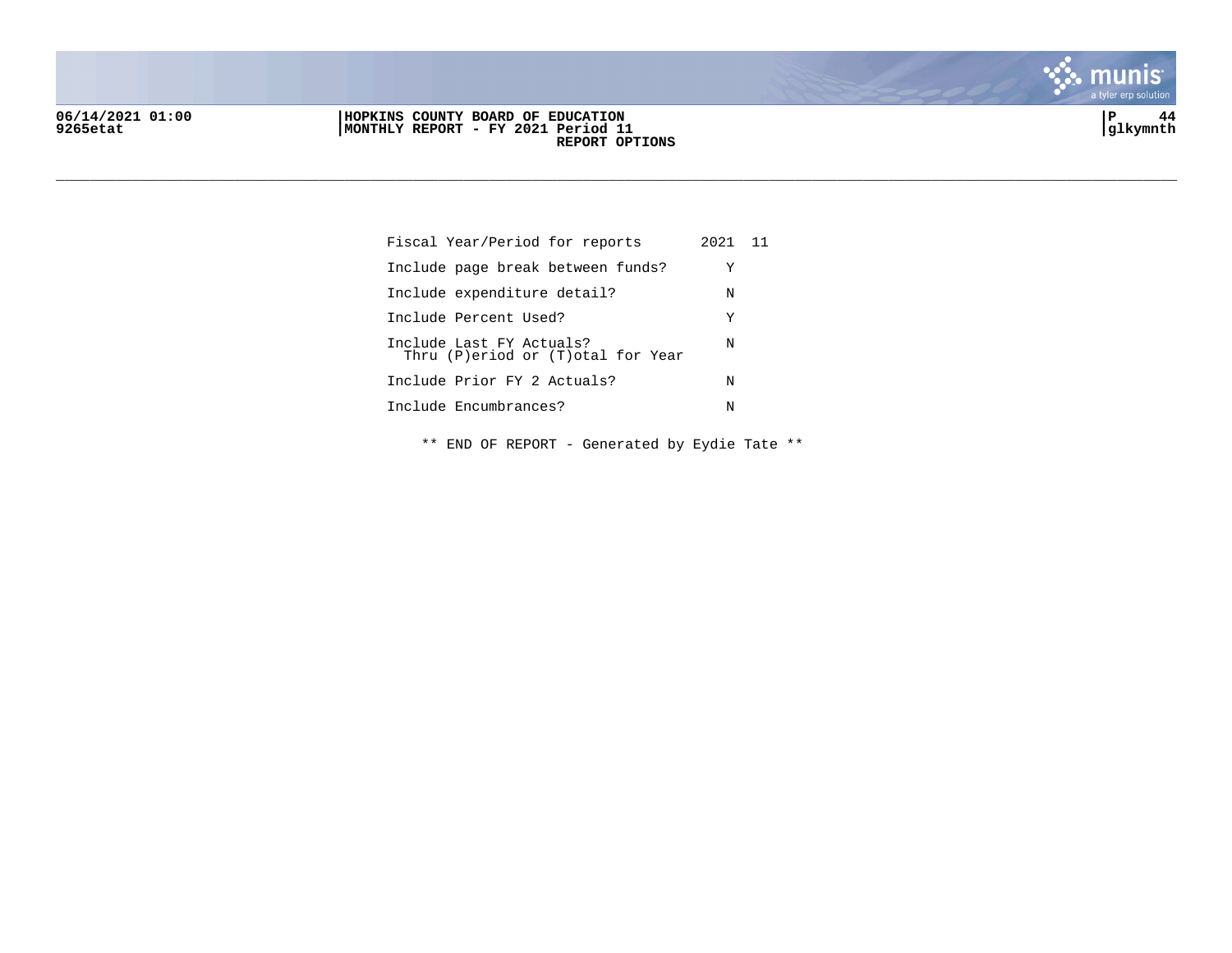**06/14/2021 01:00**
**9265etat**

**HOPKINS COUNTY BOARD OF EDUCATION**
**MONTHLY REPORT - FY 2021 Period 11**
**REPORT OPTIONS**

**P 44**
**glkymnth**

| | |
|---|---|
| Fiscal Year/Period for reports | 2021 11 |
| Include page break between funds? | Y |
| Include expenditure detail? | N |
| Include Percent Used? | Y |
| Include Last FY Actuals?<br>Thru (P)eriod or (T)otal for Year | N |
| Include Prior FY 2 Actuals? | N |
| Include Encumbrances? | N |

** END OF REPORT - Generated by Eydie Tate **